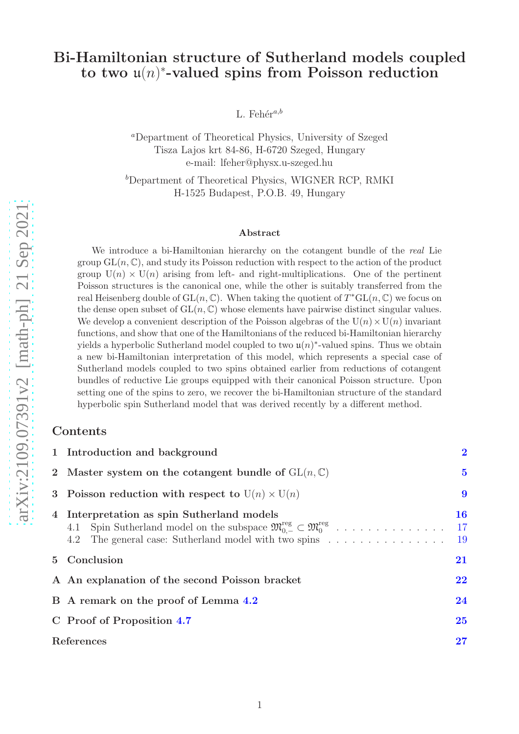# Bi-Hamiltonian structure of Sutherland models coupled to two $\mathfrak{u}(n)^*$-valued spins from Poisson reduction

L. Fehér[a,b]

[a]Department of Theoretical Physics, University of Szeged
Tisza Lajos krt 84-86, H-6720 Szeged, Hungary
e-mail: lfeher@physx.u-szeged.hu

[b]Department of Theoretical Physics, WIGNER RCP, RMKI
H-1525 Budapest, P.O.B. 49, Hungary

arXiv:2109.07391v2 [math-ph] 21 Sep 2021

### Abstract

We introduce a bi-Hamiltonian hierarchy on the cotangent bundle of the *real* Lie group $\mathrm{GL}(n, \mathbb{C})$, and study its Poisson reduction with respect to the action of the product group $\mathrm{U}(n) \times \mathrm{U}(n)$ arising from left- and right-multiplications. One of the pertinent Poisson structures is the canonical one, while the other is suitably transferred from the real Heisenberg double of $\mathrm{GL}(n, \mathbb{C})$. When taking the quotient of $T^*\mathrm{GL}(n, \mathbb{C})$ we focus on the dense open subset of $\mathrm{GL}(n, \mathbb{C})$ whose elements have pairwise distinct singular values. We develop a convenient description of the Poisson algebras of the $\mathrm{U}(n) \times \mathrm{U}(n)$ invariant functions, and show that one of the Hamiltonians of the reduced bi-Hamiltonian hierarchy yields a hyperbolic Sutherland model coupled to two $\mathfrak{u}(n)^*$-valued spins. Thus we obtain a new bi-Hamiltonian interpretation of this model, which represents a special case of Sutherland models coupled to two spins obtained earlier from reductions of cotangent bundles of reductive Lie groups equipped with their canonical Poisson structure. Upon setting one of the spins to zero, we recover the bi-Hamiltonian structure of the standard hyperbolic spin Sutherland model that was derived recently by a different method.

## Contents

- 1 Introduction and background — 2
- 2 Master system on the cotangent bundle of $\mathrm{GL}(n, \mathbb{C})$ — 5
- 3 Poisson reduction with respect to $\mathrm{U}(n) \times \mathrm{U}(n)$ — 9
- 4 Interpretation as spin Sutherland models — 16
  - 4.1 Spin Sutherland model on the subspace $\mathfrak{M}_{0,-}^{\mathrm{reg}} \subset \mathfrak{M}_0^{\mathrm{reg}}$ — 17
  - 4.2 The general case: Sutherland model with two spins — 19
- 5 Conclusion — 21
- A An explanation of the second Poisson bracket — 22
- B A remark on the proof of Lemma 4.2 — 24
- C Proof of Proposition 4.7 — 25
- References — 27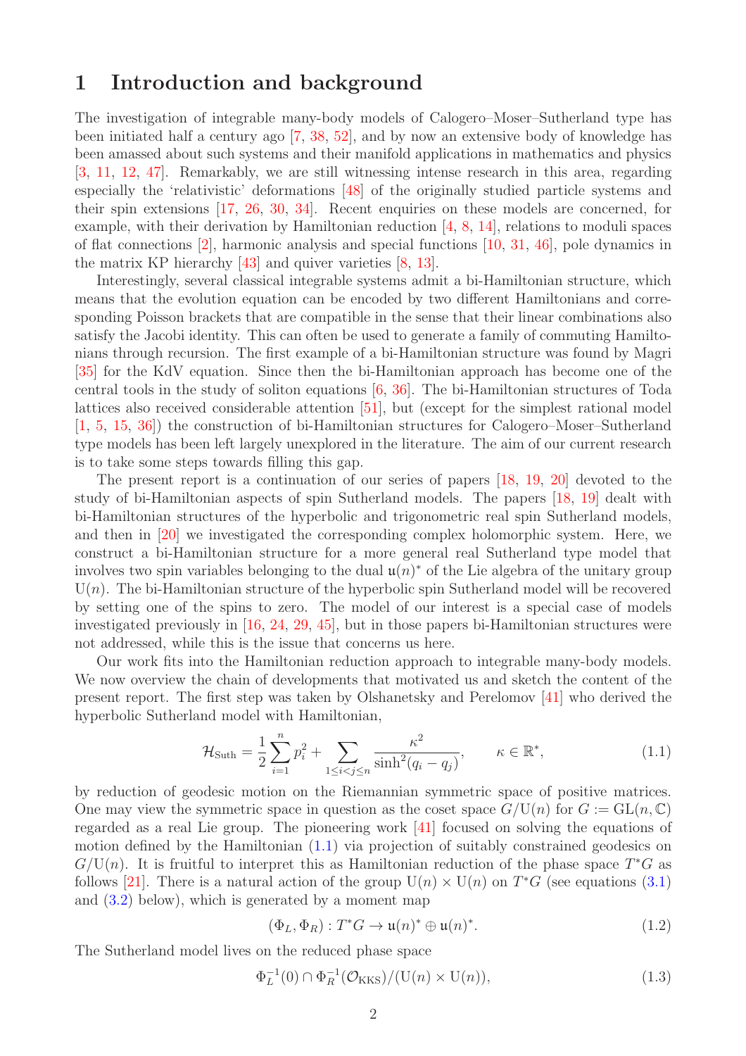# 1 Introduction and background

The investigation of integrable many-body models of Calogero–Moser–Sutherland type has been initiated half a century ago [7, 38, 52], and by now an extensive body of knowledge has been amassed about such systems and their manifold applications in mathematics and physics [3, 11, 12, 47]. Remarkably, we are still witnessing intense research in this area, regarding especially the 'relativistic' deformations [48] of the originally studied particle systems and their spin extensions [17, 26, 30, 34]. Recent enquiries on these models are concerned, for example, with their derivation by Hamiltonian reduction [4, 8, 14], relations to moduli spaces of flat connections [2], harmonic analysis and special functions [10, 31, 46], pole dynamics in the matrix KP hierarchy [43] and quiver varieties [8, 13].

Interestingly, several classical integrable systems admit a bi-Hamiltonian structure, which means that the evolution equation can be encoded by two different Hamiltonians and corresponding Poisson brackets that are compatible in the sense that their linear combinations also satisfy the Jacobi identity. This can often be used to generate a family of commuting Hamiltonians through recursion. The first example of a bi-Hamiltonian structure was found by Magri [35] for the KdV equation. Since then the bi-Hamiltonian approach has become one of the central tools in the study of soliton equations [6, 36]. The bi-Hamiltonian structures of Toda lattices also received considerable attention [51], but (except for the simplest rational model [1, 5, 15, 36]) the construction of bi-Hamiltonian structures for Calogero–Moser–Sutherland type models has been left largely unexplored in the literature. The aim of our current research is to take some steps towards filling this gap.

The present report is a continuation of our series of papers [18, 19, 20] devoted to the study of bi-Hamiltonian aspects of spin Sutherland models. The papers [18, 19] dealt with bi-Hamiltonian structures of the hyperbolic and trigonometric real spin Sutherland models, and then in [20] we investigated the corresponding complex holomorphic system. Here, we construct a bi-Hamiltonian structure for a more general real Sutherland type model that involves two spin variables belonging to the dual $\mathfrak{u}(n)^*$ of the Lie algebra of the unitary group $\mathrm{U}(n)$. The bi-Hamiltonian structure of the hyperbolic spin Sutherland model will be recovered by setting one of the spins to zero. The model of our interest is a special case of models investigated previously in [16, 24, 29, 45], but in those papers bi-Hamiltonian structures were not addressed, while this is the issue that concerns us here.

Our work fits into the Hamiltonian reduction approach to integrable many-body models. We now overview the chain of developments that motivated us and sketch the content of the present report. The first step was taken by Olshanetsky and Perelomov [41] who derived the hyperbolic Sutherland model with Hamiltonian,

$$\mathcal{H}_{\text{Suth}} = \frac{1}{2}\sum_{i=1}^{n} p_i^2 + \sum_{1\leq i<j\leq n} \frac{\kappa^2}{\sinh^2(q_i - q_j)}, \qquad \kappa \in \mathbb{R}^*, \tag{1.1}$$

by reduction of geodesic motion on the Riemannian symmetric space of positive matrices. One may view the symmetric space in question as the coset space $G/\mathrm{U}(n)$ for $G := \mathrm{GL}(n, \mathbb{C})$ regarded as a real Lie group. The pioneering work [41] focused on solving the equations of motion defined by the Hamiltonian (1.1) via projection of suitably constrained geodesics on $G/\mathrm{U}(n)$. It is fruitful to interpret this as Hamiltonian reduction of the phase space $T^*G$ as follows [21]. There is a natural action of the group $\mathrm{U}(n) \times \mathrm{U}(n)$ on $T^*G$ (see equations (3.1) and (3.2) below), which is generated by a moment map

$$(\Phi_L, \Phi_R) : T^*G \to \mathfrak{u}(n)^* \oplus \mathfrak{u}(n)^*. \tag{1.2}$$

The Sutherland model lives on the reduced phase space

$$\Phi_L^{-1}(0) \cap \Phi_R^{-1}(\mathcal{O}_{\text{KKS}})/(\mathrm{U}(n) \times \mathrm{U}(n)), \tag{1.3}$$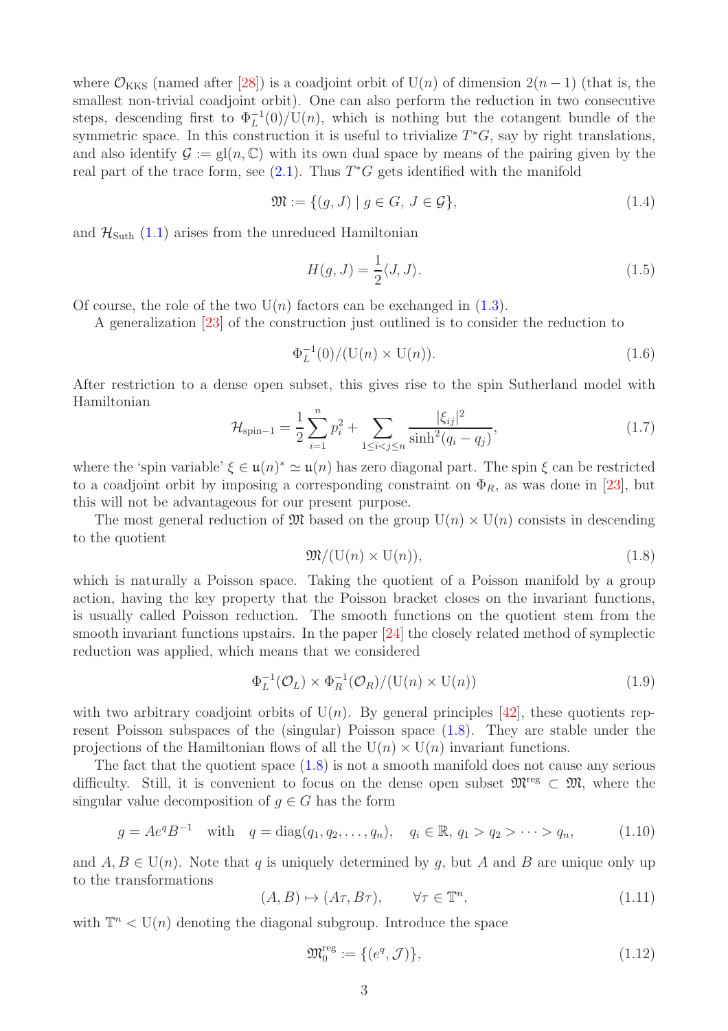where $\mathcal{O}_{\rm KKS}$ (named after [28]) is a coadjoint orbit of $\mathrm{U}(n)$ of dimension $2(n-1)$ (that is, the smallest non-trivial coadjoint orbit). One can also perform the reduction in two consecutive steps, descending first to $\Phi_L^{-1}(0)/\mathrm{U}(n)$, which is nothing but the cotangent bundle of the symmetric space. In this construction it is useful to trivialize $T^*G$, say by right translations, and also identify $\mathcal{G} := \mathrm{gl}(n, \mathbb{C})$ with its own dual space by means of the pairing given by the real part of the trace form, see (2.1). Thus $T^*G$ gets identified with the manifold

$$\mathfrak{M} := \{(g, J) \mid g \in G,\ J \in \mathcal{G}\}, \tag{1.4}$$

and $\mathcal{H}_{\rm Suth}$ (1.1) arises from the unreduced Hamiltonian

$$H(g, J) = \frac{1}{2}\langle J, J\rangle. \tag{1.5}$$

Of course, the role of the two $\mathrm{U}(n)$ factors can be exchanged in (1.3).

A generalization [23] of the construction just outlined is to consider the reduction to

$$\Phi_L^{-1}(0)/(\mathrm{U}(n) \times \mathrm{U}(n)). \tag{1.6}$$

After restriction to a dense open subset, this gives rise to the spin Sutherland model with Hamiltonian

$$\mathcal{H}_{\text{spin}-1} = \frac{1}{2}\sum_{i=1}^n p_i^2 + \sum_{1\leq i<j\leq n} \frac{|\xi_{ij}|^2}{\sinh^2(q_i - q_j)}, \tag{1.7}$$

where the 'spin variable' $\xi \in \mathfrak{u}(n)^* \simeq \mathfrak{u}(n)$ has zero diagonal part. The spin $\xi$ can be restricted to a coadjoint orbit by imposing a corresponding constraint on $\Phi_R$, as was done in [23], but this will not be advantageous for our present purpose.

The most general reduction of $\mathfrak{M}$ based on the group $\mathrm{U}(n) \times \mathrm{U}(n)$ consists in descending to the quotient

$$\mathfrak{M}/(\mathrm{U}(n) \times \mathrm{U}(n)), \tag{1.8}$$

which is naturally a Poisson space. Taking the quotient of a Poisson manifold by a group action, having the key property that the Poisson bracket closes on the invariant functions, is usually called Poisson reduction. The smooth functions on the quotient stem from the smooth invariant functions upstairs. In the paper [24] the closely related method of symplectic reduction was applied, which means that we considered

$$\Phi_L^{-1}(\mathcal{O}_L) \times \Phi_R^{-1}(\mathcal{O}_R)/(\mathrm{U}(n) \times \mathrm{U}(n)) \tag{1.9}$$

with two arbitrary coadjoint orbits of $\mathrm{U}(n)$. By general principles [42], these quotients represent Poisson subspaces of the (singular) Poisson space (1.8). They are stable under the projections of the Hamiltonian flows of all the $\mathrm{U}(n) \times \mathrm{U}(n)$ invariant functions.

The fact that the quotient space (1.8) is not a smooth manifold does not cause any serious difficulty. Still, it is convenient to focus on the dense open subset $\mathfrak{M}^{\rm reg} \subset \mathfrak{M}$, where the singular value decomposition of $g \in G$ has the form

$$g = Ae^q B^{-1} \quad \text{with} \quad q = \mathrm{diag}(q_1, q_2, \dots, q_n), \quad q_i \in \mathbb{R},\ q_1 > q_2 > \dots > q_n, \tag{1.10}$$

and $A, B \in \mathrm{U}(n)$. Note that $q$ is uniquely determined by $g$, but $A$ and $B$ are unique only up to the transformations

$$(A, B) \mapsto (A\tau, B\tau), \qquad \forall \tau \in \mathbb{T}^n, \tag{1.11}$$

with $\mathbb{T}^n < \mathrm{U}(n)$ denoting the diagonal subgroup. Introduce the space

$$\mathfrak{M}_0^{\rm reg} := \{(e^q, \mathcal{J})\}, \tag{1.12}$$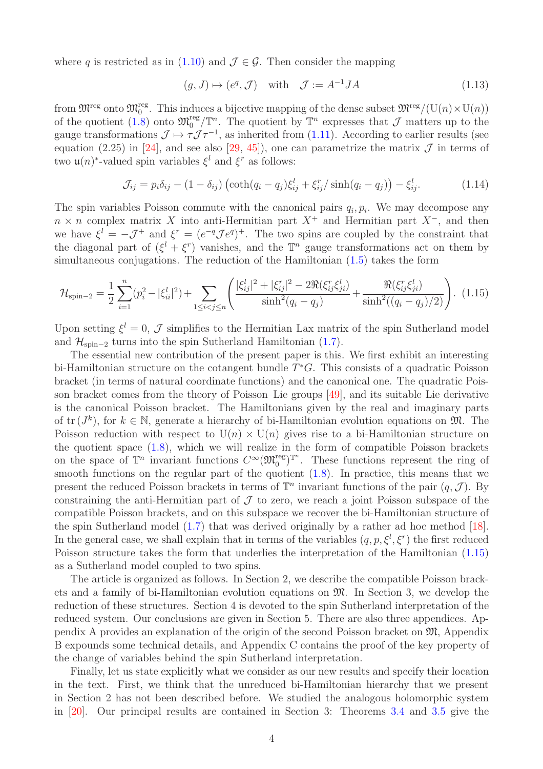where $q$ is restricted as in (1.10) and $\mathcal{J} \in \mathcal{G}$. Then consider the mapping

$$(g, J) \mapsto (e^q, \mathcal{J}) \quad \text{with} \quad \mathcal{J} := A^{-1} J A \tag{1.13}$$

from $\mathfrak{M}^{\text{reg}}$ onto $\mathfrak{M}_0^{\text{reg}}$. This induces a bijective mapping of the dense subset $\mathfrak{M}^{\text{reg}}/(\mathrm{U}(n)\times \mathrm{U}(n))$ of the quotient (1.8) onto $\mathfrak{M}_0^{\text{reg}}/\mathbb{T}^n$. The quotient by $\mathbb{T}^n$ expresses that $\mathcal{J}$ matters up to the gauge transformations $\mathcal{J} \mapsto \tau \mathcal{J} \tau^{-1}$, as inherited from (1.11). According to earlier results (see equation (2.25) in [24], and see also [29, 45]), one can parametrize the matrix $\mathcal{J}$ in terms of two $\mathfrak{u}(n)^*$-valued spin variables $\xi^l$ and $\xi^r$ as follows:

$$\mathcal{J}_{ij} = p_i \delta_{ij} - (1 - \delta_{ij}) \left( \coth(q_i - q_j) \xi^l_{ij} + \xi^r_{ij} / \sinh(q_i - q_j) \right) - \xi^l_{ij}. \tag{1.14}$$

The spin variables Poisson commute with the canonical pairs $q_i, p_i$. We may decompose any $n \times n$ complex matrix $X$ into anti-Hermitian part $X^+$ and Hermitian part $X^-$, and then we have $\xi^l = -\mathcal{J}^+$ and $\xi^r = (e^{-q} \mathcal{J} e^q)^+$. The two spins are coupled by the constraint that the diagonal part of $(\xi^l + \xi^r)$ vanishes, and the $\mathbb{T}^n$ gauge transformations act on them by simultaneous conjugations. The reduction of the Hamiltonian (1.5) takes the form

$$\mathcal{H}_{\text{spin}-2} = \frac{1}{2} \sum_{i=1}^n (p_i^2 - |\xi^l_{ii}|^2) + \sum_{1 \le i < j \le n} \left( \frac{|\xi^l_{ij}|^2 + |\xi^r_{ij}|^2 - 2\Re(\xi^r_{ij} \xi^l_{ji})}{\sinh^2(q_i - q_j)} + \frac{\Re(\xi^r_{ij} \xi^l_{ji})}{\sinh^2((q_i - q_j)/2)} \right). \tag{1.15}$$

Upon setting $\xi^l = 0$, $\mathcal{J}$ simplifies to the Hermitian Lax matrix of the spin Sutherland model and $\mathcal{H}_{\text{spin}-2}$ turns into the spin Sutherland Hamiltonian (1.7).

The essential new contribution of the present paper is this. We first exhibit an interesting bi-Hamiltonian structure on the cotangent bundle $T^*G$. This consists of a quadratic Poisson bracket (in terms of natural coordinate functions) and the canonical one. The quadratic Poisson bracket comes from the theory of Poisson–Lie groups [49], and its suitable Lie derivative is the canonical Poisson bracket. The Hamiltonians given by the real and imaginary parts of $\operatorname{tr}(J^k)$, for $k \in \mathbb{N}$, generate a hierarchy of bi-Hamiltonian evolution equations on $\mathfrak{M}$. The Poisson reduction with respect to $\mathrm{U}(n) \times \mathrm{U}(n)$ gives rise to a bi-Hamiltonian structure on the quotient space (1.8), which we will realize in the form of compatible Poisson brackets on the space of $\mathbb{T}^n$ invariant functions $C^\infty(\mathfrak{M}_0^{\text{reg}})^{\mathbb{T}^n}$. These functions represent the ring of smooth functions on the regular part of the quotient (1.8). In practice, this means that we present the reduced Poisson brackets in terms of $\mathbb{T}^n$ invariant functions of the pair $(q, \mathcal{J})$. By constraining the anti-Hermitian part of $\mathcal{J}$ to zero, we reach a joint Poisson subspace of the compatible Poisson brackets, and on this subspace we recover the bi-Hamiltonian structure of the spin Sutherland model (1.7) that was derived originally by a rather ad hoc method [18]. In the general case, we shall explain that in terms of the variables $(q, p, \xi^l, \xi^r)$ the first reduced Poisson structure takes the form that underlies the interpretation of the Hamiltonian (1.15) as a Sutherland model coupled to two spins.

The article is organized as follows. In Section 2, we describe the compatible Poisson brackets and a family of bi-Hamiltonian evolution equations on $\mathfrak{M}$. In Section 3, we develop the reduction of these structures. Section 4 is devoted to the spin Sutherland interpretation of the reduced system. Our conclusions are given in Section 5. There are also three appendices. Appendix A provides an explanation of the origin of the second Poisson bracket on $\mathfrak{M}$, Appendix B expounds some technical details, and Appendix C contains the proof of the key property of the change of variables behind the spin Sutherland interpretation.

Finally, let us state explicitly what we consider as our new results and specify their location in the text. First, we think that the unreduced bi-Hamiltonian hierarchy that we present in Section 2 has not been described before. We studied the analogous holomorphic system in [20]. Our principal results are contained in Section 3: Theorems 3.4 and 3.5 give the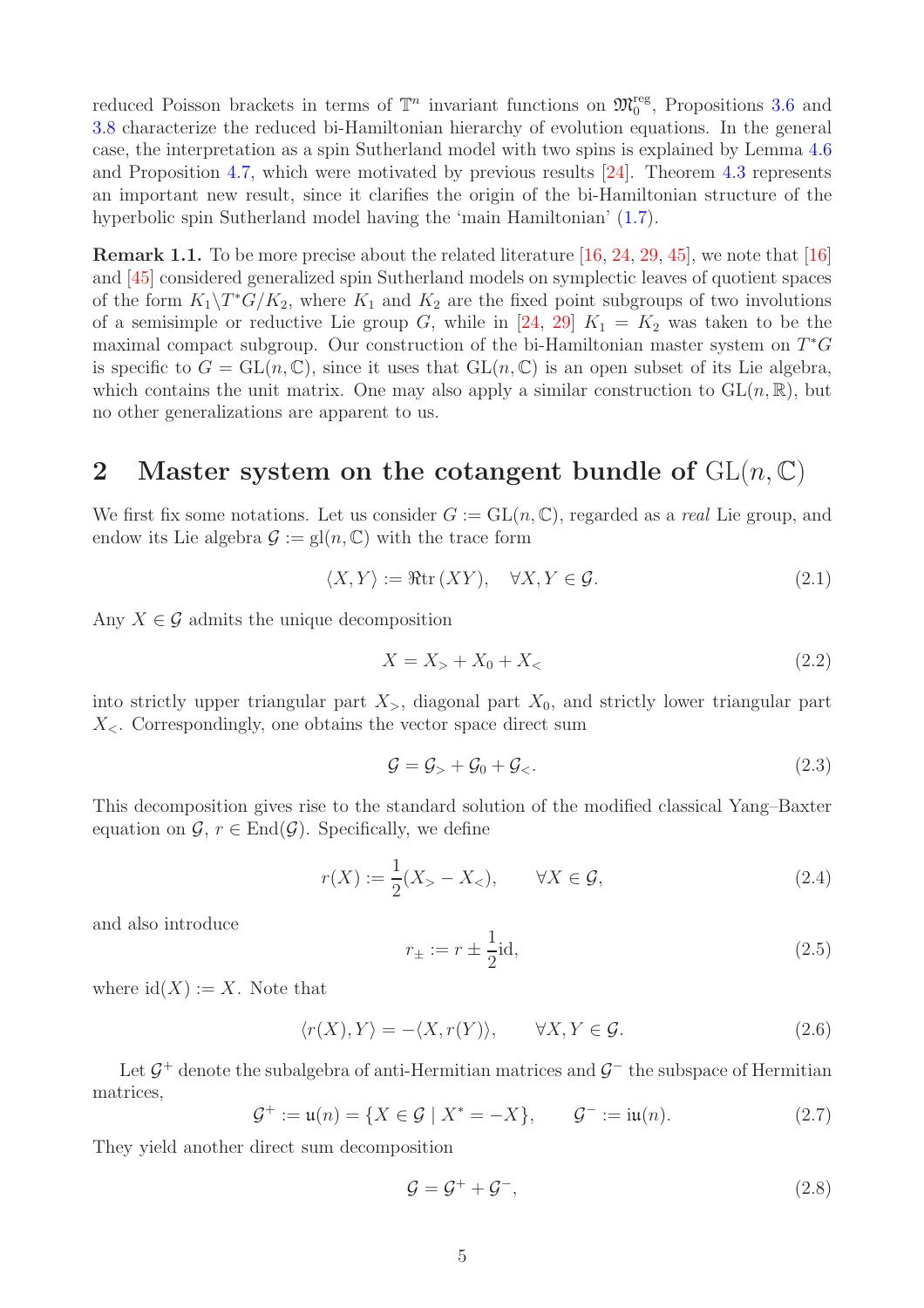reduced Poisson brackets in terms of $\mathbb{T}^n$ invariant functions on $\mathfrak{M}_0^{\rm reg}$, Propositions 3.6 and 3.8 characterize the reduced bi-Hamiltonian hierarchy of evolution equations. In the general case, the interpretation as a spin Sutherland model with two spins is explained by Lemma 4.6 and Proposition 4.7, which were motivated by previous results [24]. Theorem 4.3 represents an important new result, since it clarifies the origin of the bi-Hamiltonian structure of the hyperbolic spin Sutherland model having the 'main Hamiltonian' (1.7).

**Remark 1.1.** To be more precise about the related literature [16, 24, 29, 45], we note that [16] and [45] considered generalized spin Sutherland models on symplectic leaves of quotient spaces of the form $K_1\backslash T^*G/K_2$, where $K_1$ and $K_2$ are the fixed point subgroups of two involutions of a semisimple or reductive Lie group $G$, while in [24, 29] $K_1 = K_2$ was taken to be the maximal compact subgroup. Our construction of the bi-Hamiltonian master system on $T^*G$ is specific to $G = \mathrm{GL}(n, \mathbb{C})$, since it uses that $\mathrm{GL}(n, \mathbb{C})$ is an open subset of its Lie algebra, which contains the unit matrix. One may also apply a similar construction to $\mathrm{GL}(n, \mathbb{R})$, but no other generalizations are apparent to us.

## 2 Master system on the cotangent bundle of $\mathrm{GL}(n, \mathbb{C})$

We first fix some notations. Let us consider $G := \mathrm{GL}(n, \mathbb{C})$, regarded as a *real* Lie group, and endow its Lie algebra $\mathcal{G} := \mathrm{gl}(n, \mathbb{C})$ with the trace form

$$\langle X, Y \rangle := \Re \mathrm{tr}\,(XY), \quad \forall X, Y \in \mathcal{G}. \tag{2.1}$$

Any $X \in \mathcal{G}$ admits the unique decomposition

$$X = X_> + X_0 + X_< \tag{2.2}$$

into strictly upper triangular part $X_>$, diagonal part $X_0$, and strictly lower triangular part $X_<$. Correspondingly, one obtains the vector space direct sum

$$\mathcal{G} = \mathcal{G}_> + \mathcal{G}_0 + \mathcal{G}_<. \tag{2.3}$$

This decomposition gives rise to the standard solution of the modified classical Yang–Baxter equation on $\mathcal{G}$, $r \in \mathrm{End}(\mathcal{G})$. Specifically, we define

$$r(X) := \frac{1}{2}(X_> - X_<), \qquad \forall X \in \mathcal{G}, \tag{2.4}$$

and also introduce

$$r_\pm := r \pm \frac{1}{2}\mathrm{id}, \tag{2.5}$$

where $\mathrm{id}(X) := X$. Note that

$$\langle r(X), Y \rangle = -\langle X, r(Y) \rangle, \qquad \forall X, Y \in \mathcal{G}. \tag{2.6}$$

Let $\mathcal{G}^+$ denote the subalgebra of anti-Hermitian matrices and $\mathcal{G}^-$ the subspace of Hermitian matrices,

$$\mathcal{G}^+ := \mathfrak{u}(n) = \{X \in \mathcal{G} \mid X^* = -X\}, \qquad \mathcal{G}^- := \mathrm{i}\mathfrak{u}(n). \tag{2.7}$$

They yield another direct sum decomposition

$$\mathcal{G} = \mathcal{G}^+ + \mathcal{G}^-, \tag{2.8}$$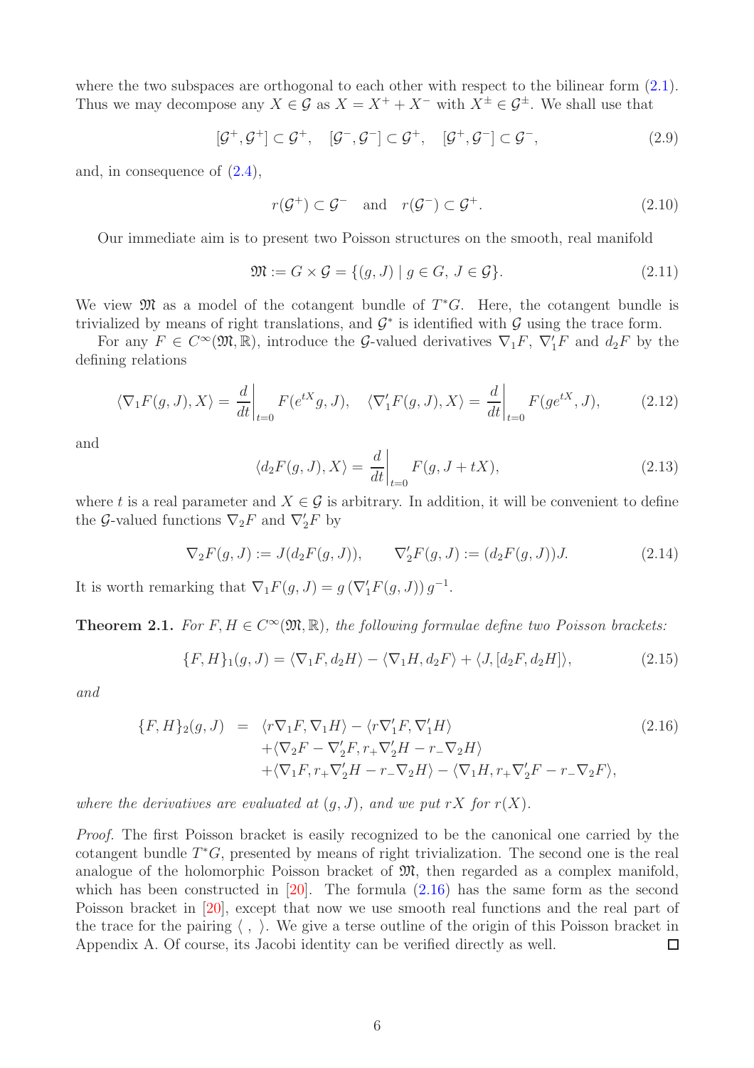where the two subspaces are orthogonal to each other with respect to the bilinear form (2.1). Thus we may decompose any $X \in \mathcal{G}$ as $X = X^+ + X^-$ with $X^\pm \in \mathcal{G}^\pm$. We shall use that

$$[\mathcal{G}^+, \mathcal{G}^+] \subset \mathcal{G}^+, \quad [\mathcal{G}^-, \mathcal{G}^-] \subset \mathcal{G}^+, \quad [\mathcal{G}^+, \mathcal{G}^-] \subset \mathcal{G}^-, \tag{2.9}$$

and, in consequence of (2.4),

$$r(\mathcal{G}^+) \subset \mathcal{G}^- \quad \text{and} \quad r(\mathcal{G}^-) \subset \mathcal{G}^+. \tag{2.10}$$

Our immediate aim is to present two Poisson structures on the smooth, real manifold

$$\mathfrak{M} := G \times \mathcal{G} = \{(g, J) \mid g \in G,\ J \in \mathcal{G}\}. \tag{2.11}$$

We view $\mathfrak{M}$ as a model of the cotangent bundle of $T^*G$. Here, the cotangent bundle is trivialized by means of right translations, and $\mathcal{G}^*$ is identified with $\mathcal{G}$ using the trace form.

For any $F \in C^\infty(\mathfrak{M}, \mathbb{R})$, introduce the $\mathcal{G}$-valued derivatives $\nabla_1 F$, $\nabla_1' F$ and $d_2 F$ by the defining relations

$$\langle \nabla_1 F(g, J), X \rangle = \frac{d}{dt}\bigg|_{t=0} F(e^{tX} g, J), \quad \langle \nabla_1' F(g, J), X \rangle = \frac{d}{dt}\bigg|_{t=0} F(g e^{tX}, J), \tag{2.12}$$

and

$$\langle d_2 F(g, J), X \rangle = \frac{d}{dt}\bigg|_{t=0} F(g, J + tX), \tag{2.13}$$

where $t$ is a real parameter and $X \in \mathcal{G}$ is arbitrary. In addition, it will be convenient to define the $\mathcal{G}$-valued functions $\nabla_2 F$ and $\nabla_2' F$ by

$$\nabla_2 F(g, J) := J(d_2 F(g, J)), \qquad \nabla_2' F(g, J) := (d_2 F(g, J)) J. \tag{2.14}$$

It is worth remarking that $\nabla_1 F(g, J) = g\,(\nabla_1' F(g, J))\,g^{-1}$.

**Theorem 2.1.** *For $F, H \in C^\infty(\mathfrak{M}, \mathbb{R})$, the following formulae define two Poisson brackets:*

$$\{F, H\}_1(g, J) = \langle \nabla_1 F, d_2 H \rangle - \langle \nabla_1 H, d_2 F \rangle + \langle J, [d_2 F, d_2 H] \rangle, \tag{2.15}$$

*and*

$$\begin{aligned}
\{F, H\}_2(g, J) \;=\;& \langle r\nabla_1 F, \nabla_1 H \rangle - \langle r\nabla_1' F, \nabla_1' H \rangle \\
&+ \langle \nabla_2 F - \nabla_2' F, r_+ \nabla_2' H - r_- \nabla_2 H \rangle \\
&+ \langle \nabla_1 F, r_+ \nabla_2' H - r_- \nabla_2 H \rangle - \langle \nabla_1 H, r_+ \nabla_2' F - r_- \nabla_2 F \rangle,
\end{aligned} \tag{2.16}$$

*where the derivatives are evaluated at $(g, J)$, and we put $rX$ for $r(X)$.*

*Proof.* The first Poisson bracket is easily recognized to be the canonical one carried by the cotangent bundle $T^*G$, presented by means of right trivialization. The second one is the real analogue of the holomorphic Poisson bracket of $\mathfrak{M}$, then regarded as a complex manifold, which has been constructed in [20]. The formula (2.16) has the same form as the second Poisson bracket in [20], except that now we use smooth real functions and the real part of the trace for the pairing $\langle\ ,\ \rangle$. We give a terse outline of the origin of this Poisson bracket in Appendix A. Of course, its Jacobi identity can be verified directly as well. □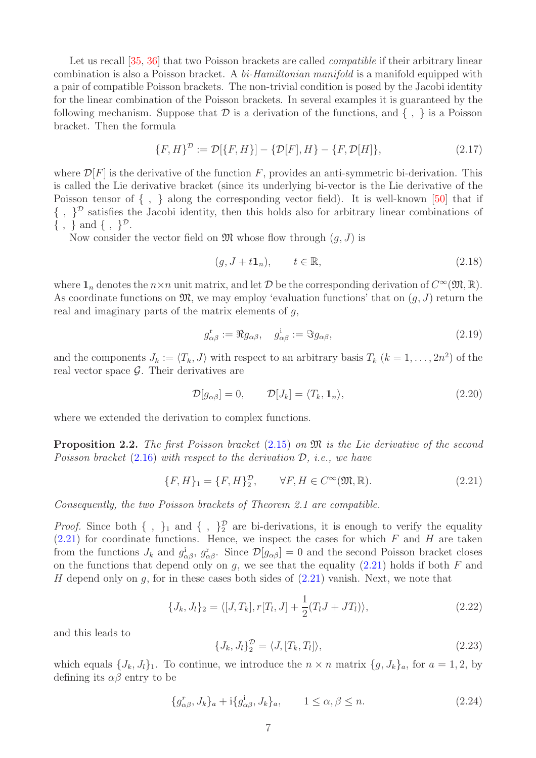Let us recall [35, 36] that two Poisson brackets are called *compatible* if their arbitrary linear combination is also a Poisson bracket. A *bi-Hamiltonian manifold* is a manifold equipped with a pair of compatible Poisson brackets. The non-trivial condition is posed by the Jacobi identity for the linear combination of the Poisson brackets. In several examples it is guaranteed by the following mechanism. Suppose that $\mathcal{D}$ is a derivation of the functions, and $\{\ ,\ \}$ is a Poisson bracket. Then the formula

$$\{F, H\}^{\mathcal{D}} := \mathcal{D}[\{F, H\}] - \{\mathcal{D}[F], H\} - \{F, \mathcal{D}[H]\}, \tag{2.17}$$

where $\mathcal{D}[F]$ is the derivative of the function $F$, provides an anti-symmetric bi-derivation. This is called the Lie derivative bracket (since its underlying bi-vector is the Lie derivative of the Poisson tensor of $\{\ ,\ \}$ along the corresponding vector field). It is well-known [50] that if $\{\ ,\ \}^{\mathcal{D}}$ satisfies the Jacobi identity, then this holds also for arbitrary linear combinations of $\{\ ,\ \}$ and $\{\ ,\ \}^{\mathcal{D}}$.

Now consider the vector field on $\mathfrak{M}$ whose flow through $(g, J)$ is

$$(g, J + t\mathbf{1}_n), \qquad t \in \mathbb{R}, \tag{2.18}$$

where $\mathbf{1}_n$ denotes the $n\times n$ unit matrix, and let $\mathcal{D}$ be the corresponding derivation of $C^\infty(\mathfrak{M}, \mathbb{R})$. As coordinate functions on $\mathfrak{M}$, we may employ 'evaluation functions' that on $(g, J)$ return the real and imaginary parts of the matrix elements of $g$,

$$g^{\mathrm{r}}_{\alpha\beta} := \Re g_{\alpha\beta}, \quad g^{\mathrm{i}}_{\alpha\beta} := \Im g_{\alpha\beta}, \tag{2.19}$$

and the components $J_k := \langle T_k, J\rangle$ with respect to an arbitrary basis $T_k$ ($k = 1, \dots, 2n^2$) of the real vector space $\mathcal{G}$. Their derivatives are

$$\mathcal{D}[g_{\alpha\beta}] = 0, \qquad \mathcal{D}[J_k] = \langle T_k, \mathbf{1}_n\rangle, \tag{2.20}$$

where we extended the derivation to complex functions.

**Proposition 2.2.** *The first Poisson bracket (2.15) on $\mathfrak{M}$ is the Lie derivative of the second Poisson bracket (2.16) with respect to the derivation $\mathcal{D}$, i.e., we have*

$$\{F, H\}_1 = \{F, H\}^{\mathcal{D}}_2, \qquad \forall F, H \in C^\infty(\mathfrak{M}, \mathbb{R}). \tag{2.21}$$

*Consequently, the two Poisson brackets of Theorem 2.1 are compatible.*

*Proof.* Since both $\{\ ,\ \}_1$ and $\{\ ,\ \}^{\mathcal{D}}_2$ are bi-derivations, it is enough to verify the equality (2.21) for coordinate functions. Hence, we inspect the cases for which $F$ and $H$ are taken from the functions $J_k$ and $g^{\mathrm{i}}_{\alpha\beta}$, $g^{\mathrm{r}}_{\alpha\beta}$. Since $\mathcal{D}[g_{\alpha\beta}] = 0$ and the second Poisson bracket closes on the functions that depend only on $g$, we see that the equality (2.21) holds if both $F$ and $H$ depend only on $g$, for in these cases both sides of (2.21) vanish. Next, we note that

$$\{J_k, J_l\}_2 = \langle [J, T_k], r[T_l, J] + \frac{1}{2}(T_l J + J T_l)\rangle, \tag{2.22}$$

and this leads to

$$\{J_k, J_l\}^{\mathcal{D}}_2 = \langle J, [T_k, T_l]\rangle, \tag{2.23}$$

which equals $\{J_k, J_l\}_1$. To continue, we introduce the $n \times n$ matrix $\{g, J_k\}_a$, for $a = 1, 2$, by defining its $\alpha\beta$ entry to be

$$\{g^{r}_{\alpha\beta}, J_k\}_a + \mathrm{i}\{g^{\mathrm{i}}_{\alpha\beta}, J_k\}_a, \qquad 1 \le \alpha, \beta \le n. \tag{2.24}$$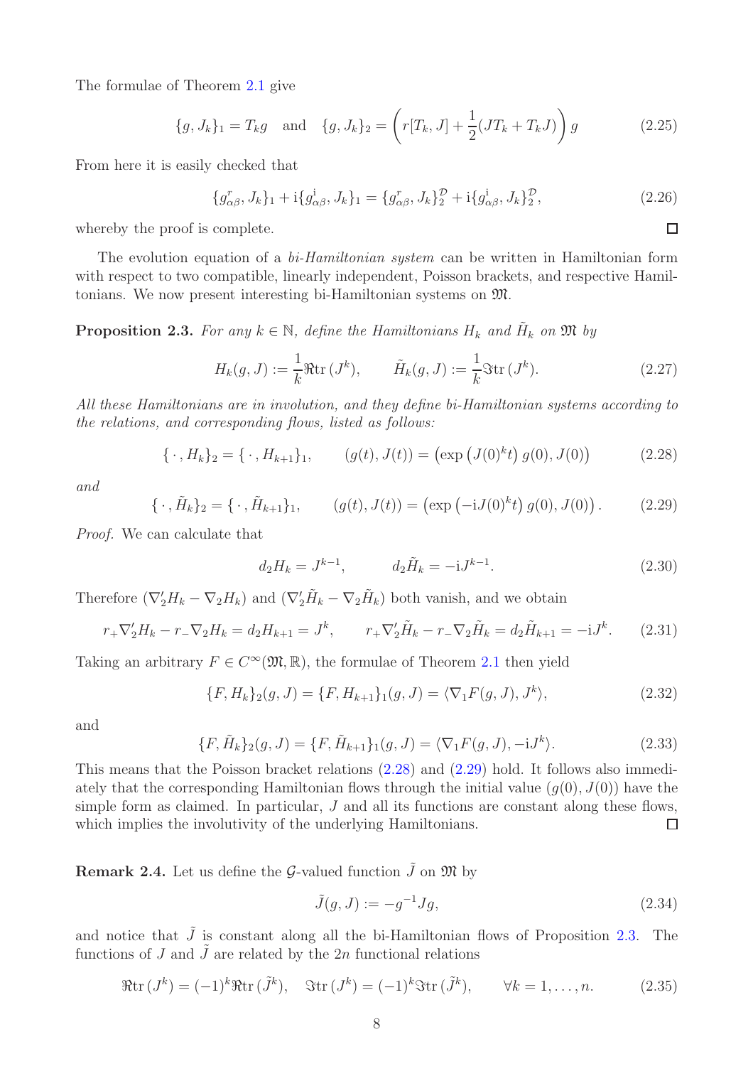The formulae of Theorem 2.1 give

$$\{g, J_k\}_1 = T_k g \quad \text{and} \quad \{g, J_k\}_2 = \left( r[T_k, J] + \frac{1}{2}(JT_k + T_k J) \right) g \tag{2.25}$$

From here it is easily checked that

$$\{g^r_{\alpha\beta}, J_k\}_1 + \mathrm{i}\{g^{\mathrm{i}}_{\alpha\beta}, J_k\}_1 = \{g^r_{\alpha\beta}, J_k\}_2^{\mathcal{D}} + \mathrm{i}\{g^{\mathrm{i}}_{\alpha\beta}, J_k\}_2^{\mathcal{D}}, \tag{2.26}$$

whereby the proof is complete. ◻

The evolution equation of a *bi-Hamiltonian system* can be written in Hamiltonian form with respect to two compatible, linearly independent, Poisson brackets, and respective Hamiltonians. We now present interesting bi-Hamiltonian systems on $\mathfrak{M}$.

**Proposition 2.3.** *For any $k \in \mathbb{N}$, define the Hamiltonians $H_k$ and $\tilde{H}_k$ on $\mathfrak{M}$ by*

$$H_k(g, J) := \frac{1}{k} \Re \mathrm{tr}\,(J^k), \qquad \tilde{H}_k(g, J) := \frac{1}{k} \Im \mathrm{tr}\,(J^k). \tag{2.27}$$

*All these Hamiltonians are in involution, and they define bi-Hamiltonian systems according to the relations, and corresponding flows, listed as follows:*

$$\{\,\cdot\,, H_k\}_2 = \{\,\cdot\,, H_{k+1}\}_1, \qquad (g(t), J(t)) = \left(\exp\left(J(0)^k t\right) g(0), J(0)\right) \tag{2.28}$$

*and*

$$\{\,\cdot\,, \tilde{H}_k\}_2 = \{\,\cdot\,, \tilde{H}_{k+1}\}_1, \qquad (g(t), J(t)) = \left(\exp\left(-\mathrm{i}J(0)^k t\right) g(0), J(0)\right). \tag{2.29}$$

*Proof.* We can calculate that

$$d_2 H_k = J^{k-1}, \qquad d_2 \tilde{H}_k = -\mathrm{i}J^{k-1}. \tag{2.30}$$

Therefore $(\nabla'_2 H_k - \nabla_2 H_k)$ and $(\nabla'_2 \tilde{H}_k - \nabla_2 \tilde{H}_k)$ both vanish, and we obtain

$$r_+ \nabla'_2 H_k - r_- \nabla_2 H_k = d_2 H_{k+1} = J^k, \qquad r_+ \nabla'_2 \tilde{H}_k - r_- \nabla_2 \tilde{H}_k = d_2 \tilde{H}_{k+1} = -\mathrm{i}J^k. \tag{2.31}$$

Taking an arbitrary $F \in C^\infty(\mathfrak{M}, \mathbb{R})$, the formulae of Theorem 2.1 then yield

$$\{F, H_k\}_2(g, J) = \{F, H_{k+1}\}_1(g, J) = \langle \nabla_1 F(g, J), J^k \rangle, \tag{2.32}$$

and

$$\{F, \tilde{H}_k\}_2(g, J) = \{F, \tilde{H}_{k+1}\}_1(g, J) = \langle \nabla_1 F(g, J), -\mathrm{i}J^k \rangle. \tag{2.33}$$

This means that the Poisson bracket relations (2.28) and (2.29) hold. It follows also immediately that the corresponding Hamiltonian flows through the initial value $(g(0), J(0))$ have the simple form as claimed. In particular, $J$ and all its functions are constant along these flows, which implies the involutivity of the underlying Hamiltonians. ◻

**Remark 2.4.** Let us define the $\mathcal{G}$-valued function $\tilde{J}$ on $\mathfrak{M}$ by

$$\tilde{J}(g, J) := -g^{-1} J g, \tag{2.34}$$

and notice that $\tilde{J}$ is constant along all the bi-Hamiltonian flows of Proposition 2.3. The functions of $J$ and $\tilde{J}$ are related by the $2n$ functional relations

$$\Re \mathrm{tr}\,(J^k) = (-1)^k \Re \mathrm{tr}\,(\tilde{J}^k), \quad \Im \mathrm{tr}\,(J^k) = (-1)^k \Im \mathrm{tr}\,(\tilde{J}^k), \qquad \forall k = 1, \ldots, n. \tag{2.35}$$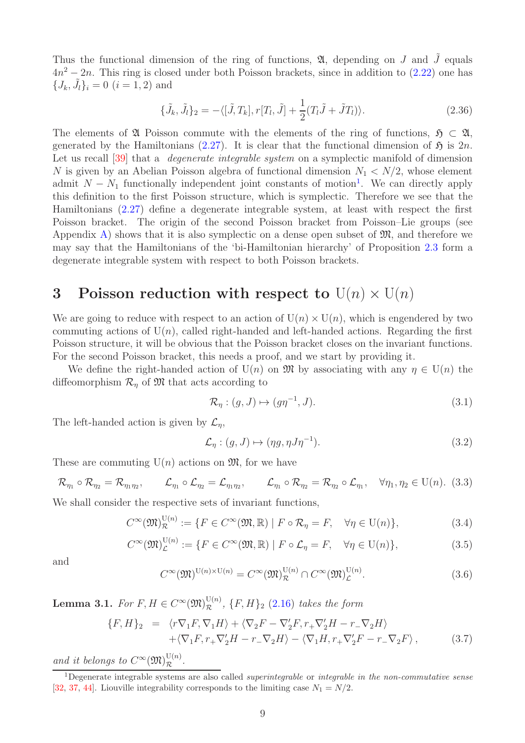Thus the functional dimension of the ring of functions, $\mathfrak{A}$, depending on $J$ and $\tilde{J}$ equals $4n^2 - 2n$. This ring is closed under both Poisson brackets, since in addition to (2.22) one has $\{J_k, \tilde{J}_l\}_i = 0$ $(i = 1, 2)$ and

$$\{\tilde{J}_k, \tilde{J}_l\}_2 = -\langle [\tilde{J}, T_k], r[T_l, \tilde{J}] + \frac{1}{2}(T_l \tilde{J} + \tilde{J} T_l)\rangle. \tag{2.36}$$

The elements of $\mathfrak{A}$ Poisson commute with the elements of the ring of functions, $\mathfrak{H} \subset \mathfrak{A}$, generated by the Hamiltonians (2.27). It is clear that the functional dimension of $\mathfrak{H}$ is $2n$. Let us recall [39] that a *degenerate integrable system* on a symplectic manifold of dimension $N$ is given by an Abelian Poisson algebra of functional dimension $N_1 < N/2$, whose element admit $N - N_1$ functionally independent joint constants of motion[1]. We can directly apply this definition to the first Poisson structure, which is symplectic. Therefore we see that the Hamiltonians (2.27) define a degenerate integrable system, at least with respect the first Poisson bracket. The origin of the second Poisson bracket from Poisson–Lie groups (see Appendix A) shows that it is also symplectic on a dense open subset of $\mathfrak{M}$, and therefore we may say that the Hamiltonians of the 'bi-Hamiltonian hierarchy' of Proposition 2.3 form a degenerate integrable system with respect to both Poisson brackets.

# 3 Poisson reduction with respect to $\mathrm{U}(n) \times \mathrm{U}(n)$

We are going to reduce with respect to an action of $\mathrm{U}(n) \times \mathrm{U}(n)$, which is engendered by two commuting actions of $\mathrm{U}(n)$, called right-handed and left-handed actions. Regarding the first Poisson structure, it will be obvious that the Poisson bracket closes on the invariant functions. For the second Poisson bracket, this needs a proof, and we start by providing it.

We define the right-handed action of $\mathrm{U}(n)$ on $\mathfrak{M}$ by associating with any $\eta \in \mathrm{U}(n)$ the diffeomorphism $\mathcal{R}_\eta$ of $\mathfrak{M}$ that acts according to

$$\mathcal{R}_\eta : (g, J) \mapsto (g\eta^{-1}, J). \tag{3.1}$$

The left-handed action is given by $\mathcal{L}_\eta$,

$$\mathcal{L}_\eta : (g, J) \mapsto (\eta g, \eta J \eta^{-1}). \tag{3.2}$$

These are commuting $\mathrm{U}(n)$ actions on $\mathfrak{M}$, for we have

$$\mathcal{R}_{\eta_1} \circ \mathcal{R}_{\eta_2} = \mathcal{R}_{\eta_1 \eta_2}, \qquad \mathcal{L}_{\eta_1} \circ \mathcal{L}_{\eta_2} = \mathcal{L}_{\eta_1 \eta_2}, \qquad \mathcal{L}_{\eta_1} \circ \mathcal{R}_{\eta_2} = \mathcal{R}_{\eta_2} \circ \mathcal{L}_{\eta_1}, \quad \forall \eta_1, \eta_2 \in \mathrm{U}(n). \tag{3.3}$$

We shall consider the respective sets of invariant functions,

$$C^\infty(\mathfrak{M})^{\mathrm{U}(n)}_{\mathcal{R}} := \{F \in C^\infty(\mathfrak{M}, \mathbb{R}) \mid F \circ \mathcal{R}_\eta = F, \quad \forall \eta \in \mathrm{U}(n)\}, \tag{3.4}$$

$$C^\infty(\mathfrak{M})^{\mathrm{U}(n)}_{\mathcal{L}} := \{F \in C^\infty(\mathfrak{M}, \mathbb{R}) \mid F \circ \mathcal{L}_\eta = F, \quad \forall \eta \in \mathrm{U}(n)\}, \tag{3.5}$$

and

$$C^\infty(\mathfrak{M})^{\mathrm{U}(n) \times \mathrm{U}(n)} = C^\infty(\mathfrak{M})^{\mathrm{U}(n)}_{\mathcal{R}} \cap C^\infty(\mathfrak{M})^{\mathrm{U}(n)}_{\mathcal{L}}. \tag{3.6}$$

**Lemma 3.1.** *For $F, H \in C^\infty(\mathfrak{M})^{\mathrm{U}(n)}_{\mathcal{R}}$, $\{F, H\}_2$ (2.16) takes the form*

$$\begin{aligned}
\{F, H\}_2 &= \langle r\nabla_1 F, \nabla_1 H\rangle + \langle \nabla_2 F - \nabla_2' F, r_+ \nabla_2' H - r_- \nabla_2 H\rangle \\
&\quad + \langle \nabla_1 F, r_+ \nabla_2' H - r_- \nabla_2 H\rangle - \langle \nabla_1 H, r_+ \nabla_2' F - r_- \nabla_2 F\rangle,
\end{aligned} \tag{3.7}$$

*and it belongs to $C^\infty(\mathfrak{M})^{\mathrm{U}(n)}_{\mathcal{R}}$.*

[1] Degenerate integrable systems are also called *superintegrable* or *integrable in the non-commutative sense* [32, 37, 44]. Liouville integrability corresponds to the limiting case $N_1 = N/2$.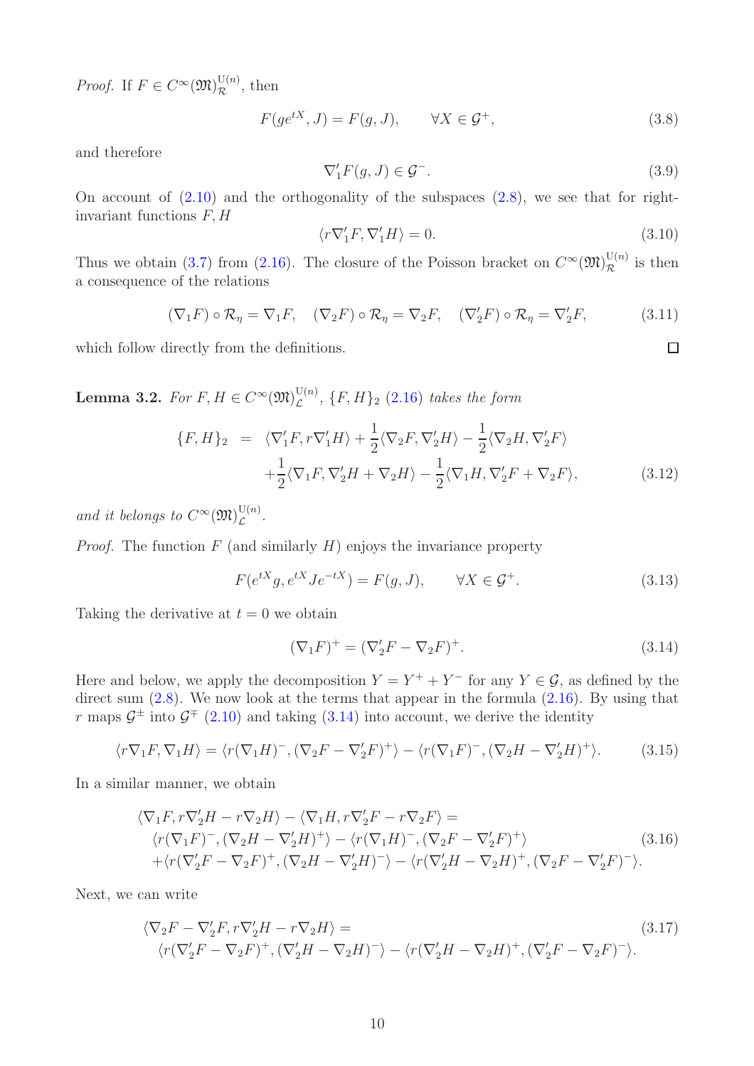*Proof.* If $F \in C^\infty(\mathfrak{M})^{\mathrm{U}(n)}_{\mathcal{R}}$, then

$$F(ge^{tX}, J) = F(g, J), \qquad \forall X \in \mathcal{G}^+, \tag{3.8}$$

and therefore

$$\nabla_1' F(g, J) \in \mathcal{G}^-. \tag{3.9}$$

On account of (2.10) and the orthogonality of the subspaces (2.8), we see that for right-invariant functions $F, H$

$$\langle r\nabla_1' F, \nabla_1' H\rangle = 0. \tag{3.10}$$

Thus we obtain (3.7) from (2.16). The closure of the Poisson bracket on $C^\infty(\mathfrak{M})^{\mathrm{U}(n)}_{\mathcal{R}}$ is then a consequence of the relations

$$(\nabla_1 F) \circ \mathcal{R}_\eta = \nabla_1 F, \quad (\nabla_2 F) \circ \mathcal{R}_\eta = \nabla_2 F, \quad (\nabla_2' F) \circ \mathcal{R}_\eta = \nabla_2' F, \tag{3.11}$$

which follow directly from the definitions. □

**Lemma 3.2.** *For $F, H \in C^\infty(\mathfrak{M})^{\mathrm{U}(n)}_{\mathcal{L}}$, $\{F, H\}_2$ (2.16) takes the form*

$$\begin{aligned}\{F, H\}_2 \;\; &= \;\; \langle \nabla_1' F, r\nabla_1' H\rangle + \frac{1}{2}\langle \nabla_2 F, \nabla_2' H\rangle - \frac{1}{2}\langle \nabla_2 H, \nabla_2' F\rangle \\ &\quad + \frac{1}{2}\langle \nabla_1 F, \nabla_2' H + \nabla_2 H\rangle - \frac{1}{2}\langle \nabla_1 H, \nabla_2' F + \nabla_2 F\rangle,\end{aligned} \tag{3.12}$$

*and it belongs to $C^\infty(\mathfrak{M})^{\mathrm{U}(n)}_{\mathcal{L}}$.*

*Proof.* The function $F$ (and similarly $H$) enjoys the invariance property

$$F(e^{tX}g, e^{tX}Je^{-tX}) = F(g, J), \qquad \forall X \in \mathcal{G}^+. \tag{3.13}$$

Taking the derivative at $t = 0$ we obtain

$$(\nabla_1 F)^+ = (\nabla_2' F - \nabla_2 F)^+. \tag{3.14}$$

Here and below, we apply the decomposition $Y = Y^+ + Y^-$ for any $Y \in \mathcal{G}$, as defined by the direct sum (2.8). We now look at the terms that appear in the formula (2.16). By using that $r$ maps $\mathcal{G}^\pm$ into $\mathcal{G}^\mp$ (2.10) and taking (3.14) into account, we derive the identity

$$\langle r\nabla_1 F, \nabla_1 H\rangle = \langle r(\nabla_1 H)^-, (\nabla_2 F - \nabla_2' F)^+\rangle - \langle r(\nabla_1 F)^-, (\nabla_2 H - \nabla_2' H)^+\rangle. \tag{3.15}$$

In a similar manner, we obtain

$$\begin{aligned}&\langle \nabla_1 F, r\nabla_2' H - r\nabla_2 H\rangle - \langle \nabla_1 H, r\nabla_2' F - r\nabla_2 F\rangle = \\ &\quad \langle r(\nabla_1 F)^-, (\nabla_2 H - \nabla_2' H)^+\rangle - \langle r(\nabla_1 H)^-, (\nabla_2 F - \nabla_2' F)^+\rangle \\ &\quad + \langle r(\nabla_2' F - \nabla_2 F)^+, (\nabla_2 H - \nabla_2' H)^-\rangle - \langle r(\nabla_2' H - \nabla_2 H)^+, (\nabla_2 F - \nabla_2' F)^-\rangle.\end{aligned} \tag{3.16}$$

Next, we can write

$$\begin{aligned}&\langle \nabla_2 F - \nabla_2' F, r\nabla_2' H - r\nabla_2 H\rangle = \\ &\quad \langle r(\nabla_2' F - \nabla_2 F)^+, (\nabla_2' H - \nabla_2 H)^-\rangle - \langle r(\nabla_2' H - \nabla_2 H)^+, (\nabla_2' F - \nabla_2 F)^-\rangle.\end{aligned} \tag{3.17}$$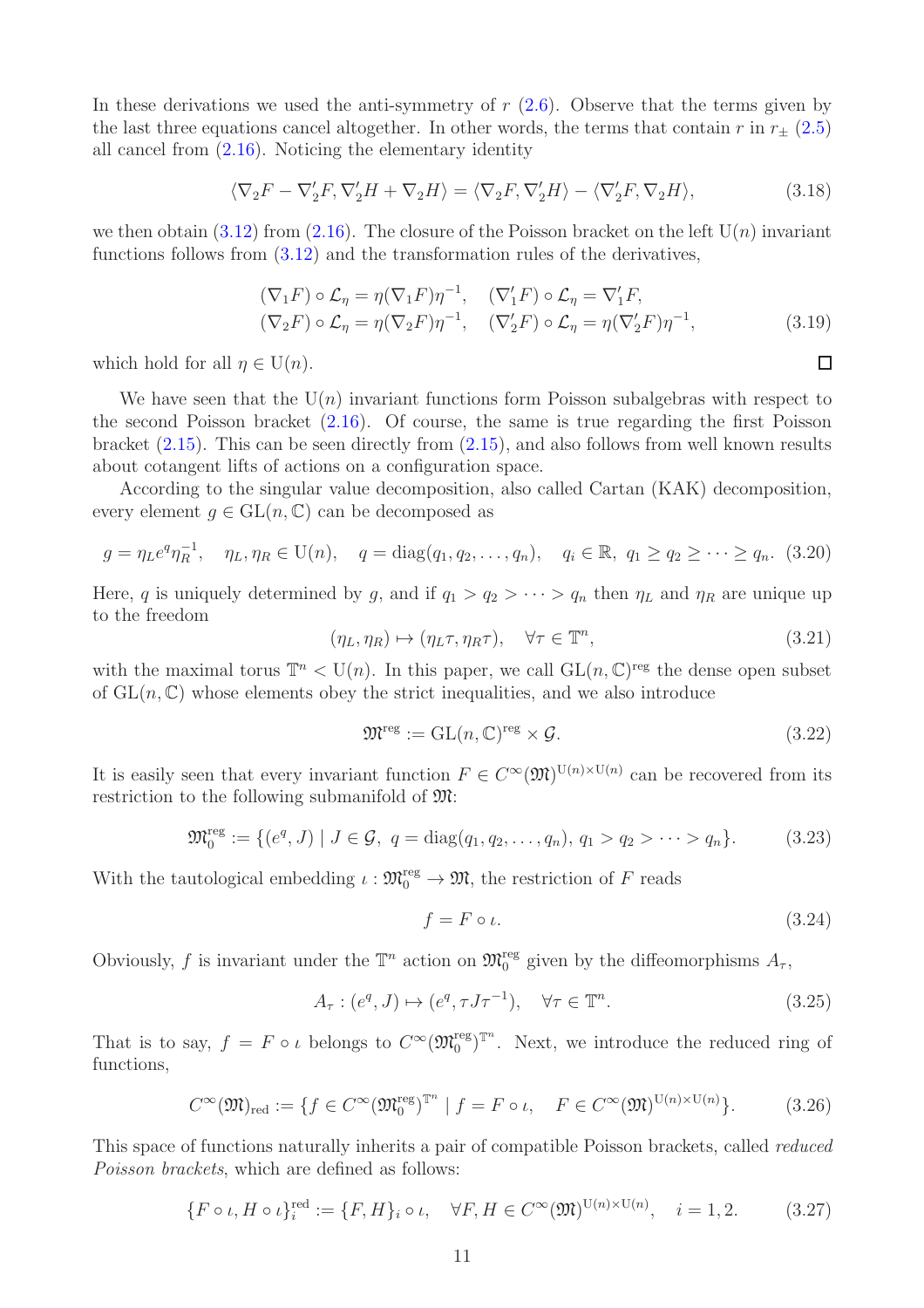In these derivations we used the anti-symmetry of $r$ (2.6). Observe that the terms given by the last three equations cancel altogether. In other words, the terms that contain $r$ in $r_\pm$ (2.5) all cancel from (2.16). Noticing the elementary identity

$$\langle \nabla_2 F - \nabla_2' F, \nabla_2' H + \nabla_2 H\rangle = \langle \nabla_2 F, \nabla_2' H\rangle - \langle \nabla_2' F, \nabla_2 H\rangle, \tag{3.18}$$

we then obtain (3.12) from (2.16). The closure of the Poisson bracket on the left $\mathrm{U}(n)$ invariant functions follows from (3.12) and the transformation rules of the derivatives,

$$\begin{aligned} (\nabla_1 F)\circ \mathcal{L}_\eta &= \eta (\nabla_1 F)\eta^{-1}, \quad (\nabla_1' F)\circ \mathcal{L}_\eta = \nabla_1' F,\\ (\nabla_2 F)\circ \mathcal{L}_\eta &= \eta (\nabla_2 F)\eta^{-1}, \quad (\nabla_2' F)\circ \mathcal{L}_\eta = \eta(\nabla_2' F)\eta^{-1}, \end{aligned} \tag{3.19}$$

which hold for all $\eta \in \mathrm{U}(n)$. □

We have seen that the $\mathrm{U}(n)$ invariant functions form Poisson subalgebras with respect to the second Poisson bracket (2.16). Of course, the same is true regarding the first Poisson bracket (2.15). This can be seen directly from (2.15), and also follows from well known results about cotangent lifts of actions on a configuration space.

According to the singular value decomposition, also called Cartan (KAK) decomposition, every element $g \in \mathrm{GL}(n,\mathbb{C})$ can be decomposed as

$$g = \eta_L e^q \eta_R^{-1}, \quad \eta_L, \eta_R \in \mathrm{U}(n), \quad q = \mathrm{diag}(q_1, q_2, \dots, q_n), \quad q_i \in \mathbb{R},\ q_1 \geq q_2 \geq \dots \geq q_n. \tag{3.20}$$

Here, $q$ is uniquely determined by $g$, and if $q_1 > q_2 > \dots > q_n$ then $\eta_L$ and $\eta_R$ are unique up to the freedom

$$(\eta_L, \eta_R) \mapsto (\eta_L \tau, \eta_R \tau), \quad \forall \tau \in \mathbb{T}^n, \tag{3.21}$$

with the maximal torus $\mathbb{T}^n < \mathrm{U}(n)$. In this paper, we call $\mathrm{GL}(n,\mathbb{C})^{\mathrm{reg}}$ the dense open subset of $\mathrm{GL}(n,\mathbb{C})$ whose elements obey the strict inequalities, and we also introduce

$$\mathfrak{M}^{\mathrm{reg}} := \mathrm{GL}(n,\mathbb{C})^{\mathrm{reg}} \times \mathcal{G}. \tag{3.22}$$

It is easily seen that every invariant function $F \in C^\infty(\mathfrak{M})^{\mathrm{U}(n)\times \mathrm{U}(n)}$ can be recovered from its restriction to the following submanifold of $\mathfrak{M}$:

$$\mathfrak{M}_0^{\mathrm{reg}} := \{(e^q, J) \mid J \in \mathcal{G},\ q = \mathrm{diag}(q_1, q_2, \dots, q_n),\ q_1 > q_2 > \dots > q_n\}. \tag{3.23}$$

With the tautological embedding $\iota : \mathfrak{M}_0^{\mathrm{reg}} \to \mathfrak{M}$, the restriction of $F$ reads

$$f = F \circ \iota. \tag{3.24}$$

Obviously, $f$ is invariant under the $\mathbb{T}^n$ action on $\mathfrak{M}_0^{\mathrm{reg}}$ given by the diffeomorphisms $A_\tau$,

$$A_\tau : (e^q, J) \mapsto (e^q, \tau J \tau^{-1}), \quad \forall \tau \in \mathbb{T}^n. \tag{3.25}$$

That is to say, $f = F \circ \iota$ belongs to $C^\infty(\mathfrak{M}_0^{\mathrm{reg}})^{\mathbb{T}^n}$. Next, we introduce the reduced ring of functions,

$$C^\infty(\mathfrak{M})_{\mathrm{red}} := \{ f \in C^\infty(\mathfrak{M}_0^{\mathrm{reg}})^{\mathbb{T}^n} \mid f = F\circ \iota, \quad F \in C^\infty(\mathfrak{M})^{\mathrm{U}(n)\times\mathrm{U}(n)}\}. \tag{3.26}$$

This space of functions naturally inherits a pair of compatible Poisson brackets, called *reduced Poisson brackets*, which are defined as follows:

$$\{F\circ\iota, H\circ\iota\}_i^{\mathrm{red}} := \{F, H\}_i \circ \iota, \quad \forall F, H \in C^\infty(\mathfrak{M})^{\mathrm{U}(n)\times\mathrm{U}(n)}, \quad i = 1, 2. \tag{3.27}$$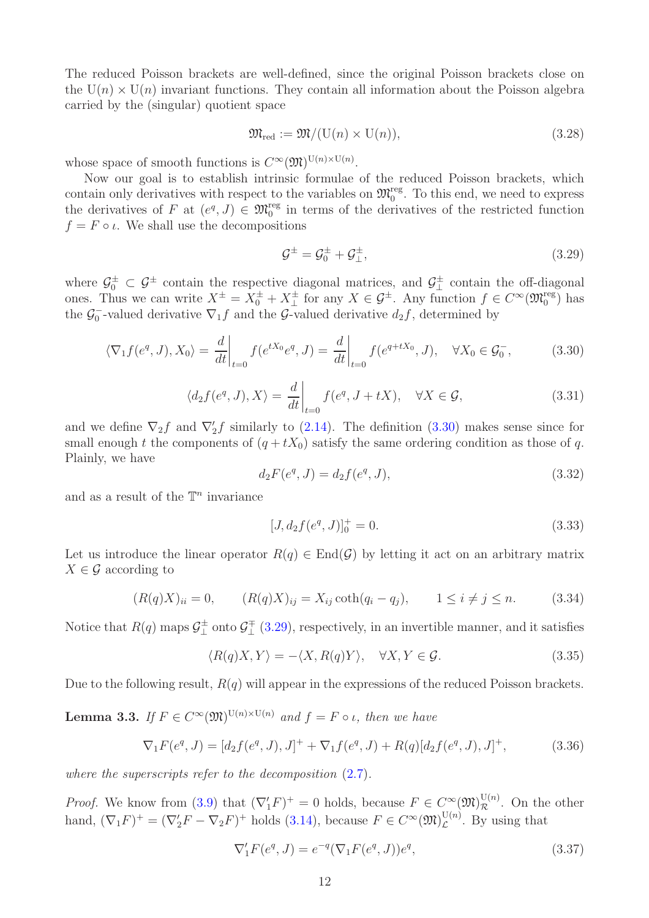The reduced Poisson brackets are well-defined, since the original Poisson brackets close on the $\mathrm{U}(n) \times \mathrm{U}(n)$ invariant functions. They contain all information about the Poisson algebra carried by the (singular) quotient space

$$\mathfrak{M}_{\rm red} := \mathfrak{M}/(\mathrm{U}(n) \times \mathrm{U}(n)), \tag{3.28}$$

whose space of smooth functions is $C^\infty(\mathfrak{M})^{\mathrm{U}(n)\times \mathrm{U}(n)}$.

Now our goal is to establish intrinsic formulae of the reduced Poisson brackets, which contain only derivatives with respect to the variables on $\mathfrak{M}_0^{\rm reg}$. To this end, we need to express the derivatives of $F$ at $(e^q, J) \in \mathfrak{M}_0^{\rm reg}$ in terms of the derivatives of the restricted function $f = F \circ \iota$. We shall use the decompositions

$$\mathcal{G}^\pm = \mathcal{G}_0^\pm + \mathcal{G}_\perp^\pm, \tag{3.29}$$

where $\mathcal{G}_0^\pm \subset \mathcal{G}^\pm$ contain the respective diagonal matrices, and $\mathcal{G}_\perp^\pm$ contain the off-diagonal ones. Thus we can write $X^\pm = X_0^\pm + X_\perp^\pm$ for any $X \in \mathcal{G}^\pm$. Any function $f \in C^\infty(\mathfrak{M}_0^{\rm reg})$ has the $\mathcal{G}_0^-$-valued derivative $\nabla_1 f$ and the $\mathcal{G}$-valued derivative $d_2 f$, determined by

$$\langle \nabla_1 f(e^q, J), X_0 \rangle = \frac{d}{dt}\bigg|_{t=0} f(e^{tX_0}e^q, J) = \frac{d}{dt}\bigg|_{t=0} f(e^{q+tX_0}, J), \quad \forall X_0 \in \mathcal{G}_0^-, \tag{3.30}$$

$$\langle d_2 f(e^q, J), X \rangle = \frac{d}{dt}\bigg|_{t=0} f(e^q, J + tX), \quad \forall X \in \mathcal{G}, \tag{3.31}$$

and we define $\nabla_2 f$ and $\nabla_2' f$ similarly to (2.14). The definition (3.30) makes sense since for small enough $t$ the components of $(q + tX_0)$ satisfy the same ordering condition as those of $q$. Plainly, we have

$$d_2 F(e^q, J) = d_2 f(e^q, J), \tag{3.32}$$

and as a result of the $\mathbb{T}^n$ invariance

$$[J, d_2 f(e^q, J)]_0^+ = 0. \tag{3.33}$$

Let us introduce the linear operator $R(q) \in \mathrm{End}(\mathcal{G})$ by letting it act on an arbitrary matrix $X \in \mathcal{G}$ according to

$$(R(q)X)_{ii} = 0, \qquad (R(q)X)_{ij} = X_{ij} \coth(q_i - q_j), \qquad 1 \leq i \neq j \leq n. \tag{3.34}$$

Notice that $R(q)$ maps $\mathcal{G}_\perp^\pm$ onto $\mathcal{G}_\perp^\mp$ (3.29), respectively, in an invertible manner, and it satisfies

$$\langle R(q)X, Y \rangle = -\langle X, R(q)Y \rangle, \quad \forall X, Y \in \mathcal{G}. \tag{3.35}$$

Due to the following result, $R(q)$ will appear in the expressions of the reduced Poisson brackets.

**Lemma 3.3.** *If $F \in C^\infty(\mathfrak{M})^{\mathrm{U}(n)\times\mathrm{U}(n)}$ and $f = F \circ \iota$, then we have*

$$\nabla_1 F(e^q, J) = [d_2 f(e^q, J), J]^+ + \nabla_1 f(e^q, J) + R(q)[d_2 f(e^q, J), J]^+, \tag{3.36}$$

*where the superscripts refer to the decomposition (2.7).*

*Proof.* We know from (3.9) that $(\nabla_1' F)^+ = 0$ holds, because $F \in C^\infty(\mathfrak{M})^{\mathrm{U}(n)}_{\mathcal{R}}$. On the other hand, $(\nabla_1 F)^+ = (\nabla_2' F - \nabla_2 F)^+$ holds (3.14), because $F \in C^\infty(\mathfrak{M})^{\mathrm{U}(n)}_{\mathcal{L}}$. By using that

$$\nabla_1' F(e^q, J) = e^{-q}(\nabla_1 F(e^q, J))e^q, \tag{3.37}$$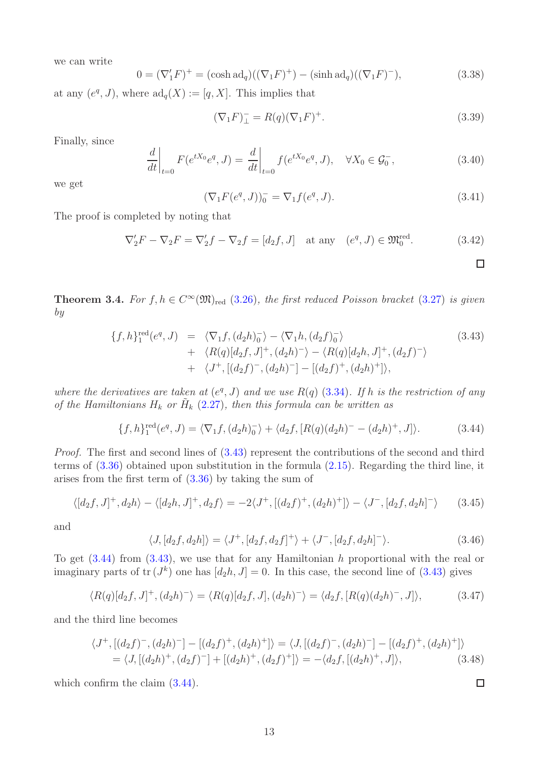we can write

$$0 = (\nabla_1' F)^+ = (\cosh \mathrm{ad}_q)((\nabla_1 F)^+) - (\sinh \mathrm{ad}_q)((\nabla_1 F)^-), \tag{3.38}$$

at any $(e^q, J)$, where $\mathrm{ad}_q(X) := [q, X]$. This implies that

$$(\nabla_1 F)^-_\perp = R(q)(\nabla_1 F)^+. \tag{3.39}$$

Finally, since

$$\frac{d}{dt}\bigg|_{t=0} F(e^{tX_0} e^q, J) = \frac{d}{dt}\bigg|_{t=0} f(e^{tX_0} e^q, J), \quad \forall X_0 \in \mathcal{G}_0^-, \tag{3.40}$$

we get

$$(\nabla_1 F(e^q, J))_0^- = \nabla_1 f(e^q, J). \tag{3.41}$$

The proof is completed by noting that

$$\nabla_2' F - \nabla_2 F = \nabla_2' f - \nabla_2 f = [d_2 f, J] \quad \text{at any} \quad (e^q, J) \in \mathfrak{M}_0^{\mathrm{red}}. \tag{3.42}$$

□

**Theorem 3.4.** *For $f, h \in C^\infty(\mathfrak{M})_{\mathrm{red}}$ (3.26), the first reduced Poisson bracket (3.27) is given by*

$$\begin{aligned} \{f, h\}_1^{\mathrm{red}}(e^q, J) &= \langle \nabla_1 f, (d_2 h)_0^- \rangle - \langle \nabla_1 h, (d_2 f)_0^- \rangle \\ &+ \langle R(q)[d_2 f, J]^+, (d_2 h)^- \rangle - \langle R(q)[d_2 h, J]^+, (d_2 f)^- \rangle \\ &+ \langle J^+, [(d_2 f)^-, (d_2 h)^-] - [(d_2 f)^+, (d_2 h)^+] \rangle, \end{aligned} \tag{3.43}$$

*where the derivatives are taken at $(e^q, J)$ and we use $R(q)$ (3.34). If $h$ is the restriction of any of the Hamiltonians $H_k$ or $\tilde{H}_k$ (2.27), then this formula can be written as*

$$\{f, h\}_1^{\mathrm{red}}(e^q, J) = \langle \nabla_1 f, (d_2 h)_0^- \rangle + \langle d_2 f, [R(q)(d_2 h)^- - (d_2 h)^+, J] \rangle. \tag{3.44}$$

*Proof.* The first and second lines of (3.43) represent the contributions of the second and third terms of (3.36) obtained upon substitution in the formula (2.15). Regarding the third line, it arises from the first term of (3.36) by taking the sum of

$$\langle [d_2 f, J]^+, d_2 h \rangle - \langle [d_2 h, J]^+, d_2 f \rangle = -2\langle J^+, [(d_2 f)^+, (d_2 h)^+] \rangle - \langle J^-, [d_2 f, d_2 h]^- \rangle \tag{3.45}$$

and

$$\langle J, [d_2 f, d_2 h] \rangle = \langle J^+, [d_2 f, d_2 f]^+ \rangle + \langle J^-, [d_2 f, d_2 h]^- \rangle. \tag{3.46}$$

To get (3.44) from (3.43), we use that for any Hamiltonian $h$ proportional with the real or imaginary parts of $\mathrm{tr}\,(J^k)$ one has $[d_2 h, J] = 0$. In this case, the second line of (3.43) gives

$$\langle R(q)[d_2 f, J]^+, (d_2 h)^- \rangle = \langle R(q)[d_2 f, J], (d_2 h)^- \rangle = \langle d_2 f, [R(q)(d_2 h)^-, J] \rangle, \tag{3.47}$$

and the third line becomes

$$\begin{aligned} &\langle J^+, [(d_2 f)^-, (d_2 h)^-] - [(d_2 f)^+, (d_2 h)^+] \rangle = \langle J, [(d_2 f)^-, (d_2 h)^-] - [(d_2 f)^+, (d_2 h)^+] \rangle \\ &= \langle J, [(d_2 h)^+, (d_2 f)^-] + [(d_2 h)^+, (d_2 f)^+] \rangle = -\langle d_2 f, [(d_2 h)^+, J] \rangle, \end{aligned} \tag{3.48}$$

which confirm the claim (3.44). □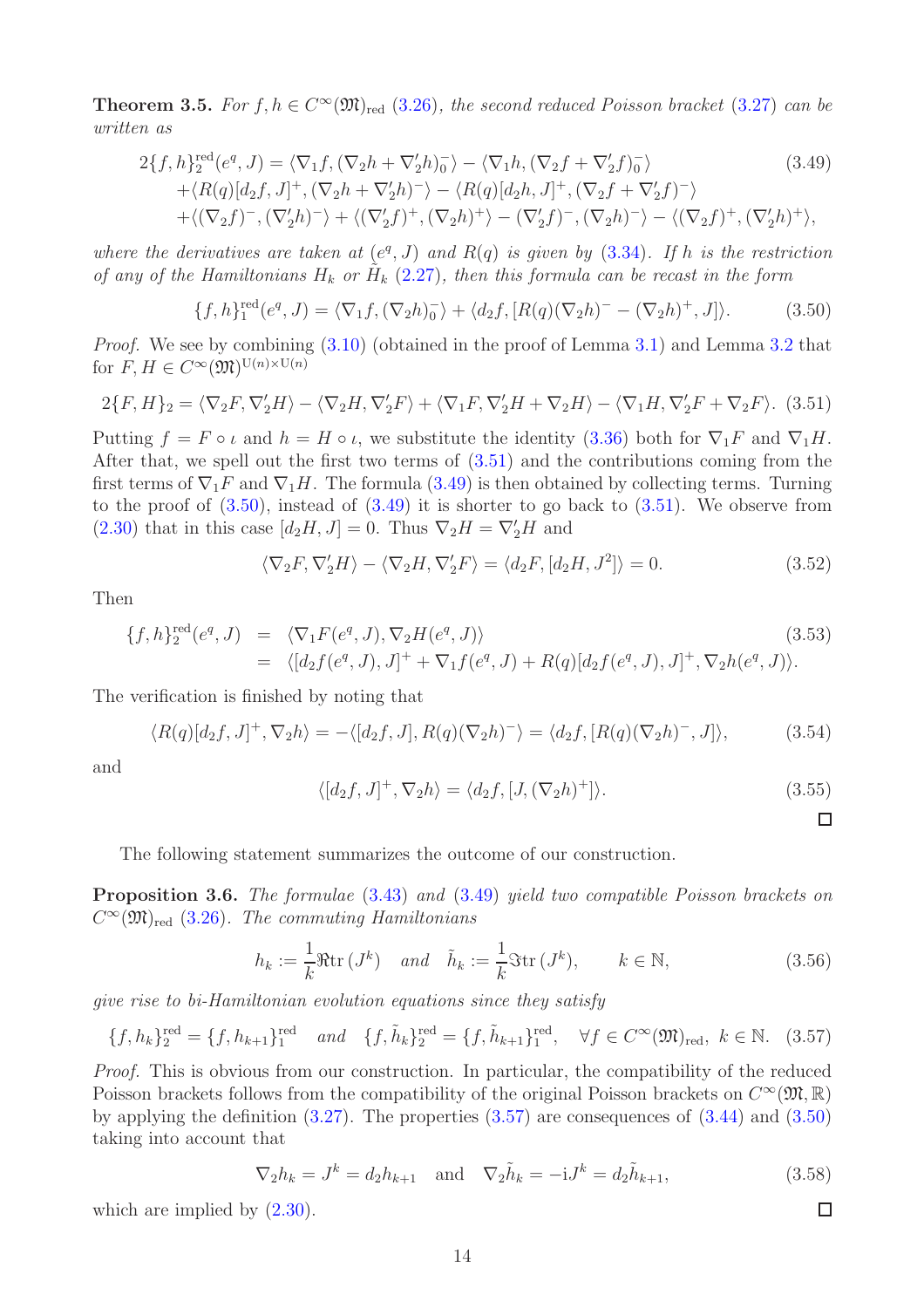**Theorem 3.5.** *For $f, h \in C^\infty(\mathfrak{M})_{\rm red}$ (3.26), the second reduced Poisson bracket (3.27) can be written as*

$$
\begin{aligned}
2\{f,h\}_2^{\rm red}(e^q,J) &= \langle \nabla_1 f, (\nabla_2 h + \nabla_2' h)_0^- \rangle - \langle \nabla_1 h, (\nabla_2 f + \nabla_2' f)_0^- \rangle \\
&+ \langle R(q)[d_2 f, J]^+, (\nabla_2 h + \nabla_2' h)^- \rangle - \langle R(q)[d_2 h, J]^+, (\nabla_2 f + \nabla_2' f)^- \rangle \\
&+ \langle (\nabla_2 f)^-, (\nabla_2' h)^- \rangle + \langle (\nabla_2' f)^+, (\nabla_2 h)^+ \rangle - \langle (\nabla_2' f)^-, (\nabla_2 h)^- \rangle - \langle (\nabla_2 f)^+, (\nabla_2' h)^+ \rangle,
\end{aligned}
\tag{3.49}
$$

*where the derivatives are taken at $(e^q, J)$ and $R(q)$ is given by (3.34). If $h$ is the restriction of any of the Hamiltonians $H_k$ or $\tilde{H}_k$ (2.27), then this formula can be recast in the form*

$$
\{f,h\}_1^{\rm red}(e^q,J) = \langle \nabla_1 f, (\nabla_2 h)_0^- \rangle + \langle d_2 f, [R(q)(\nabla_2 h)^- - (\nabla_2 h)^+, J] \rangle. \tag{3.50}
$$

*Proof.* We see by combining (3.10) (obtained in the proof of Lemma 3.1) and Lemma 3.2 that for $F, H \in C^\infty(\mathfrak{M})^{{\rm U}(n)\times {\rm U}(n)}$

$$
2\{F,H\}_2 = \langle \nabla_2 F, \nabla_2' H \rangle - \langle \nabla_2 H, \nabla_2' F \rangle + \langle \nabla_1 F, \nabla_2' H + \nabla_2 H \rangle - \langle \nabla_1 H, \nabla_2' F + \nabla_2 F \rangle. \tag{3.51}
$$

Putting $f = F \circ \iota$ and $h = H \circ \iota$, we substitute the identity (3.36) both for $\nabla_1 F$ and $\nabla_1 H$. After that, we spell out the first two terms of (3.51) and the contributions coming from the first terms of $\nabla_1 F$ and $\nabla_1 H$. The formula (3.49) is then obtained by collecting terms. Turning to the proof of (3.50), instead of (3.49) it is shorter to go back to (3.51). We observe from (2.30) that in this case $[d_2 H, J] = 0$. Thus $\nabla_2 H = \nabla_2' H$ and

$$
\langle \nabla_2 F, \nabla_2' H \rangle - \langle \nabla_2 H, \nabla_2' F \rangle = \langle d_2 F, [d_2 H, J^2] \rangle = 0. \tag{3.52}
$$

Then

$$
\begin{aligned}
\{f,h\}_2^{\rm red}(e^q,J) &= \langle \nabla_1 F(e^q,J), \nabla_2 H(e^q,J) \rangle \\
&= \langle [d_2 f(e^q,J), J]^+ + \nabla_1 f(e^q,J) + R(q)[d_2 f(e^q,J), J]^+, \nabla_2 h(e^q,J) \rangle.
\end{aligned}
\tag{3.53}
$$

The verification is finished by noting that

$$
\langle R(q)[d_2 f, J]^+, \nabla_2 h \rangle = -\langle [d_2 f, J], R(q)(\nabla_2 h)^- \rangle = \langle d_2 f, [R(q)(\nabla_2 h)^-, J] \rangle, \tag{3.54}
$$

and

$$
\langle [d_2 f, J]^+, \nabla_2 h \rangle = \langle d_2 f, [J, (\nabla_2 h)^+] \rangle. \tag{3.55}
$$

□

The following statement summarizes the outcome of our construction.

**Proposition 3.6.** *The formulae (3.43) and (3.49) yield two compatible Poisson brackets on $C^\infty(\mathfrak{M})_{\rm red}$ (3.26). The commuting Hamiltonians*

$$
h_k := \frac{1}{k} \Re {\rm tr}\,(J^k) \quad \text{and} \quad \tilde{h}_k := \frac{1}{k} \Im {\rm tr}\,(J^k), \qquad k \in \mathbb{N}, \tag{3.56}
$$

*give rise to bi-Hamiltonian evolution equations since they satisfy*

$$
\{f, h_k\}_2^{\rm red} = \{f, h_{k+1}\}_1^{\rm red} \quad \text{and} \quad \{f, \tilde{h}_k\}_2^{\rm red} = \{f, \tilde{h}_{k+1}\}_1^{\rm red}, \quad \forall f \in C^\infty(\mathfrak{M})_{\rm red},\ k \in \mathbb{N}. \tag{3.57}
$$

*Proof.* This is obvious from our construction. In particular, the compatibility of the reduced Poisson brackets follows from the compatibility of the original Poisson brackets on $C^\infty(\mathfrak{M}, \mathbb{R})$ by applying the definition (3.27). The properties (3.57) are consequences of (3.44) and (3.50) taking into account that

$$
\nabla_2 h_k = J^k = d_2 h_{k+1} \quad \text{and} \quad \nabla_2 \tilde{h}_k = -{\rm i} J^k = d_2 \tilde{h}_{k+1}, \tag{3.58}
$$

which are implied by (2.30).

□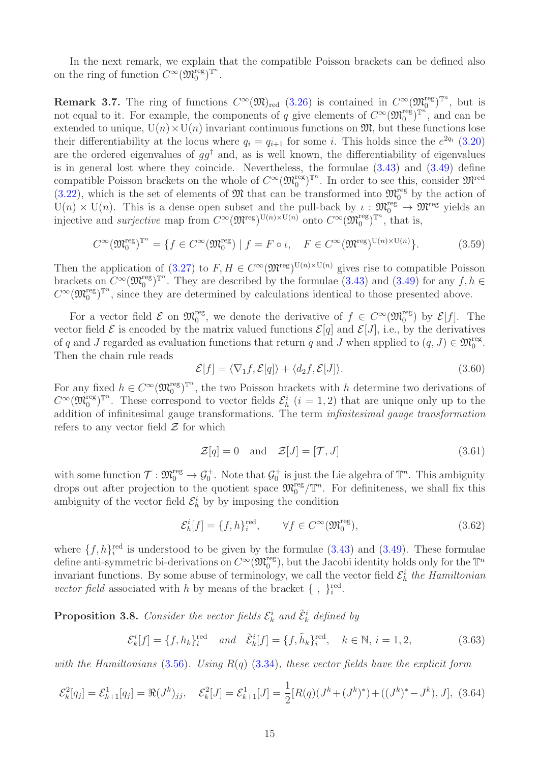In the next remark, we explain that the compatible Poisson brackets can be defined also on the ring of function $C^\infty(\mathfrak{M}_0^{\rm reg})^{\mathbb{T}^n}$.

**Remark 3.7.** The ring of functions $C^\infty(\mathfrak{M})_{\rm red}$ (3.26) is contained in $C^\infty(\mathfrak{M}_0^{\rm reg})^{\mathbb{T}^n}$, but is not equal to it. For example, the components of $q$ give elements of $C^\infty(\mathfrak{M}_0^{\rm reg})^{\mathbb{T}^n}$, and can be extended to unique, $\mathrm{U}(n)\times\mathrm{U}(n)$ invariant continuous functions on $\mathfrak{M}$, but these functions lose their differentiability at the locus where $q_i = q_{i+1}$ for some $i$. This holds since the $e^{2q_i}$ (3.20) are the ordered eigenvalues of $gg^\dagger$ and, as is well known, the differentiability of eigenvalues is in general lost where they coincide. Nevertheless, the formulae (3.43) and (3.49) define compatible Poisson brackets on the whole of $C^\infty(\mathfrak{M}_0^{\rm reg})^{\mathbb{T}^n}$. In order to see this, consider $\mathfrak{M}^{\rm red}$ (3.22), which is the set of elements of $\mathfrak{M}$ that can be transformed into $\mathfrak{M}_0^{\rm reg}$ by the action of $\mathrm{U}(n)\times\mathrm{U}(n)$. This is a dense open subset and the pull-back by $\iota: \mathfrak{M}_0^{\rm reg}\to\mathfrak{M}^{\rm reg}$ yields an injective and *surjective* map from $C^\infty(\mathfrak{M}^{\rm reg})^{\mathrm{U}(n)\times\mathrm{U}(n)}$ onto $C^\infty(\mathfrak{M}_0^{\rm reg})^{\mathbb{T}^n}$, that is,

$$C^\infty(\mathfrak{M}_0^{\rm reg})^{\mathbb{T}^n} = \{f\in C^\infty(\mathfrak{M}_0^{\rm reg})\mid f = F\circ\iota,\quad F\in C^\infty(\mathfrak{M}^{\rm reg})^{\mathrm{U}(n)\times\mathrm{U}(n)}\}. \tag{3.59}$$

Then the application of (3.27) to $F,H\in C^\infty(\mathfrak{M}^{\rm reg})^{\mathrm{U}(n)\times\mathrm{U}(n)}$ gives rise to compatible Poisson brackets on $C^\infty(\mathfrak{M}_0^{\rm reg})^{\mathbb{T}^n}$. They are described by the formulae (3.43) and (3.49) for any $f,h\in C^\infty(\mathfrak{M}_0^{\rm reg})^{\mathbb{T}^n}$, since they are determined by calculations identical to those presented above.

For a vector field $\mathcal{E}$ on $\mathfrak{M}_0^{\rm reg}$, we denote the derivative of $f\in C^\infty(\mathfrak{M}_0^{\rm reg})$ by $\mathcal{E}[f]$. The vector field $\mathcal{E}$ is encoded by the matrix valued functions $\mathcal{E}[q]$ and $\mathcal{E}[J]$, i.e., by the derivatives of $q$ and $J$ regarded as evaluation functions that return $q$ and $J$ when applied to $(q,J)\in\mathfrak{M}_0^{\rm reg}$. Then the chain rule reads

$$\mathcal{E}[f] = \langle\nabla_1 f,\mathcal{E}[q]\rangle + \langle d_2 f,\mathcal{E}[J]\rangle. \tag{3.60}$$

For any fixed $h\in C^\infty(\mathfrak{M}_0^{\rm reg})^{\mathbb{T}^n}$, the two Poisson brackets with $h$ determine two derivations of $C^\infty(\mathfrak{M}_0^{\rm reg})^{\mathbb{T}^n}$. These correspond to vector fields $\mathcal{E}_h^i$ $(i=1,2)$ that are unique only up to the addition of infinitesimal gauge transformations. The term *infinitesimal gauge transformation* refers to any vector field $\mathcal{Z}$ for which

$$\mathcal{Z}[q] = 0 \quad\text{and}\quad \mathcal{Z}[J] = [\mathcal{T},J] \tag{3.61}$$

with some function $\mathcal{T}:\mathfrak{M}_0^{\rm reg}\to\mathcal{G}_0^+$. Note that $\mathcal{G}_0^+$ is just the Lie algebra of $\mathbb{T}^n$. This ambiguity drops out after projection to the quotient space $\mathfrak{M}_0^{\rm reg}/\mathbb{T}^n$. For definiteness, we shall fix this ambiguity of the vector field $\mathcal{E}_h^i$ by by imposing the condition

$$\mathcal{E}_h^i[f] = \{f,h\}_i^{\rm red},\qquad \forall f\in C^\infty(\mathfrak{M}_0^{\rm reg}), \tag{3.62}$$

where $\{f,h\}_i^{\rm red}$ is understood to be given by the formulae (3.43) and (3.49). These formulae define anti-symmetric bi-derivations on $C^\infty(\mathfrak{M}_0^{\rm reg})$, but the Jacobi identity holds only for the $\mathbb{T}^n$ invariant functions. By some abuse of terminology, we call the vector field $\mathcal{E}_h^i$ *the Hamiltonian vector field* associated with $h$ by means of the bracket $\{\ ,\ \}_i^{\rm red}$.

**Proposition 3.8.** *Consider the vector fields $\mathcal{E}_k^i$ and $\tilde{\mathcal{E}}_k^i$ defined by*

$$\mathcal{E}_k^i[f] = \{f,h_k\}_i^{\rm red}\quad\text{and}\quad \tilde{\mathcal{E}}_k^i[f] = \{f,\tilde h_k\}_i^{\rm red},\quad k\in\mathbb{N},\ i=1,2, \tag{3.63}$$

*with the Hamiltonians (3.56). Using $R(q)$ (3.34), these vector fields have the explicit form*

$$\mathcal{E}_k^2[q_j] = \mathcal{E}_{k+1}^1[q_j] = \Re(J^k)_{jj},\quad \mathcal{E}_k^2[J] = \mathcal{E}_{k+1}^1[J] = \frac{1}{2}[R(q)(J^k + (J^k)^*) + ((J^k)^* - J^k), J], \tag{3.64}$$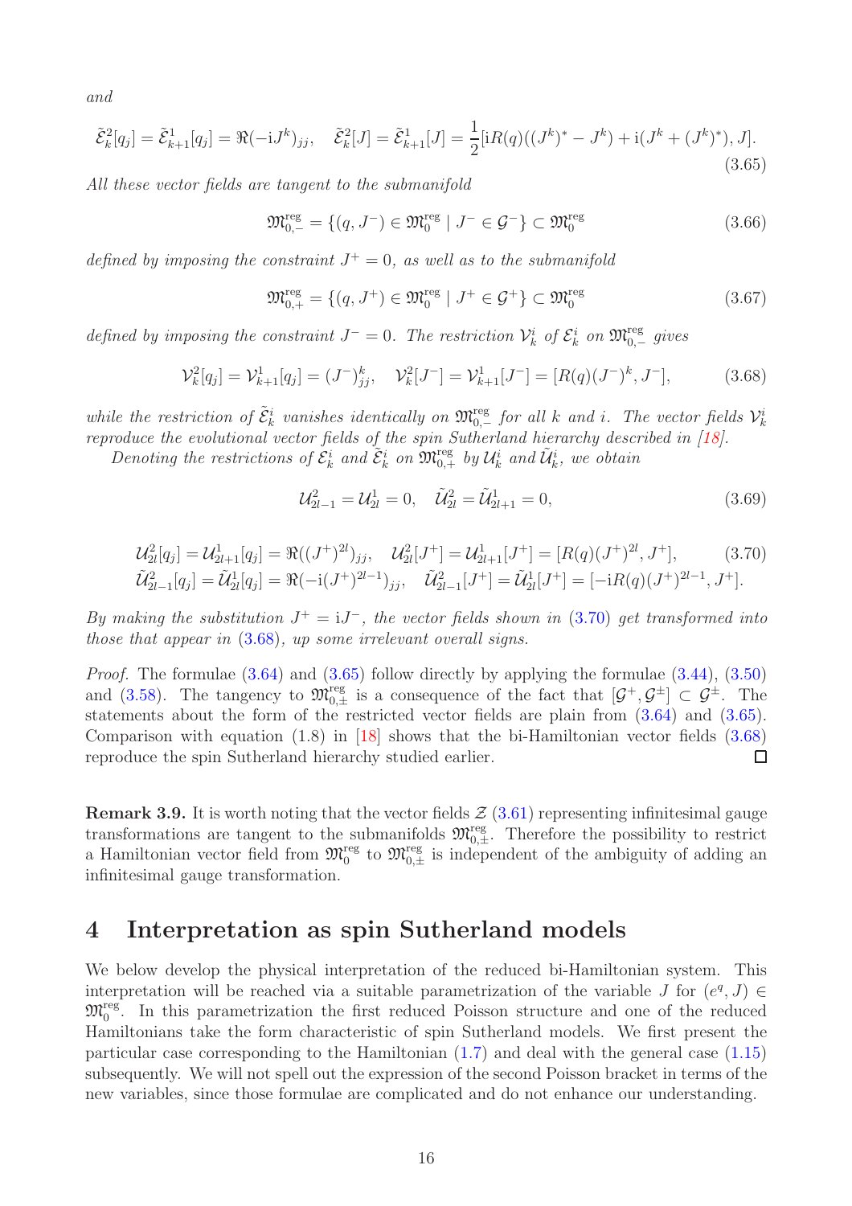*and*

$$\tilde{\mathcal{E}}_k^2[q_j] = \tilde{\mathcal{E}}_{k+1}^1[q_j] = \Re(-\mathrm{i}J^k)_{jj}, \quad \tilde{\mathcal{E}}_k^2[J] = \tilde{\mathcal{E}}_{k+1}^1[J] = \frac{1}{2}[\mathrm{i}R(q)((J^k)^* - J^k) + \mathrm{i}(J^k + (J^k)^*), J]. \tag{3.65}$$

*All these vector fields are tangent to the submanifold*

$$\mathfrak{M}_{0,-}^{\mathrm{reg}} = \{(q, J^-) \in \mathfrak{M}_0^{\mathrm{reg}} \mid J^- \in \mathcal{G}^-\} \subset \mathfrak{M}_0^{\mathrm{reg}} \tag{3.66}$$

*defined by imposing the constraint $J^+ = 0$, as well as to the submanifold*

$$\mathfrak{M}_{0,+}^{\mathrm{reg}} = \{(q, J^+) \in \mathfrak{M}_0^{\mathrm{reg}} \mid J^+ \in \mathcal{G}^+\} \subset \mathfrak{M}_0^{\mathrm{reg}} \tag{3.67}$$

*defined by imposing the constraint $J^- = 0$. The restriction $\mathcal{V}_k^i$ of $\mathcal{E}_k^i$ on $\mathfrak{M}_{0,-}^{\mathrm{reg}}$ gives*

$$\mathcal{V}_k^2[q_j] = \mathcal{V}_{k+1}^1[q_j] = (J^-)_{jj}^k, \quad \mathcal{V}_k^2[J^-] = \mathcal{V}_{k+1}^1[J^-] = [R(q)(J^-)^k, J^-], \tag{3.68}$$

*while the restriction of $\tilde{\mathcal{E}}_k^i$ vanishes identically on $\mathfrak{M}_{0,-}^{\mathrm{reg}}$ for all $k$ and $i$. The vector fields $\mathcal{V}_k^i$ reproduce the evolutional vector fields of the spin Sutherland hierarchy described in [18].*

*Denoting the restrictions of $\mathcal{E}_k^i$ and $\tilde{\mathcal{E}}_k^i$ on $\mathfrak{M}_{0,+}^{\mathrm{reg}}$ by $\mathcal{U}_k^i$ and $\tilde{\mathcal{U}}_k^i$, we obtain*

$$\mathcal{U}_{2l-1}^2 = \mathcal{U}_{2l}^1 = 0, \quad \tilde{\mathcal{U}}_{2l}^2 = \tilde{\mathcal{U}}_{2l+1}^1 = 0, \tag{3.69}$$

$$\begin{aligned}
&\mathcal{U}_{2l}^2[q_j] = \mathcal{U}_{2l+1}^1[q_j] = \Re((J^+)^{2l})_{jj}, \quad \mathcal{U}_{2l}^2[J^+] = \mathcal{U}_{2l+1}^1[J^+] = [R(q)(J^+)^{2l}, J^+], \\
&\tilde{\mathcal{U}}_{2l-1}^2[q_j] = \tilde{\mathcal{U}}_{2l}^1[q_j] = \Re(-\mathrm{i}(J^+)^{2l-1})_{jj}, \quad \tilde{\mathcal{U}}_{2l-1}^2[J^+] = \tilde{\mathcal{U}}_{2l}^1[J^+] = [-\mathrm{i}R(q)(J^+)^{2l-1}, J^+].
\end{aligned} \tag{3.70}$$

*By making the substitution $J^+ = \mathrm{i}J^-$, the vector fields shown in (3.70) get transformed into those that appear in (3.68), up some irrelevant overall signs.*

*Proof.* The formulae (3.64) and (3.65) follow directly by applying the formulae (3.44), (3.50) and (3.58). The tangency to $\mathfrak{M}_{0,\pm}^{\mathrm{reg}}$ is a consequence of the fact that $[\mathcal{G}^+, \mathcal{G}^\pm] \subset \mathcal{G}^\pm$. The statements about the form of the restricted vector fields are plain from (3.64) and (3.65). Comparison with equation (1.8) in [18] shows that the bi-Hamiltonian vector fields (3.68) reproduce the spin Sutherland hierarchy studied earlier. ∎

**Remark 3.9.** It is worth noting that the vector fields $\mathcal{Z}$ (3.61) representing infinitesimal gauge transformations are tangent to the submanifolds $\mathfrak{M}_{0,\pm}^{\mathrm{reg}}$. Therefore the possibility to restrict a Hamiltonian vector field from $\mathfrak{M}_0^{\mathrm{reg}}$ to $\mathfrak{M}_{0,\pm}^{\mathrm{reg}}$ is independent of the ambiguity of adding an infinitesimal gauge transformation.

# 4 Interpretation as spin Sutherland models

We below develop the physical interpretation of the reduced bi-Hamiltonian system. This interpretation will be reached via a suitable parametrization of the variable $J$ for $(e^q, J) \in \mathfrak{M}_0^{\mathrm{reg}}$. In this parametrization the first reduced Poisson structure and one of the reduced Hamiltonians take the form characteristic of spin Sutherland models. We first present the particular case corresponding to the Hamiltonian (1.7) and deal with the general case (1.15) subsequently. We will not spell out the expression of the second Poisson bracket in terms of the new variables, since those formulae are complicated and do not enhance our understanding.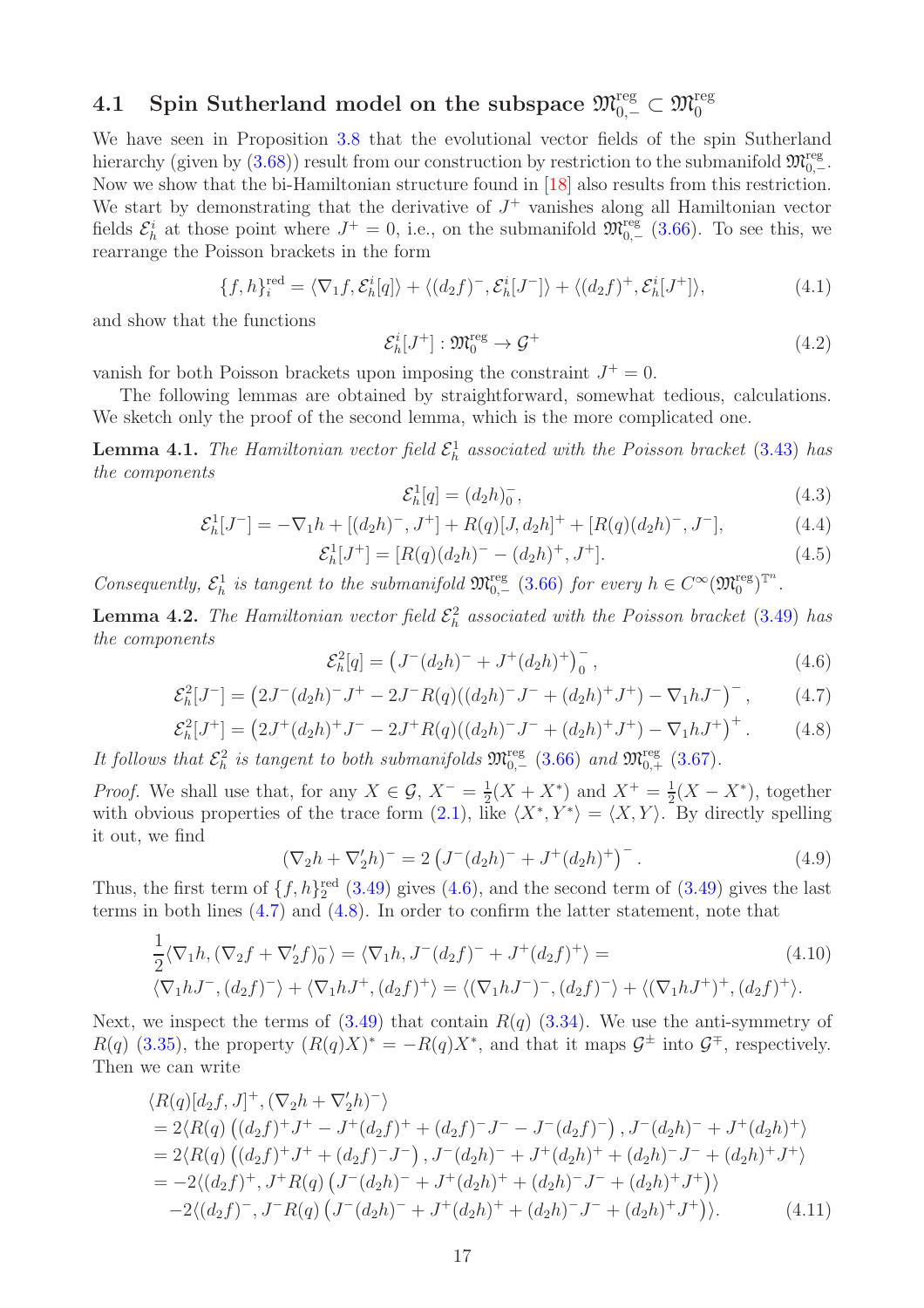### 4.1 Spin Sutherland model on the subspace $\mathfrak{M}_{0,-}^{\mathrm{reg}} \subset \mathfrak{M}_0^{\mathrm{reg}}$

We have seen in Proposition 3.8 that the evolutional vector fields of the spin Sutherland hierarchy (given by (3.68)) result from our construction by restriction to the submanifold $\mathfrak{M}_{0,-}^{\mathrm{reg}}$. Now we show that the bi-Hamiltonian structure found in [18] also results from this restriction. We start by demonstrating that the derivative of $J^+$ vanishes along all Hamiltonian vector fields $\mathcal{E}_h^i$ at those point where $J^+ = 0$, i.e., on the submanifold $\mathfrak{M}_{0,-}^{\mathrm{reg}}$ (3.66). To see this, we rearrange the Poisson brackets in the form

$$\{f,h\}_i^{\mathrm{red}} = \langle \nabla_1 f, \mathcal{E}_h^i[q]\rangle + \langle (d_2 f)^-, \mathcal{E}_h^i[J^-]\rangle + \langle (d_2 f)^+, \mathcal{E}_h^i[J^+]\rangle, \tag{4.1}$$

and show that the functions

$$\mathcal{E}_h^i[J^+] : \mathfrak{M}_0^{\mathrm{reg}} \to \mathcal{G}^+ \tag{4.2}$$

vanish for both Poisson brackets upon imposing the constraint $J^+ = 0$.

The following lemmas are obtained by straightforward, somewhat tedious, calculations. We sketch only the proof of the second lemma, which is the more complicated one.

**Lemma 4.1.** *The Hamiltonian vector field $\mathcal{E}_h^1$ associated with the Poisson bracket (3.43) has the components*

$$\mathcal{E}_h^1[q] = (d_2 h)_0^-, \tag{4.3}$$

$$\mathcal{E}_h^1[J^-] = -\nabla_1 h + [(d_2 h)^-, J^+] + R(q)[J, d_2 h]^+ + [R(q)(d_2 h)^-, J^-], \tag{4.4}$$

$$\mathcal{E}_h^1[J^+] = [R(q)(d_2 h)^- - (d_2 h)^+, J^+]. \tag{4.5}$$

*Consequently, $\mathcal{E}_h^1$ is tangent to the submanifold $\mathfrak{M}_{0,-}^{\mathrm{reg}}$ (3.66) for every $h \in C^\infty(\mathfrak{M}_0^{\mathrm{reg}})^{\mathbb{T}^n}$.*

**Lemma 4.2.** *The Hamiltonian vector field $\mathcal{E}_h^2$ associated with the Poisson bracket (3.49) has the components*

$$\mathcal{E}_h^2[q] = \left(J^-(d_2 h)^- + J^+(d_2 h)^+\right)_0^-, \tag{4.6}$$

$$\mathcal{E}_h^2[J^-] = \left(2J^-(d_2 h)^- J^+ - 2J^- R(q)((d_2 h)^- J^- + (d_2 h)^+ J^+) - \nabla_1 h J^-\right)^-, \tag{4.7}$$

$$\mathcal{E}_h^2[J^+] = \left(2J^+(d_2 h)^+ J^- - 2J^+ R(q)((d_2 h)^- J^- + (d_2 h)^+ J^+) - \nabla_1 h J^+\right)^+. \tag{4.8}$$

*It follows that $\mathcal{E}_h^2$ is tangent to both submanifolds $\mathfrak{M}_{0,-}^{\mathrm{reg}}$ (3.66) and $\mathfrak{M}_{0,+}^{\mathrm{reg}}$ (3.67).*

*Proof.* We shall use that, for any $X \in \mathcal{G}$, $X^- = \frac{1}{2}(X + X^*)$ and $X^+ = \frac{1}{2}(X - X^*)$, together with obvious properties of the trace form (2.1), like $\langle X^*, Y^*\rangle = \langle X, Y\rangle$. By directly spelling it out, we find

$$(\nabla_2 h + \nabla_2' h)^- = 2\left(J^-(d_2 h)^- + J^+(d_2 h)^+\right)^-. \tag{4.9}$$

Thus, the first term of $\{f,h\}_2^{\mathrm{red}}$ (3.49) gives (4.6), and the second term of (3.49) gives the last terms in both lines (4.7) and (4.8). In order to confirm the latter statement, note that

$$\begin{aligned}
&\frac{1}{2}\langle \nabla_1 h, (\nabla_2 f + \nabla_2' f)_0^-\rangle = \langle \nabla_1 h, J^-(d_2 f)^- + J^+(d_2 f)^+\rangle = \\
&\langle \nabla_1 h J^-, (d_2 f)^-\rangle + \langle \nabla_1 h J^+, (d_2 f)^+\rangle = \langle (\nabla_1 h J^-)^-, (d_2 f)^-\rangle + \langle (\nabla_1 h J^+)^+, (d_2 f)^+\rangle.
\end{aligned} \tag{4.10}$$

Next, we inspect the terms of (3.49) that contain $R(q)$ (3.34). We use the anti-symmetry of $R(q)$ (3.35), the property $(R(q)X)^* = -R(q)X^*$, and that it maps $\mathcal{G}^\pm$ into $\mathcal{G}^\mp$, respectively. Then we can write

$$\begin{aligned}
&\langle R(q)[d_2 f, J]^+, (\nabla_2 h + \nabla_2' h)^-\rangle \\
&= 2\langle R(q)\left((d_2 f)^+ J^+ - J^+(d_2 f)^+ + (d_2 f)^- J^- - J^-(d_2 f)^-\right), J^-(d_2 h)^- + J^+(d_2 h)^+\rangle \\
&= 2\langle R(q)\left((d_2 f)^+ J^+ + (d_2 f)^- J^-\right), J^-(d_2 h)^- + J^+(d_2 h)^+ + (d_2 h)^- J^- + (d_2 h)^+ J^+\rangle \\
&= -2\langle (d_2 f)^+, J^+ R(q)\left(J^-(d_2 h)^- + J^+(d_2 h)^+ + (d_2 h)^- J^- + (d_2 h)^+ J^+\right)\rangle \\
&\quad -2\langle (d_2 f)^-, J^- R(q)\left(J^-(d_2 h)^- + J^+(d_2 h)^+ + (d_2 h)^- J^- + (d_2 h)^+ J^+\right)\rangle.
\end{aligned} \tag{4.11}$$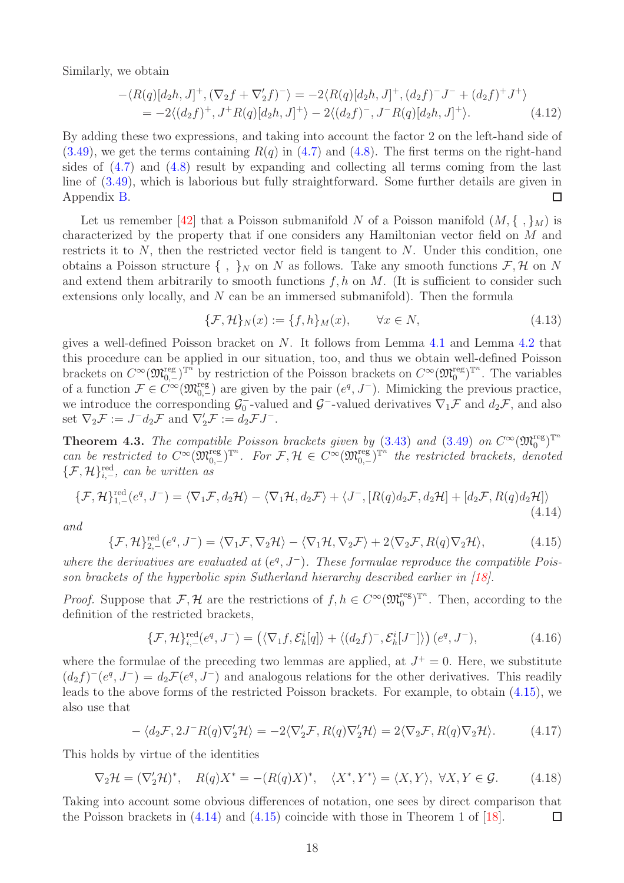Similarly, we obtain

$$
\begin{aligned}
-\langle R(q)[d_2h, J]^+, (\nabla_2 f + \nabla_2' f)^- \rangle &= -2\langle R(q)[d_2h, J]^+, (d_2f)^- J^- + (d_2f)^+ J^+ \rangle \\
&= -2\langle (d_2f)^+, J^+ R(q)[d_2h, J]^+ \rangle - 2\langle (d_2f)^-, J^- R(q)[d_2h, J]^+ \rangle.
\end{aligned}
\tag{4.12}
$$

By adding these two expressions, and taking into account the factor 2 on the left-hand side of (3.49), we get the terms containing $R(q)$ in (4.7) and (4.8). The first terms on the right-hand sides of (4.7) and (4.8) result by expanding and collecting all terms coming from the last line of (3.49), which is laborious but fully straightforward. Some further details are given in Appendix B. ◻

Let us remember [42] that a Poisson submanifold $N$ of a Poisson manifold $(M, \{\ ,\ \}_M)$ is characterized by the property that if one considers any Hamiltonian vector field on $M$ and restricts it to $N$, then the restricted vector field is tangent to $N$. Under this condition, one obtains a Poisson structure $\{\ ,\ \}_N$ on $N$ as follows. Take any smooth functions $\mathcal{F}, \mathcal{H}$ on $N$ and extend them arbitrarily to smooth functions $f, h$ on $M$. (It is sufficient to consider such extensions only locally, and $N$ can be an immersed submanifold). Then the formula

$$
\{\mathcal{F}, \mathcal{H}\}_N(x) := \{f, h\}_M(x), \qquad \forall x \in N,
\tag{4.13}
$$

gives a well-defined Poisson bracket on $N$. It follows from Lemma 4.1 and Lemma 4.2 that this procedure can be applied in our situation, too, and thus we obtain well-defined Poisson brackets on $C^\infty(\mathfrak{M}^{\mathrm{reg}}_{0,-})^{\mathbb{T}^n}$ by restriction of the Poisson brackets on $C^\infty(\mathfrak{M}^{\mathrm{reg}}_0)^{\mathbb{T}^n}$. The variables of a function $\mathcal{F} \in C^\infty(\mathfrak{M}^{\mathrm{reg}}_{0,-})$ are given by the pair $(e^q, J^-)$. Mimicking the previous practice, we introduce the corresponding $\mathcal{G}_0^-$-valued and $\mathcal{G}^-$-valued derivatives $\nabla_1 \mathcal{F}$ and $d_2 \mathcal{F}$, and also set $\nabla_2 \mathcal{F} := J^- d_2 \mathcal{F}$ and $\nabla_2' \mathcal{F} := d_2 \mathcal{F} J^-$.

**Theorem 4.3.** *The compatible Poisson brackets given by (3.43) and (3.49) on $C^\infty(\mathfrak{M}^{\mathrm{reg}}_0)^{\mathbb{T}^n}$ can be restricted to $C^\infty(\mathfrak{M}^{\mathrm{reg}}_{0,-})^{\mathbb{T}^n}$. For $\mathcal{F}, \mathcal{H} \in C^\infty(\mathfrak{M}^{\mathrm{reg}}_{0,-})^{\mathbb{T}^n}$ the restricted brackets, denoted $\{\mathcal{F}, \mathcal{H}\}^{\mathrm{red}}_{i,-}$, can be written as*

$$
\{\mathcal{F}, \mathcal{H}\}^{\mathrm{red}}_{1,-}(e^q, J^-) = \langle \nabla_1 \mathcal{F}, d_2 \mathcal{H} \rangle - \langle \nabla_1 \mathcal{H}, d_2 \mathcal{F} \rangle + \langle J^-, [R(q) d_2 \mathcal{F}, d_2 \mathcal{H}] + [d_2 \mathcal{F}, R(q) d_2 \mathcal{H}] \rangle
\tag{4.14}
$$

*and*

$$
\{\mathcal{F}, \mathcal{H}\}^{\mathrm{red}}_{2,-}(e^q, J^-) = \langle \nabla_1 \mathcal{F}, \nabla_2 \mathcal{H} \rangle - \langle \nabla_1 \mathcal{H}, \nabla_2 \mathcal{F} \rangle + 2\langle \nabla_2 \mathcal{F}, R(q) \nabla_2 \mathcal{H} \rangle,
\tag{4.15}
$$

*where the derivatives are evaluated at $(e^q, J^-)$. These formulae reproduce the compatible Poisson brackets of the hyperbolic spin Sutherland hierarchy described earlier in [18].*

*Proof.* Suppose that $\mathcal{F}, \mathcal{H}$ are the restrictions of $f, h \in C^\infty(\mathfrak{M}^{\mathrm{reg}}_0)^{\mathbb{T}^n}$. Then, according to the definition of the restricted brackets,

$$
\{\mathcal{F}, \mathcal{H}\}^{\mathrm{red}}_{i,-}(e^q, J^-) = \left( \langle \nabla_1 f, \mathcal{E}^i_h[q] \rangle + \langle (d_2 f)^-, \mathcal{E}^i_h[J^-] \rangle \right)(e^q, J^-),
\tag{4.16}
$$

where the formulae of the preceding two lemmas are applied, at $J^+ = 0$. Here, we substitute $(d_2 f)^-(e^q, J^-) = d_2 \mathcal{F}(e^q, J^-)$ and analogous relations for the other derivatives. This readily leads to the above forms of the restricted Poisson brackets. For example, to obtain (4.15), we also use that

$$
-\langle d_2 \mathcal{F}, 2J^- R(q) \nabla_2' \mathcal{H} \rangle = -2\langle \nabla_2' \mathcal{F}, R(q) \nabla_2' \mathcal{H} \rangle = 2\langle \nabla_2 \mathcal{F}, R(q) \nabla_2 \mathcal{H} \rangle.
\tag{4.17}
$$

This holds by virtue of the identities

$$
\nabla_2 \mathcal{H} = (\nabla_2' \mathcal{H})^*, \quad R(q) X^* = -(R(q) X)^*, \quad \langle X^*, Y^* \rangle = \langle X, Y \rangle, \ \forall X, Y \in \mathcal{G}.
\tag{4.18}
$$

Taking into account some obvious differences of notation, one sees by direct comparison that the Poisson brackets in (4.14) and (4.15) coincide with those in Theorem 1 of [18]. ◻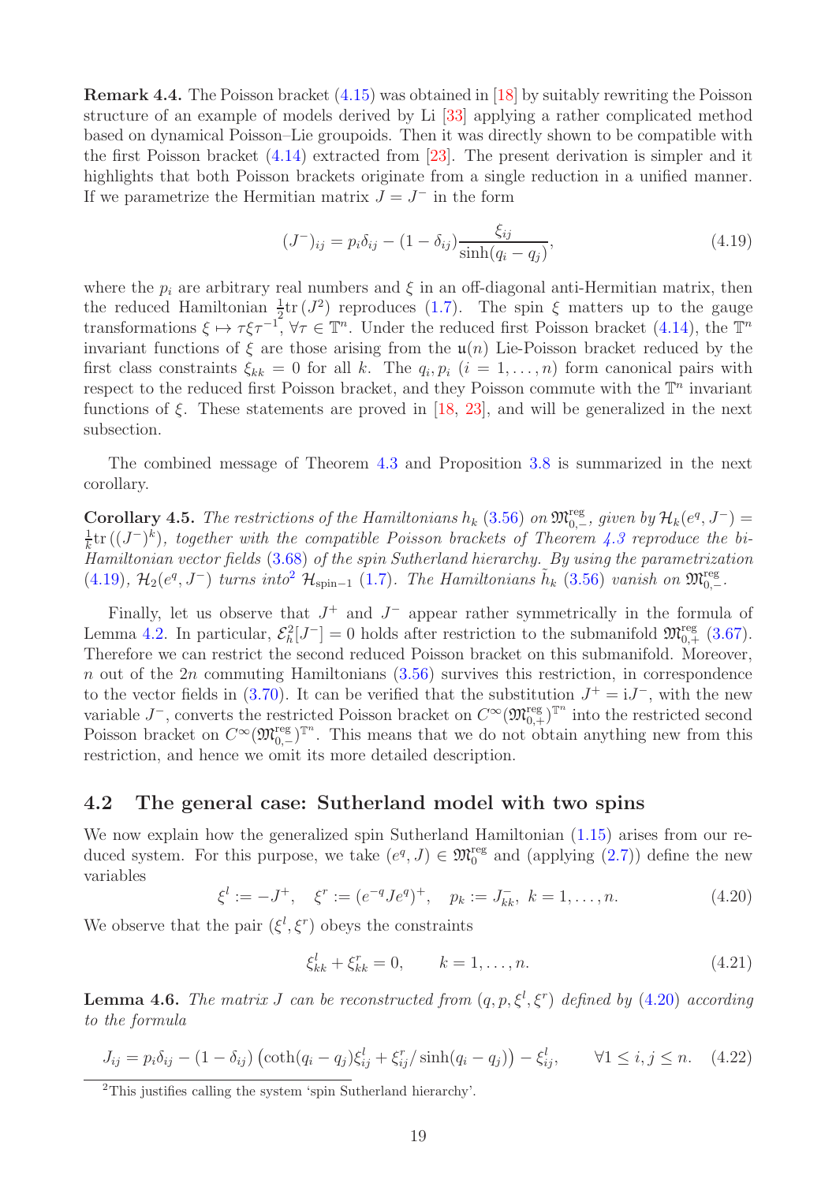**Remark 4.4.** The Poisson bracket (4.15) was obtained in [18] by suitably rewriting the Poisson structure of an example of models derived by Li [33] applying a rather complicated method based on dynamical Poisson–Lie groupoids. Then it was directly shown to be compatible with the first Poisson bracket (4.14) extracted from [23]. The present derivation is simpler and it highlights that both Poisson brackets originate from a single reduction in a unified manner. If we parametrize the Hermitian matrix $J = J^-$ in the form

$$(J^-)_{ij} = p_i \delta_{ij} - (1 - \delta_{ij}) \frac{\xi_{ij}}{\sinh(q_i - q_j)}, \tag{4.19}$$

where the $p_i$ are arbitrary real numbers and $\xi$ in an off-diagonal anti-Hermitian matrix, then the reduced Hamiltonian $\frac{1}{2}\mathrm{tr}\,(J^2)$ reproduces (1.7). The spin $\xi$ matters up to the gauge transformations $\xi \mapsto \tau\xi\tau^{-1}$, $\forall \tau \in \mathbb{T}^n$. Under the reduced first Poisson bracket (4.14), the $\mathbb{T}^n$ invariant functions of $\xi$ are those arising from the $\mathfrak{u}(n)$ Lie-Poisson bracket reduced by the first class constraints $\xi_{kk} = 0$ for all $k$. The $q_i, p_i$ $(i = 1, \ldots, n)$ form canonical pairs with respect to the reduced first Poisson bracket, and they Poisson commute with the $\mathbb{T}^n$ invariant functions of $\xi$. These statements are proved in [18, 23], and will be generalized in the next subsection.

The combined message of Theorem 4.3 and Proposition 3.8 is summarized in the next corollary.

**Corollary 4.5.** *The restrictions of the Hamiltonians $h_k$ (3.56) on $\mathfrak{M}^{\mathrm{reg}}_{0,-}$, given by $\mathcal{H}_k(e^q, J^-) = \frac{1}{k}\mathrm{tr}\,((J^-)^k)$, together with the compatible Poisson brackets of Theorem 4.3 reproduce the bi-Hamiltonian vector fields (3.68) of the spin Sutherland hierarchy. By using the parametrization (4.19), $\mathcal{H}_2(e^q, J^-)$ turns into*[2] *$\mathcal{H}_{\text{spin}-1}$ (1.7). The Hamiltonians $\tilde{h}_k$ (3.56) vanish on $\mathfrak{M}^{\mathrm{reg}}_{0,-}$.*

Finally, let us observe that $J^+$ and $J^-$ appear rather symmetrically in the formula of Lemma 4.2. In particular, $\mathcal{E}^2_h[J^-] = 0$ holds after restriction to the submanifold $\mathfrak{M}^{\mathrm{reg}}_{0,+}$ (3.67). Therefore we can restrict the second reduced Poisson bracket on this submanifold. Moreover, $n$ out of the $2n$ commuting Hamiltonians (3.56) survives this restriction, in correspondence to the vector fields in (3.70). It can be verified that the substitution $J^+ = \mathrm{i}J^-$, with the new variable $J^-$, converts the restricted Poisson bracket on $C^\infty(\mathfrak{M}^{\mathrm{reg}}_{0,+})^{\mathbb{T}^n}$ into the restricted second Poisson bracket on $C^\infty(\mathfrak{M}^{\mathrm{reg}}_{0,-})^{\mathbb{T}^n}$. This means that we do not obtain anything new from this restriction, and hence we omit its more detailed description.

## 4.2 The general case: Sutherland model with two spins

We now explain how the generalized spin Sutherland Hamiltonian (1.15) arises from our reduced system. For this purpose, we take $(e^q, J) \in \mathfrak{M}^{\mathrm{reg}}_0$ and (applying (2.7)) define the new variables

$$\xi^l := -J^+, \quad \xi^r := (e^{-q} J e^q)^+, \quad p_k := J^-_{kk}, \ k = 1, \ldots, n. \tag{4.20}$$

We observe that the pair $(\xi^l, \xi^r)$ obeys the constraints

$$\xi^l_{kk} + \xi^r_{kk} = 0, \qquad k = 1, \ldots, n. \tag{4.21}$$

**Lemma 4.6.** *The matrix $J$ can be reconstructed from $(q, p, \xi^l, \xi^r)$ defined by (4.20) according to the formula*

$$J_{ij} = p_i \delta_{ij} - (1 - \delta_{ij}) \left( \coth(q_i - q_j) \xi^l_{ij} + \xi^r_{ij} / \sinh(q_i - q_j) \right) - \xi^l_{ij}, \qquad \forall 1 \leq i, j \leq n. \tag{4.22}$$

[2] This justifies calling the system 'spin Sutherland hierarchy'.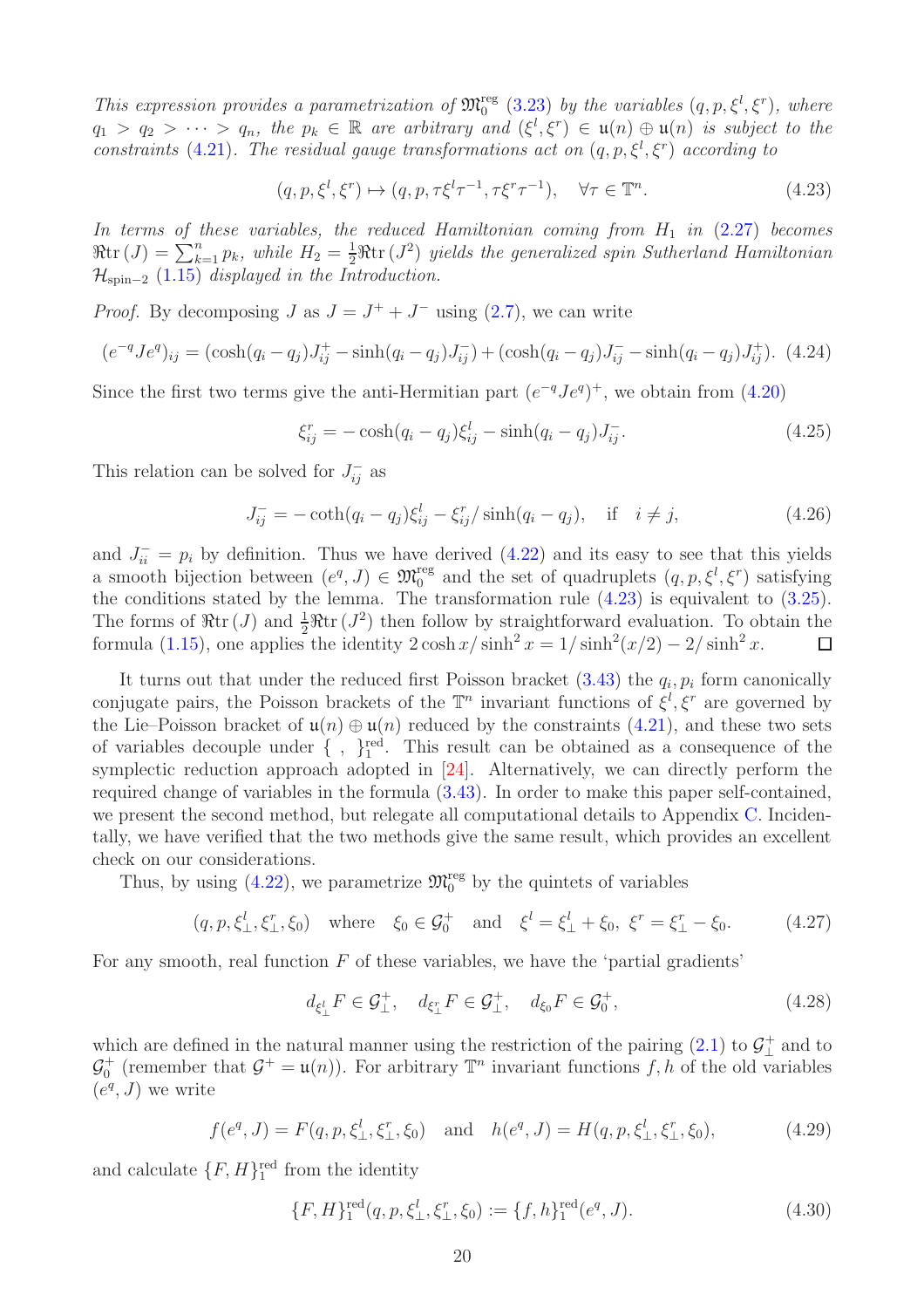*This expression provides a parametrization of $\mathfrak{M}_0^{\rm reg}$ (3.23) by the variables $(q,p,\xi^l,\xi^r)$, where $q_1 > q_2 > \cdots > q_n$, the $p_k \in \mathbb{R}$ are arbitrary and $(\xi^l,\xi^r) \in \mathfrak{u}(n) \oplus \mathfrak{u}(n)$ is subject to the constraints (4.21). The residual gauge transformations act on $(q,p,\xi^l,\xi^r)$ according to*

$$(q,p,\xi^l,\xi^r) \mapsto (q,p,\tau\xi^l\tau^{-1},\tau\xi^r\tau^{-1}), \quad \forall \tau \in \mathbb{T}^n. \tag{4.23}$$

*In terms of these variables, the reduced Hamiltonian coming from $H_1$ in (2.27) becomes $\Re\mathrm{tr}\,(J) = \sum_{k=1}^n p_k$, while $H_2 = \frac{1}{2}\Re\mathrm{tr}\,(J^2)$ yields the generalized spin Sutherland Hamiltonian $\mathcal{H}_{\text{spin}-2}$ (1.15) displayed in the Introduction.*

*Proof.* By decomposing $J$ as $J = J^+ + J^-$ using (2.7), we can write

$$(e^{-q}Je^q)_{ij} = (\cosh(q_i - q_j)J^+_{ij} - \sinh(q_i - q_j)J^-_{ij}) + (\cosh(q_i - q_j)J^-_{ij} - \sinh(q_i - q_j)J^+_{ij}). \tag{4.24}$$

Since the first two terms give the anti-Hermitian part $(e^{-q}Je^q)^+$, we obtain from (4.20)

$$\xi^r_{ij} = -\cosh(q_i - q_j)\xi^l_{ij} - \sinh(q_i - q_j)J^-_{ij}. \tag{4.25}$$

This relation can be solved for $J^-_{ij}$ as

$$J^-_{ij} = -\coth(q_i - q_j)\xi^l_{ij} - \xi^r_{ij}/\sinh(q_i - q_j), \quad \text{if} \quad i \neq j, \tag{4.26}$$

and $J^-_{ii} = p_i$ by definition. Thus we have derived (4.22) and its easy to see that this yields a smooth bijection between $(e^q, J) \in \mathfrak{M}_0^{\rm reg}$ and the set of quadruplets $(q,p,\xi^l,\xi^r)$ satisfying the conditions stated by the lemma. The transformation rule (4.23) is equivalent to (3.25). The forms of $\Re\mathrm{tr}\,(J)$ and $\frac{1}{2}\Re\mathrm{tr}\,(J^2)$ then follow by straightforward evaluation. To obtain the formula (1.15), one applies the identity $2\cosh x/\sinh^2 x = 1/\sinh^2(x/2) - 2/\sinh^2 x$. □

It turns out that under the reduced first Poisson bracket (3.43) the $q_i, p_i$ form canonically conjugate pairs, the Poisson brackets of the $\mathbb{T}^n$ invariant functions of $\xi^l, \xi^r$ are governed by the Lie–Poisson bracket of $\mathfrak{u}(n) \oplus \mathfrak{u}(n)$ reduced by the constraints (4.21), and these two sets of variables decouple under $\{\ ,\ \}_1^{\rm red}$. This result can be obtained as a consequence of the symplectic reduction approach adopted in [24]. Alternatively, we can directly perform the required change of variables in the formula (3.43). In order to make this paper self-contained, we present the second method, but relegate all computational details to Appendix C. Incidentally, we have verified that the two methods give the same result, which provides an excellent check on our considerations.

Thus, by using (4.22), we parametrize $\mathfrak{M}_0^{\rm reg}$ by the quintets of variables

$$(q,p,\xi^l_\perp,\xi^r_\perp,\xi_0) \quad \text{where} \quad \xi_0 \in \mathcal{G}_0^+ \quad \text{and} \quad \xi^l = \xi^l_\perp + \xi_0,\ \xi^r = \xi^r_\perp - \xi_0. \tag{4.27}$$

For any smooth, real function $F$ of these variables, we have the 'partial gradients'

$$d_{\xi^l_\perp}F \in \mathcal{G}^+_\perp, \quad d_{\xi^r_\perp}F \in \mathcal{G}^+_\perp, \quad d_{\xi_0}F \in \mathcal{G}^+_0, \tag{4.28}$$

which are defined in the natural manner using the restriction of the pairing (2.1) to $\mathcal{G}^+_\perp$ and to $\mathcal{G}^+_0$ (remember that $\mathcal{G}^+ = \mathfrak{u}(n)$). For arbitrary $\mathbb{T}^n$ invariant functions $f, h$ of the old variables $(e^q, J)$ we write

$$f(e^q, J) = F(q,p,\xi^l_\perp,\xi^r_\perp,\xi_0) \quad \text{and} \quad h(e^q, J) = H(q,p,\xi^l_\perp,\xi^r_\perp,\xi_0), \tag{4.29}$$

and calculate $\{F, H\}_1^{\rm red}$ from the identity

$$\{F, H\}_1^{\rm red}(q,p,\xi^l_\perp,\xi^r_\perp,\xi_0) := \{f, h\}_1^{\rm red}(e^q, J). \tag{4.30}$$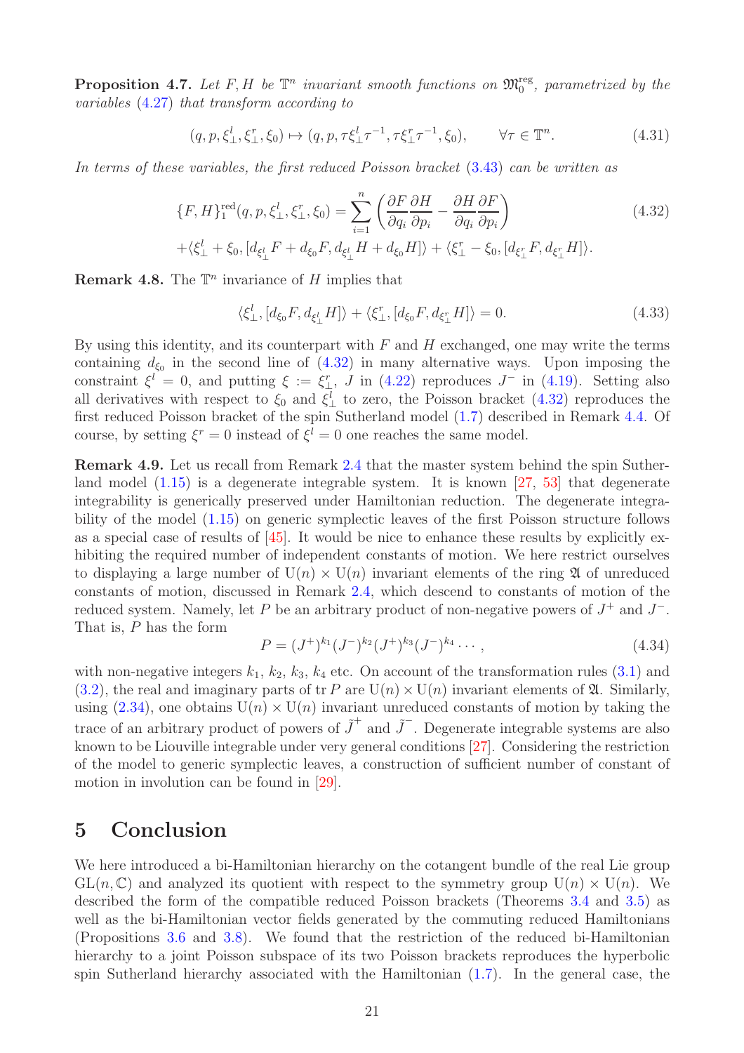**Proposition 4.7.** *Let $F, H$ be $\mathbb{T}^n$ invariant smooth functions on $\mathfrak{M}_0^{\mathrm{reg}}$, parametrized by the variables (4.27) that transform according to*

$$(q, p, \xi_\perp^l, \xi_\perp^r, \xi_0) \mapsto (q, p, \tau\xi_\perp^l\tau^{-1}, \tau\xi_\perp^r\tau^{-1}, \xi_0), \qquad \forall \tau \in \mathbb{T}^n. \tag{4.31}$$

*In terms of these variables, the first reduced Poisson bracket (3.43) can be written as*

$$\begin{aligned}
&\{F, H\}_1^{\mathrm{red}}(q, p, \xi_\perp^l, \xi_\perp^r, \xi_0) = \sum_{i=1}^n \left( \frac{\partial F}{\partial q_i}\frac{\partial H}{\partial p_i} - \frac{\partial H}{\partial q_i}\frac{\partial F}{\partial p_i} \right) \\
&+\langle \xi_\perp^l + \xi_0, [d_{\xi_\perp^l} F + d_{\xi_0} F, d_{\xi_\perp^l} H + d_{\xi_0} H]\rangle + \langle \xi_\perp^r - \xi_0, [d_{\xi_\perp^r} F, d_{\xi_\perp^r} H]\rangle.
\end{aligned} \tag{4.32}$$

**Remark 4.8.** The $\mathbb{T}^n$ invariance of $H$ implies that

$$\langle \xi_\perp^l, [d_{\xi_0} F, d_{\xi_\perp^l} H]\rangle + \langle \xi_\perp^r, [d_{\xi_0} F, d_{\xi_\perp^r} H]\rangle = 0. \tag{4.33}$$

By using this identity, and its counterpart with $F$ and $H$ exchanged, one may write the terms containing $d_{\xi_0}$ in the second line of (4.32) in many alternative ways. Upon imposing the constraint $\xi^l = 0$, and putting $\xi := \xi_\perp^r$, $J$ in (4.22) reproduces $J^-$ in (4.19). Setting also all derivatives with respect to $\xi_0$ and $\xi_\perp^l$ to zero, the Poisson bracket (4.32) reproduces the first reduced Poisson bracket of the spin Sutherland model (1.7) described in Remark 4.4. Of course, by setting $\xi^r = 0$ instead of $\xi^l = 0$ one reaches the same model.

**Remark 4.9.** Let us recall from Remark 2.4 that the master system behind the spin Sutherland model (1.15) is a degenerate integrable system. It is known [27, 53] that degenerate integrability is generically preserved under Hamiltonian reduction. The degenerate integrability of the model (1.15) on generic symplectic leaves of the first Poisson structure follows as a special case of results of [45]. It would be nice to enhance these results by explicitly exhibiting the required number of independent constants of motion. We here restrict ourselves to displaying a large number of $\mathrm{U}(n) \times \mathrm{U}(n)$ invariant elements of the ring $\mathfrak{A}$ of unreduced constants of motion, discussed in Remark 2.4, which descend to constants of motion of the reduced system. Namely, let $P$ be an arbitrary product of non-negative powers of $J^+$ and $J^-$. That is, $P$ has the form

$$P = (J^+)^{k_1}(J^-)^{k_2}(J^+)^{k_3}(J^-)^{k_4}\cdots, \tag{4.34}$$

with non-negative integers $k_1$, $k_2$, $k_3$, $k_4$ etc. On account of the transformation rules (3.1) and (3.2), the real and imaginary parts of $\operatorname{tr} P$ are $\mathrm{U}(n) \times \mathrm{U}(n)$ invariant elements of $\mathfrak{A}$. Similarly, using (2.34), one obtains $\mathrm{U}(n) \times \mathrm{U}(n)$ invariant unreduced constants of motion by taking the trace of an arbitrary product of powers of $\tilde{J}^+$ and $\tilde{J}^-$. Degenerate integrable systems are also known to be Liouville integrable under very general conditions [27]. Considering the restriction of the model to generic symplectic leaves, a construction of sufficient number of constant of motion in involution can be found in [29].

# 5 Conclusion

We here introduced a bi-Hamiltonian hierarchy on the cotangent bundle of the real Lie group $\mathrm{GL}(n, \mathbb{C})$ and analyzed its quotient with respect to the symmetry group $\mathrm{U}(n) \times \mathrm{U}(n)$. We described the form of the compatible reduced Poisson brackets (Theorems 3.4 and 3.5) as well as the bi-Hamiltonian vector fields generated by the commuting reduced Hamiltonians (Propositions 3.6 and 3.8). We found that the restriction of the reduced bi-Hamiltonian hierarchy to a joint Poisson subspace of its two Poisson brackets reproduces the hyperbolic spin Sutherland hierarchy associated with the Hamiltonian (1.7). In the general case, the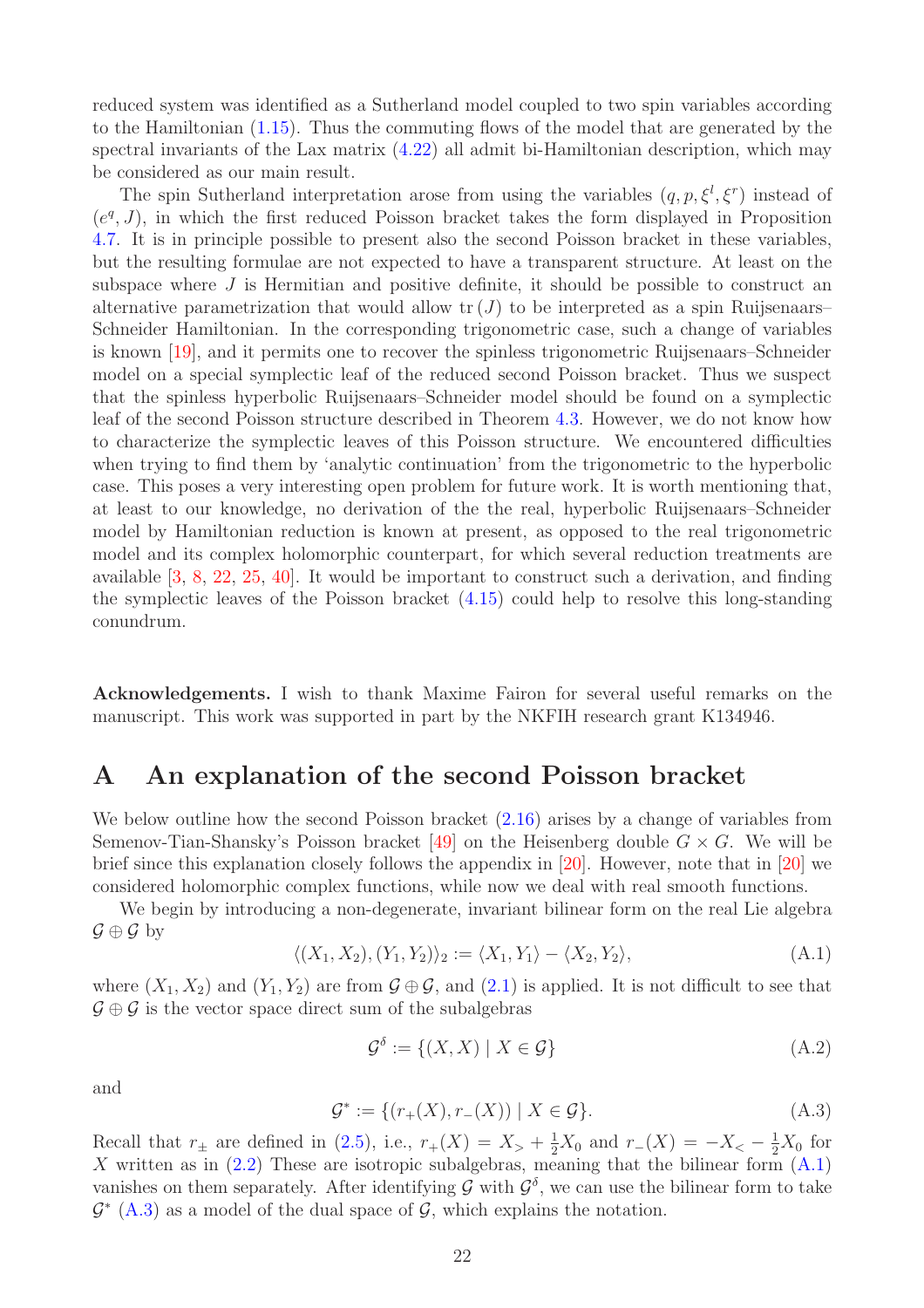reduced system was identified as a Sutherland model coupled to two spin variables according to the Hamiltonian (1.15). Thus the commuting flows of the model that are generated by the spectral invariants of the Lax matrix (4.22) all admit bi-Hamiltonian description, which may be considered as our main result.

The spin Sutherland interpretation arose from using the variables $(q, p, \xi^l, \xi^r)$ instead of $(e^q, J)$, in which the first reduced Poisson bracket takes the form displayed in Proposition 4.7. It is in principle possible to present also the second Poisson bracket in these variables, but the resulting formulae are not expected to have a transparent structure. At least on the subspace where $J$ is Hermitian and positive definite, it should be possible to construct an alternative parametrization that would allow $\mathrm{tr}\,(J)$ to be interpreted as a spin Ruijsenaars–Schneider Hamiltonian. In the corresponding trigonometric case, such a change of variables is known [19], and it permits one to recover the spinless trigonometric Ruijsenaars–Schneider model on a special symplectic leaf of the reduced second Poisson bracket. Thus we suspect that the spinless hyperbolic Ruijsenaars–Schneider model should be found on a symplectic leaf of the second Poisson structure described in Theorem 4.3. However, we do not know how to characterize the symplectic leaves of this Poisson structure. We encountered difficulties when trying to find them by 'analytic continuation' from the trigonometric to the hyperbolic case. This poses a very interesting open problem for future work. It is worth mentioning that, at least to our knowledge, no derivation of the the real, hyperbolic Ruijsenaars–Schneider model by Hamiltonian reduction is known at present, as opposed to the real trigonometric model and its complex holomorphic counterpart, for which several reduction treatments are available [3, 8, 22, 25, 40]. It would be important to construct such a derivation, and finding the symplectic leaves of the Poisson bracket (4.15) could help to resolve this long-standing conundrum.

**Acknowledgements.** I wish to thank Maxime Fairon for several useful remarks on the manuscript. This work was supported in part by the NKFIH research grant K134946.

# A An explanation of the second Poisson bracket

We below outline how the second Poisson bracket (2.16) arises by a change of variables from Semenov-Tian-Shansky's Poisson bracket [49] on the Heisenberg double $G \times G$. We will be brief since this explanation closely follows the appendix in [20]. However, note that in [20] we considered holomorphic complex functions, while now we deal with real smooth functions.

We begin by introducing a non-degenerate, invariant bilinear form on the real Lie algebra $\mathcal{G} \oplus \mathcal{G}$ by

$$\langle (X_1, X_2), (Y_1, Y_2) \rangle_2 := \langle X_1, Y_1 \rangle - \langle X_2, Y_2 \rangle, \tag{A.1}$$

where $(X_1, X_2)$ and $(Y_1, Y_2)$ are from $\mathcal{G} \oplus \mathcal{G}$, and (2.1) is applied. It is not difficult to see that $\mathcal{G} \oplus \mathcal{G}$ is the vector space direct sum of the subalgebras

$$\mathcal{G}^\delta := \{(X, X) \mid X \in \mathcal{G}\} \tag{A.2}$$

and

$$\mathcal{G}^* := \{(r_+(X), r_-(X)) \mid X \in \mathcal{G}\}. \tag{A.3}$$

Recall that $r_\pm$ are defined in (2.5), i.e., $r_+(X) = X_> + \frac{1}{2}X_0$ and $r_-(X) = -X_< - \frac{1}{2}X_0$ for $X$ written as in (2.2) These are isotropic subalgebras, meaning that the bilinear form (A.1) vanishes on them separately. After identifying $\mathcal{G}$ with $\mathcal{G}^\delta$, we can use the bilinear form to take $\mathcal{G}^*$ (A.3) as a model of the dual space of $\mathcal{G}$, which explains the notation.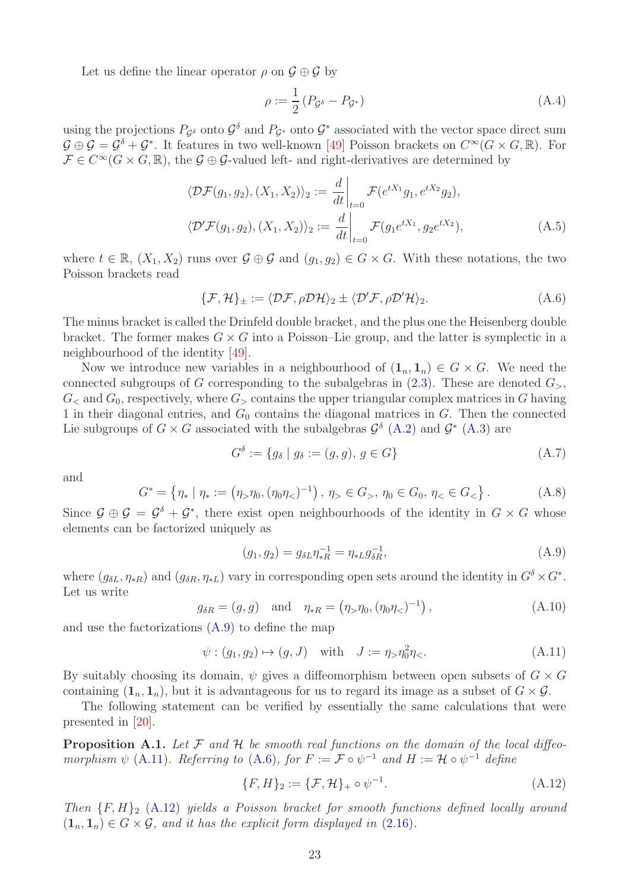Let us define the linear operator $\rho$ on $\mathcal{G} \oplus \mathcal{G}$ by

$$\rho := \frac{1}{2}\left(P_{\mathcal{G}^\delta} - P_{\mathcal{G}^*}\right) \tag{A.4}$$

using the projections $P_{\mathcal{G}^\delta}$ onto $\mathcal{G}^\delta$ and $P_{\mathcal{G}^*}$ onto $\mathcal{G}^*$ associated with the vector space direct sum $\mathcal{G} \oplus \mathcal{G} = \mathcal{G}^\delta \dot{+} \mathcal{G}^*$. It features in two well-known [49] Poisson brackets on $C^\infty(G \times G, \mathbb{R})$. For $\mathcal{F} \in C^\infty(G \times G, \mathbb{R})$, the $\mathcal{G} \oplus \mathcal{G}$-valued left- and right-derivatives are determined by

$$\begin{aligned}
\langle \mathcal{D}\mathcal{F}(g_1, g_2), (X_1, X_2)\rangle_2 &:= \frac{d}{dt}\bigg|_{t=0} \mathcal{F}(e^{tX_1}g_1, e^{tX_2}g_2), \\
\langle \mathcal{D}'\mathcal{F}(g_1, g_2), (X_1, X_2)\rangle_2 &:= \frac{d}{dt}\bigg|_{t=0} \mathcal{F}(g_1 e^{tX_1}, g_2 e^{tX_2}),
\end{aligned} \tag{A.5}$$

where $t \in \mathbb{R}$, $(X_1, X_2)$ runs over $\mathcal{G} \oplus \mathcal{G}$ and $(g_1, g_2) \in G \times G$. With these notations, the two Poisson brackets read

$$\{\mathcal{F}, \mathcal{H}\}_\pm := \langle \mathcal{D}\mathcal{F}, \rho \mathcal{D}\mathcal{H}\rangle_2 \pm \langle \mathcal{D}'\mathcal{F}, \rho \mathcal{D}'\mathcal{H}\rangle_2. \tag{A.6}$$

The minus bracket is called the Drinfeld double bracket, and the plus one the Heisenberg double bracket. The former makes $G \times G$ into a Poisson–Lie group, and the latter is symplectic in a neighbourhood of the identity [49].

Now we introduce new variables in a neighbourhood of $(\mathbf{1}_n, \mathbf{1}_n) \in G \times G$. We need the connected subgroups of $G$ corresponding to the subalgebras in (2.3). These are denoted $G_>$, $G_<$ and $G_0$, respectively, where $G_>$ contains the upper triangular complex matrices in $G$ having 1 in their diagonal entries, and $G_0$ contains the diagonal matrices in $G$. Then the connected Lie subgroups of $G \times G$ associated with the subalgebras $\mathcal{G}^\delta$ (A.2) and $\mathcal{G}^*$ (A.3) are

$$G^\delta := \{g_\delta \mid g_\delta := (g, g),\ g \in G\} \tag{A.7}$$

and

$$G^* = \left\{\eta_* \mid \eta_* := \left(\eta_> \eta_0, (\eta_0 \eta_<)^{-1}\right),\ \eta_> \in G_>,\ \eta_0 \in G_0,\ \eta_< \in G_<\right\}. \tag{A.8}$$

Since $\mathcal{G} \oplus \mathcal{G} = \mathcal{G}^\delta \dot{+} \mathcal{G}^*$, there exist open neighbourhoods of the identity in $G \times G$ whose elements can be factorized uniquely as

$$(g_1, g_2) = g_{\delta L} \eta_{*R}^{-1} = \eta_{*L} g_{\delta R}^{-1}, \tag{A.9}$$

where $(g_{\delta L}, \eta_{*R})$ and $(g_{\delta R}, \eta_{*L})$ vary in corresponding open sets around the identity in $G^\delta \times G^*$. Let us write

$$g_{\delta R} = (g, g) \quad \text{and} \quad \eta_{*R} = \left(\eta_> \eta_0, (\eta_0 \eta_<)^{-1}\right), \tag{A.10}$$

and use the factorizations (A.9) to define the map

$$\psi : (g_1, g_2) \mapsto (g, J) \quad \text{with} \quad J := \eta_> \eta_0^2 \eta_<. \tag{A.11}$$

By suitably choosing its domain, $\psi$ gives a diffeomorphism between open subsets of $G \times G$ containing $(\mathbf{1}_n, \mathbf{1}_n)$, but it is advantageous for us to regard its image as a subset of $G \times \mathcal{G}$.

The following statement can be verified by essentially the same calculations that were presented in [20].

**Proposition A.1.** *Let $\mathcal{F}$ and $\mathcal{H}$ be smooth real functions on the domain of the local diffeomorphism $\psi$ (A.11). Referring to (A.6), for $F := \mathcal{F} \circ \psi^{-1}$ and $H := \mathcal{H} \circ \psi^{-1}$ define*

$$\{F, H\}_2 := \{\mathcal{F}, \mathcal{H}\}_+ \circ \psi^{-1}. \tag{A.12}$$

*Then $\{F, H\}_2$ (A.12) yields a Poisson bracket for smooth functions defined locally around $(\mathbf{1}_n, \mathbf{1}_n) \in G \times \mathcal{G}$, and it has the explicit form displayed in (2.16).*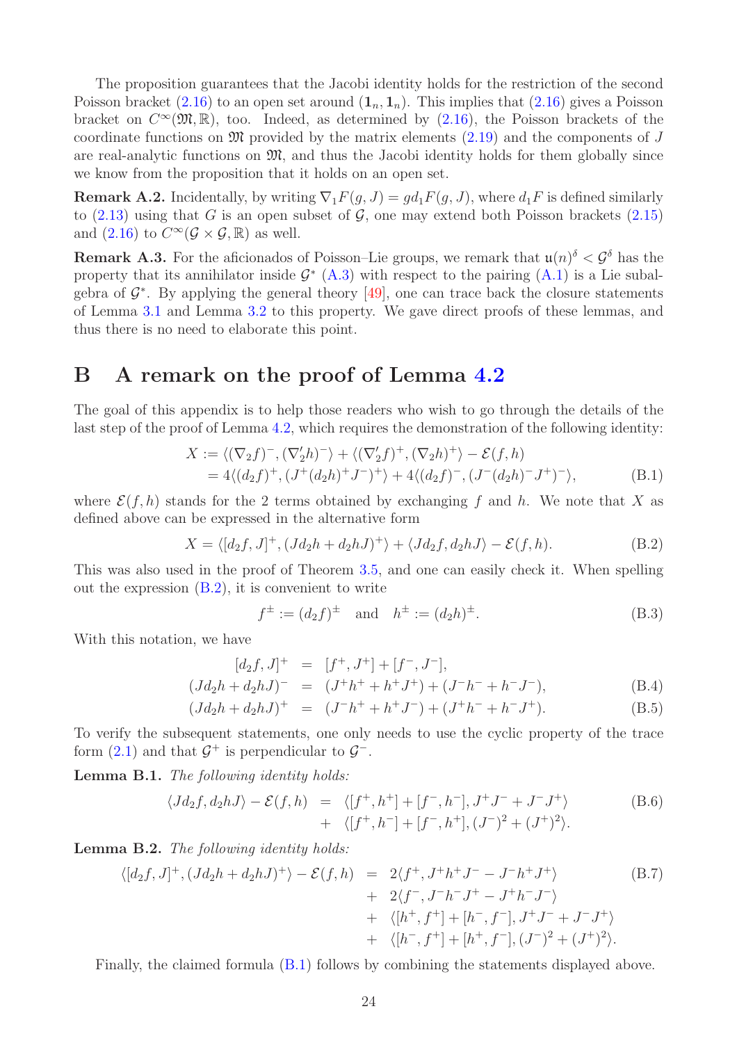The proposition guarantees that the Jacobi identity holds for the restriction of the second Poisson bracket (2.16) to an open set around $(\mathbf{1}_n, \mathbf{1}_n)$. This implies that (2.16) gives a Poisson bracket on $C^\infty(\mathfrak{M}, \mathbb{R})$, too. Indeed, as determined by (2.16), the Poisson brackets of the coordinate functions on $\mathfrak{M}$ provided by the matrix elements (2.19) and the components of $J$ are real-analytic functions on $\mathfrak{M}$, and thus the Jacobi identity holds for them globally since we know from the proposition that it holds on an open set.

**Remark A.2.** Incidentally, by writing $\nabla_1 F(g, J) = g d_1 F(g, J)$, where $d_1 F$ is defined similarly to (2.13) using that $G$ is an open subset of $\mathcal{G}$, one may extend both Poisson brackets (2.15) and (2.16) to $C^\infty(\mathcal{G} \times \mathcal{G}, \mathbb{R})$ as well.

**Remark A.3.** For the aficionados of Poisson–Lie groups, we remark that $\mathfrak{u}(n)^\delta < \mathcal{G}^\delta$ has the property that its annihilator inside $\mathcal{G}^*$ (A.3) with respect to the pairing (A.1) is a Lie subalgebra of $\mathcal{G}^*$. By applying the general theory [49], one can trace back the closure statements of Lemma 3.1 and Lemma 3.2 to this property. We gave direct proofs of these lemmas, and thus there is no need to elaborate this point.

# B A remark on the proof of Lemma 4.2

The goal of this appendix is to help those readers who wish to go through the details of the last step of the proof of Lemma 4.2, which requires the demonstration of the following identity:

$$
\begin{aligned}
X &:= \langle (\nabla_2 f)^-, (\nabla_2' h)^- \rangle + \langle (\nabla_2' f)^+, (\nabla_2 h)^+ \rangle - \mathcal{E}(f, h) \\
&= 4\langle (d_2 f)^+, (J^+ (d_2 h)^+ J^-)^+ \rangle + 4\langle (d_2 f)^-, (J^- (d_2 h)^- J^+)^- \rangle,
\end{aligned} \tag{B.1}
$$

where $\mathcal{E}(f, h)$ stands for the 2 terms obtained by exchanging $f$ and $h$. We note that $X$ as defined above can be expressed in the alternative form

$$
X = \langle [d_2 f, J]^+, (J d_2 h + d_2 h J)^+ \rangle + \langle J d_2 f, d_2 h J \rangle - \mathcal{E}(f, h). \tag{B.2}
$$

This was also used in the proof of Theorem 3.5, and one can easily check it. When spelling out the expression (B.2), it is convenient to write

$$
f^\pm := (d_2 f)^\pm \quad \text{and} \quad h^\pm := (d_2 h)^\pm. \tag{B.3}
$$

With this notation, we have

$$
\begin{aligned}
[d_2 f, J]^+ &= [f^+, J^+] + [f^-, J^-], \\
(J d_2 h + d_2 h J)^- &= (J^+ h^+ + h^+ J^+) + (J^- h^- + h^- J^-), &\text{(B.4)} \\
(J d_2 h + d_2 h J)^+ &= (J^- h^+ + h^+ J^-) + (J^+ h^- + h^- J^+). &\text{(B.5)}
\end{aligned}
$$

To verify the subsequent statements, one only needs to use the cyclic property of the trace form (2.1) and that $\mathcal{G}^+$ is perpendicular to $\mathcal{G}^-$.

**Lemma B.1.** *The following identity holds:*

$$
\begin{aligned}
\langle J d_2 f, d_2 h J \rangle - \mathcal{E}(f, h) &= \langle [f^+, h^+] + [f^-, h^-], J^+ J^- + J^- J^+ \rangle \\
&+ \langle [f^+, h^-] + [f^-, h^+], (J^-)^2 + (J^+)^2 \rangle.
\end{aligned} \tag{B.6}
$$

**Lemma B.2.** *The following identity holds:*

$$
\begin{aligned}
\langle [d_2 f, J]^+, (J d_2 h + d_2 h J)^+ \rangle - \mathcal{E}(f, h) &= 2\langle f^+, J^+ h^+ J^- - J^- h^+ J^+ \rangle \\
&+ 2\langle f^-, J^- h^- J^+ - J^+ h^- J^- \rangle \\
&+ \langle [h^+, f^+] + [h^-, f^-], J^+ J^- + J^- J^+ \rangle \\
&+ \langle [h^-, f^+] + [h^+, f^-], (J^-)^2 + (J^+)^2 \rangle.
\end{aligned} \tag{B.7}
$$

Finally, the claimed formula (B.1) follows by combining the statements displayed above.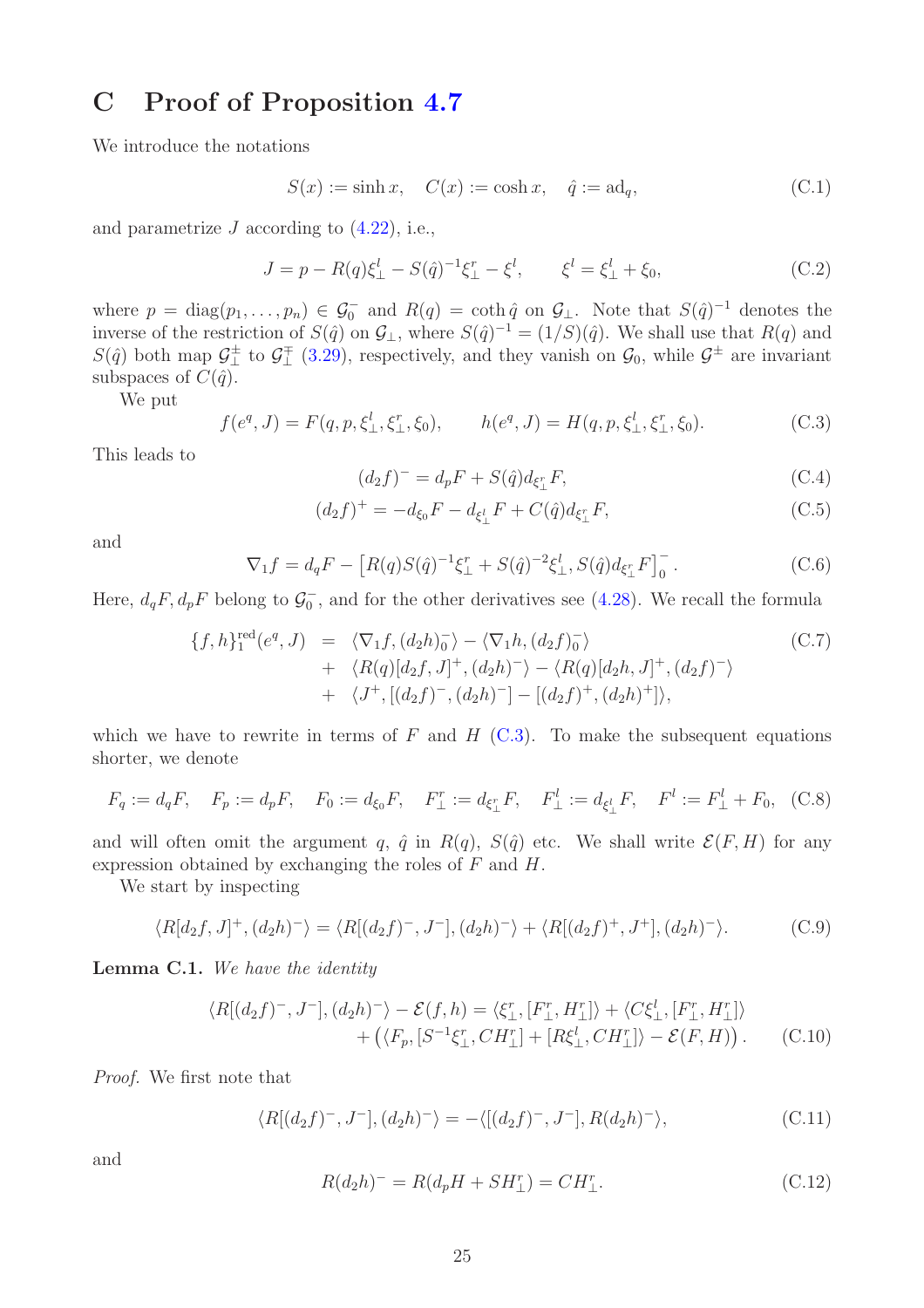# C Proof of Proposition 4.7

We introduce the notations

$$S(x) := \sinh x, \quad C(x) := \cosh x, \quad \hat{q} := \mathrm{ad}_q, \tag{C.1}$$

and parametrize $J$ according to (4.22), i.e.,

$$J = p - R(q)\xi^l_\perp - S(\hat{q})^{-1}\xi^r_\perp - \xi^l, \qquad \xi^l = \xi^l_\perp + \xi_0, \tag{C.2}$$

where $p = \mathrm{diag}(p_1, \dots, p_n) \in \mathcal{G}_0^-$ and $R(q) = \coth \hat{q}$ on $\mathcal{G}_\perp$. Note that $S(\hat{q})^{-1}$ denotes the inverse of the restriction of $S(\hat{q})$ on $\mathcal{G}_\perp$, where $S(\hat{q})^{-1} = (1/S)(\hat{q})$. We shall use that $R(q)$ and $S(\hat{q})$ both map $\mathcal{G}^\pm_\perp$ to $\mathcal{G}^\mp_\perp$ (3.29), respectively, and they vanish on $\mathcal{G}_0$, while $\mathcal{G}^\pm$ are invariant subspaces of $C(\hat{q})$.

We put

$$f(e^q, J) = F(q, p, \xi^l_\perp, \xi^r_\perp, \xi_0), \qquad h(e^q, J) = H(q, p, \xi^l_\perp, \xi^r_\perp, \xi_0). \tag{C.3}$$

This leads to

$$(d_2 f)^- = d_p F + S(\hat{q}) d_{\xi^r_\perp} F, \tag{C.4}$$

$$(d_2 f)^+ = -d_{\xi_0} F - d_{\xi^l_\perp} F + C(\hat{q}) d_{\xi^r_\perp} F, \tag{C.5}$$

and

$$\nabla_1 f = d_q F - \left[R(q) S(\hat{q})^{-1}\xi^r_\perp + S(\hat{q})^{-2}\xi^l_\perp, S(\hat{q}) d_{\xi^r_\perp} F\right]_0^- . \tag{C.6}$$

Here, $d_q F, d_p F$ belong to $\mathcal{G}_0^-$, and for the other derivatives see (4.28). We recall the formula

$$\begin{aligned}
\{f, h\}^{\mathrm{red}}_1(e^q, J) \;&=\; \langle \nabla_1 f, (d_2 h)_0^- \rangle - \langle \nabla_1 h, (d_2 f)_0^- \rangle \\
&+\; \langle R(q)[d_2 f, J]^+, (d_2 h)^- \rangle - \langle R(q)[d_2 h, J]^+, (d_2 f)^- \rangle \\
&+\; \langle J^+, [(d_2 f)^-, (d_2 h)^-] - [(d_2 f)^+, (d_2 h)^+] \rangle,
\end{aligned} \tag{C.7}$$

which we have to rewrite in terms of $F$ and $H$ (C.3). To make the subsequent equations shorter, we denote

$$F_q := d_q F, \quad F_p := d_p F, \quad F_0 := d_{\xi_0} F, \quad F^r_\perp := d_{\xi^r_\perp} F, \quad F^l_\perp := d_{\xi^l_\perp} F, \quad F^l := F^l_\perp + F_0, \tag{C.8}$$

and will often omit the argument $q$, $\hat{q}$ in $R(q)$, $S(\hat{q})$ etc. We shall write $\mathcal{E}(F, H)$ for any expression obtained by exchanging the roles of $F$ and $H$.

We start by inspecting

$$\langle R[d_2 f, J]^+, (d_2 h)^- \rangle = \langle R[(d_2 f)^-, J^-], (d_2 h)^- \rangle + \langle R[(d_2 f)^+, J^+], (d_2 h)^- \rangle. \tag{C.9}$$

**Lemma C.1.** *We have the identity*

$$\begin{aligned}
\langle R[(d_2 f)^-, J^-], (d_2 h)^- \rangle - \mathcal{E}(f, h) &= \langle \xi^r_\perp, [F^r_\perp, H^r_\perp] \rangle + \langle C\xi^l_\perp, [F^r_\perp, H^r_\perp] \rangle \\
&+ \left( \langle F_p, [S^{-1}\xi^r_\perp, C H^r_\perp] + [R\xi^l_\perp, C H^r_\perp] \rangle - \mathcal{E}(F, H) \right).
\end{aligned} \tag{C.10}$$

*Proof.* We first note that

$$\langle R[(d_2 f)^-, J^-], (d_2 h)^- \rangle = -\langle [(d_2 f)^-, J^-], R(d_2 h)^- \rangle, \tag{C.11}$$

and

$$R(d_2 h)^- = R(d_p H + S H^r_\perp) = C H^r_\perp. \tag{C.12}$$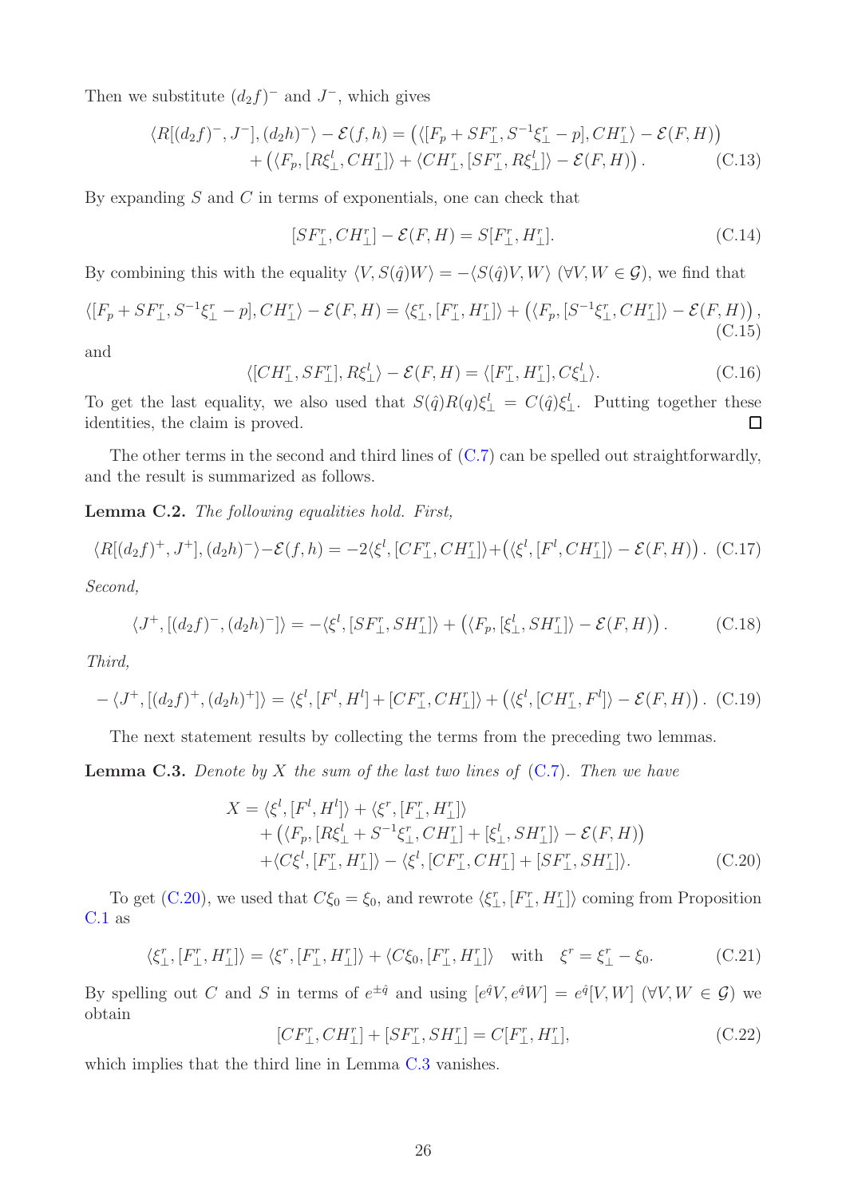Then we substitute $(d_2 f)^-$ and $J^-$, which gives

$$
\begin{aligned}
\langle R[(d_2 f)^-, J^-], (d_2 h)^- \rangle - \mathcal{E}(f,h) &= \big( \langle [F_p + SF_\perp^r, S^{-1}\xi_\perp^r - p], CH_\perp^r \rangle - \mathcal{E}(F,H) \big) \\
&\quad + \big( \langle F_p, [R\xi_\perp^l, CH_\perp^r] \rangle + \langle CH_\perp^r, [SF_\perp^r, R\xi_\perp^l] \rangle - \mathcal{E}(F,H) \big) . \qquad \text{(C.13)}
\end{aligned}
$$

By expanding $S$ and $C$ in terms of exponentials, one can check that

$$
[SF_\perp^r, CH_\perp^r] - \mathcal{E}(F,H) = S[F_\perp^r, H_\perp^r]. \qquad \text{(C.14)}
$$

By combining this with the equality $\langle V, S(\hat{q})W \rangle = -\langle S(\hat{q})V, W \rangle$ $(\forall V, W \in \mathcal{G})$, we find that

$$
\langle [F_p + SF_\perp^r, S^{-1}\xi_\perp^r - p], CH_\perp^r \rangle - \mathcal{E}(F,H) = \langle \xi_\perp^r, [F_\perp^r, H_\perp^r] \rangle + \big( \langle F_p, [S^{-1}\xi_\perp^r, CH_\perp^r] \rangle - \mathcal{E}(F,H) \big), \qquad \text{(C.15)}
$$

and

$$
\langle [CH_\perp^r, SF_\perp^r], R\xi_\perp^l \rangle - \mathcal{E}(F,H) = \langle [F_\perp^r, H_\perp^r], C\xi_\perp^l \rangle. \qquad \text{(C.16)}
$$

To get the last equality, we also used that $S(\hat{q})R(q)\xi_\perp^l = C(\hat{q})\xi_\perp^l$. Putting together these identities, the claim is proved. ☐

The other terms in the second and third lines of (C.7) can be spelled out straightforwardly, and the result is summarized as follows.

**Lemma C.2.** *The following equalities hold. First,*

$$
\langle R[(d_2 f)^+, J^+], (d_2 h)^- \rangle - \mathcal{E}(f,h) = -2\langle \xi^l, [CF_\perp^r, CH_\perp^r] \rangle + \big( \langle \xi^l, [F^l, CH_\perp^r] \rangle - \mathcal{E}(F,H) \big) . \qquad \text{(C.17)}
$$

*Second,*

$$
\langle J^+, [(d_2 f)^-, (d_2 h)^-] \rangle = -\langle \xi^l, [SF_\perp^r, SH_\perp^r] \rangle + \big( \langle F_p, [\xi_\perp^l, SH_\perp^r] \rangle - \mathcal{E}(F,H) \big) . \qquad \text{(C.18)}
$$

*Third,*

$$
-\langle J^+, [(d_2 f)^+, (d_2 h)^+] \rangle = \langle \xi^l, [F^l, H^l] + [CF_\perp^r, CH_\perp^r] \rangle + \big( \langle \xi^l, [CH_\perp^r, F^l] \rangle - \mathcal{E}(F,H) \big) . \qquad \text{(C.19)}
$$

The next statement results by collecting the terms from the preceding two lemmas.

**Lemma C.3.** *Denote by $X$ the sum of the last two lines of (C.7). Then we have*

$$
\begin{aligned}
X = &\langle \xi^l, [F^l, H^l] \rangle + \langle \xi^r, [F_\perp^r, H_\perp^r] \rangle \\
&+ \big( \langle F_p, [R\xi_\perp^l + S^{-1}\xi_\perp^r, CH_\perp^r] + [\xi_\perp^l, SH_\perp^r] \rangle - \mathcal{E}(F,H) \big) \\
&+ \langle C\xi^l, [F_\perp^r, H_\perp^r] \rangle - \langle \xi^l, [CF_\perp^r, CH_\perp^r] + [SF_\perp^r, SH_\perp^r] \rangle. \qquad \text{(C.20)}
\end{aligned}
$$

To get (C.20), we used that $C\xi_0 = \xi_0$, and rewrote $\langle \xi_\perp^r, [F_\perp^r, H_\perp^r] \rangle$ coming from Proposition C.1 as

$$
\langle \xi_\perp^r, [F_\perp^r, H_\perp^r] \rangle = \langle \xi^r, [F_\perp^r, H_\perp^r] \rangle + \langle C\xi_0, [F_\perp^r, H_\perp^r] \rangle \quad \text{with} \quad \xi^r = \xi_\perp^r - \xi_0. \qquad \text{(C.21)}
$$

By spelling out $C$ and $S$ in terms of $e^{\pm\hat{q}}$ and using $[e^{\hat{q}}V, e^{\hat{q}}W] = e^{\hat{q}}[V,W]$ $(\forall V, W \in \mathcal{G})$ we obtain

$$
[CF_\perp^r, CH_\perp^r] + [SF_\perp^r, SH_\perp^r] = C[F_\perp^r, H_\perp^r], \qquad \text{(C.22)}
$$

which implies that the third line in Lemma C.3 vanishes.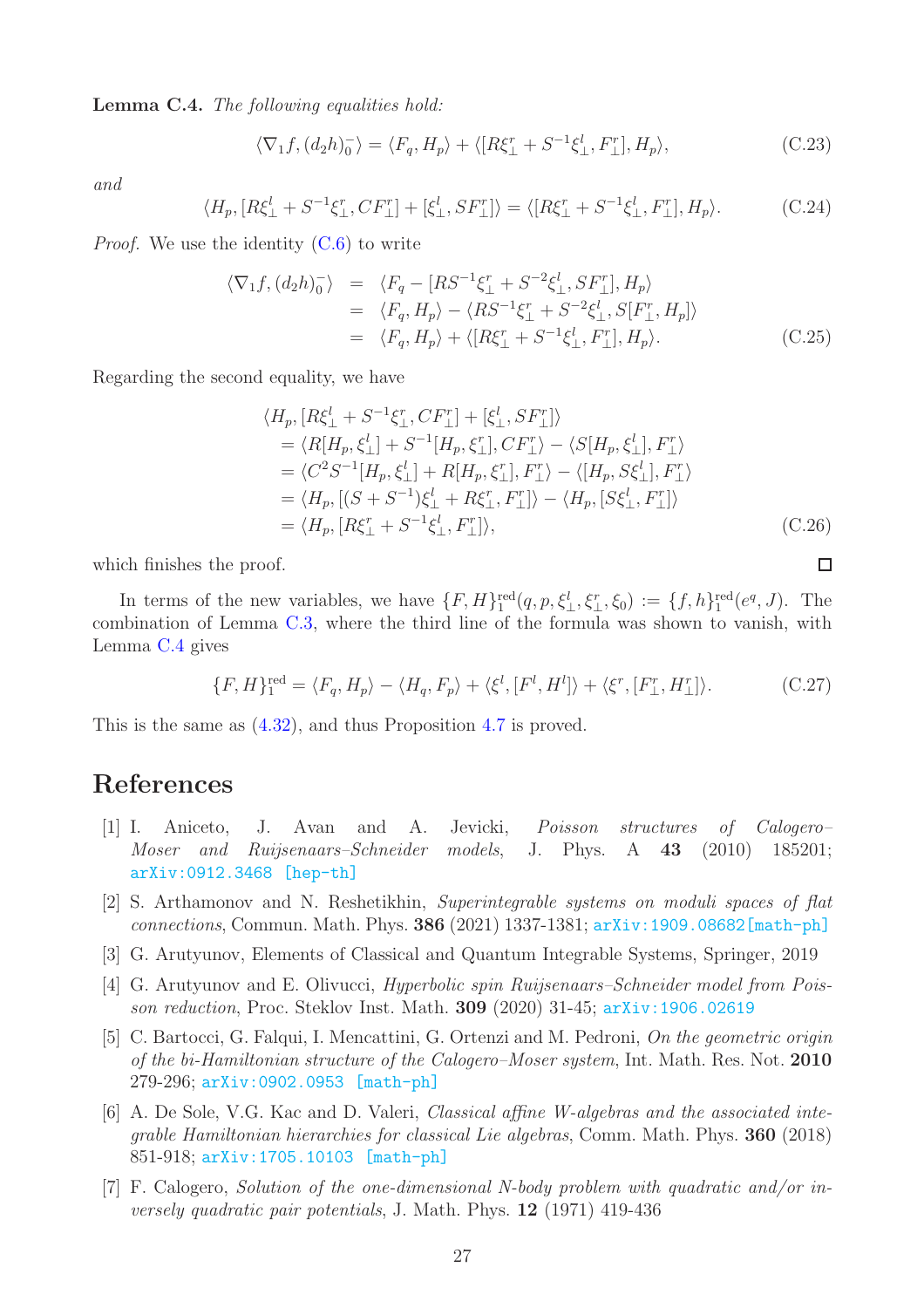**Lemma C.4.** *The following equalities hold:*

$$\langle \nabla_1 f, (d_2 h)_0^- \rangle = \langle F_q, H_p \rangle + \langle [R\xi_\perp^r + S^{-1}\xi_\perp^l, F_\perp^r], H_p \rangle, \tag{C.23}$$

*and*

$$\langle H_p, [R\xi_\perp^l + S^{-1}\xi_\perp^r, CF_\perp^r] + [\xi_\perp^l, SF_\perp^r] \rangle = \langle [R\xi_\perp^r + S^{-1}\xi_\perp^l, F_\perp^r], H_p \rangle. \tag{C.24}$$

*Proof.* We use the identity (C.6) to write

$$\begin{aligned}
\langle \nabla_1 f, (d_2 h)_0^- \rangle &= \langle F_q - [RS^{-1}\xi_\perp^r + S^{-2}\xi_\perp^l, SF_\perp^r], H_p \rangle \\
&= \langle F_q, H_p \rangle - \langle RS^{-1}\xi_\perp^r + S^{-2}\xi_\perp^l, S[F_\perp^r, H_p] \rangle \\
&= \langle F_q, H_p \rangle + \langle [R\xi_\perp^r + S^{-1}\xi_\perp^l, F_\perp^r], H_p \rangle.
\end{aligned} \tag{C.25}$$

Regarding the second equality, we have

$$\begin{aligned}
&\langle H_p, [R\xi_\perp^l + S^{-1}\xi_\perp^r, CF_\perp^r] + [\xi_\perp^l, SF_\perp^r] \rangle \\
&= \langle R[H_p, \xi_\perp^l] + S^{-1}[H_p, \xi_\perp^r], CF_\perp^r \rangle - \langle S[H_p, \xi_\perp^l], F_\perp^r \rangle \\
&= \langle C^2 S^{-1}[H_p, \xi_\perp^l] + R[H_p, \xi_\perp^r], F_\perp^r \rangle - \langle [H_p, S\xi_\perp^l], F_\perp^r \rangle \\
&= \langle H_p, [(S + S^{-1})\xi_\perp^l + R\xi_\perp^r, F_\perp^r] \rangle - \langle H_p, [S\xi_\perp^l, F_\perp^r] \rangle \\
&= \langle H_p, [R\xi_\perp^r + S^{-1}\xi_\perp^l, F_\perp^r] \rangle,
\end{aligned} \tag{C.26}$$

which finishes the proof. ∎

In terms of the new variables, we have $\{F, H\}_1^{\rm red}(q, p, \xi_\perp^l, \xi_\perp^r, \xi_0) := \{f, h\}_1^{\rm red}(e^q, J)$. The combination of Lemma C.3, where the third line of the formula was shown to vanish, with Lemma C.4 gives

$$\{F, H\}_1^{\rm red} = \langle F_q, H_p \rangle - \langle H_q, F_p \rangle + \langle \xi^l, [F^l, H^l] \rangle + \langle \xi^r, [F_\perp^r, H_\perp^r] \rangle. \tag{C.27}$$

This is the same as (4.32), and thus Proposition 4.7 is proved.

# References

[1] I. Aniceto, J. Avan and A. Jevicki, *Poisson structures of Calogero–Moser and Ruijsenaars–Schneider models*, J. Phys. A **43** (2010) 185201; arXiv:0912.3468 [hep-th]

[2] S. Arthamonov and N. Reshetikhin, *Superintegrable systems on moduli spaces of flat connections*, Commun. Math. Phys. **386** (2021) 1337-1381; arXiv:1909.08682[math-ph]

[3] G. Arutyunov, Elements of Classical and Quantum Integrable Systems, Springer, 2019

[4] G. Arutyunov and E. Olivucci, *Hyperbolic spin Ruijsenaars–Schneider model from Poisson reduction*, Proc. Steklov Inst. Math. **309** (2020) 31-45; arXiv:1906.02619

[5] C. Bartocci, G. Falqui, I. Mencattini, G. Ortenzi and M. Pedroni, *On the geometric origin of the bi-Hamiltonian structure of the Calogero–Moser system*, Int. Math. Res. Not. **2010** 279-296; arXiv:0902.0953 [math-ph]

[6] A. De Sole, V.G. Kac and D. Valeri, *Classical affine W-algebras and the associated integrable Hamiltonian hierarchies for classical Lie algebras*, Comm. Math. Phys. **360** (2018) 851-918; arXiv:1705.10103 [math-ph]

[7] F. Calogero, *Solution of the one-dimensional N-body problem with quadratic and/or inversely quadratic pair potentials*, J. Math. Phys. **12** (1971) 419-436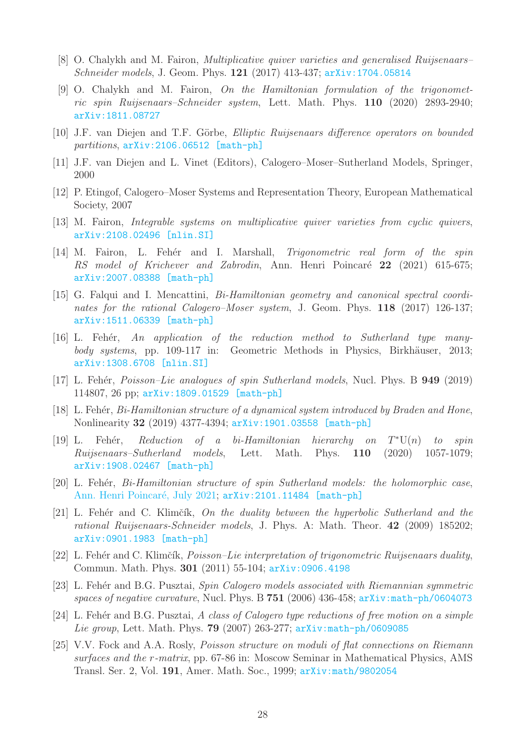[8] O. Chalykh and M. Fairon, *Multiplicative quiver varieties and generalised Ruijsenaars–Schneider models*, J. Geom. Phys. **121** (2017) 413-437; arXiv:1704.05814

[9] O. Chalykh and M. Fairon, *On the Hamiltonian formulation of the trigonometric spin Ruijsenaars–Schneider system*, Lett. Math. Phys. **110** (2020) 2893-2940; arXiv:1811.08727

[10] J.F. van Diejen and T.F. Görbe, *Elliptic Ruijsenaars difference operators on bounded partitions*, arXiv:2106.06512 [math-ph]

[11] J.F. van Diejen and L. Vinet (Editors), Calogero–Moser–Sutherland Models, Springer, 2000

[12] P. Etingof, Calogero–Moser Systems and Representation Theory, European Mathematical Society, 2007

[13] M. Fairon, *Integrable systems on multiplicative quiver varieties from cyclic quivers*, arXiv:2108.02496 [nlin.SI]

[14] M. Fairon, L. Fehér and I. Marshall, *Trigonometric real form of the spin RS model of Krichever and Zabrodin*, Ann. Henri Poincaré **22** (2021) 615-675; arXiv:2007.08388 [math-ph]

[15] G. Falqui and I. Mencattini, *Bi-Hamiltonian geometry and canonical spectral coordinates for the rational Calogero–Moser system*, J. Geom. Phys. **118** (2017) 126-137; arXiv:1511.06339 [math-ph]

[16] L. Fehér, *An application of the reduction method to Sutherland type many-body systems*, pp. 109-117 in: Geometric Methods in Physics, Birkhäuser, 2013; arXiv:1308.6708 [nlin.SI]

[17] L. Fehér, *Poisson–Lie analogues of spin Sutherland models*, Nucl. Phys. B **949** (2019) 114807, 26 pp; arXiv:1809.01529 [math-ph]

[18] L. Fehér, *Bi-Hamiltonian structure of a dynamical system introduced by Braden and Hone*, Nonlinearity **32** (2019) 4377-4394; arXiv:1901.03558 [math-ph]

[19] L. Fehér, *Reduction of a bi-Hamiltonian hierarchy on $T^*\mathrm{U}(n)$ to spin Ruijsenaars–Sutherland models*, Lett. Math. Phys. **110** (2020) 1057-1079; arXiv:1908.02467 [math-ph]

[20] L. Fehér, *Bi-Hamiltonian structure of spin Sutherland models: the holomorphic case*, Ann. Henri Poincaré, July 2021; arXiv:2101.11484 [math-ph]

[21] L. Fehér and C. Klimčík, *On the duality between the hyperbolic Sutherland and the rational Ruijsenaars-Schneider models*, J. Phys. A: Math. Theor. **42** (2009) 185202; arXiv:0901.1983 [math-ph]

[22] L. Fehér and C. Klimčík, *Poisson–Lie interpretation of trigonometric Ruijsenaars duality*, Commun. Math. Phys. **301** (2011) 55-104; arXiv:0906.4198

[23] L. Fehér and B.G. Pusztai, *Spin Calogero models associated with Riemannian symmetric spaces of negative curvature*, Nucl. Phys. B **751** (2006) 436-458; arXiv:math-ph/0604073

[24] L. Fehér and B.G. Pusztai, *A class of Calogero type reductions of free motion on a simple Lie group*, Lett. Math. Phys. **79** (2007) 263-277; arXiv:math-ph/0609085

[25] V.V. Fock and A.A. Rosly, *Poisson structure on moduli of flat connections on Riemann surfaces and the $r$-matrix*, pp. 67-86 in: Moscow Seminar in Mathematical Physics, AMS Transl. Ser. 2, Vol. **191**, Amer. Math. Soc., 1999; arXiv:math/9802054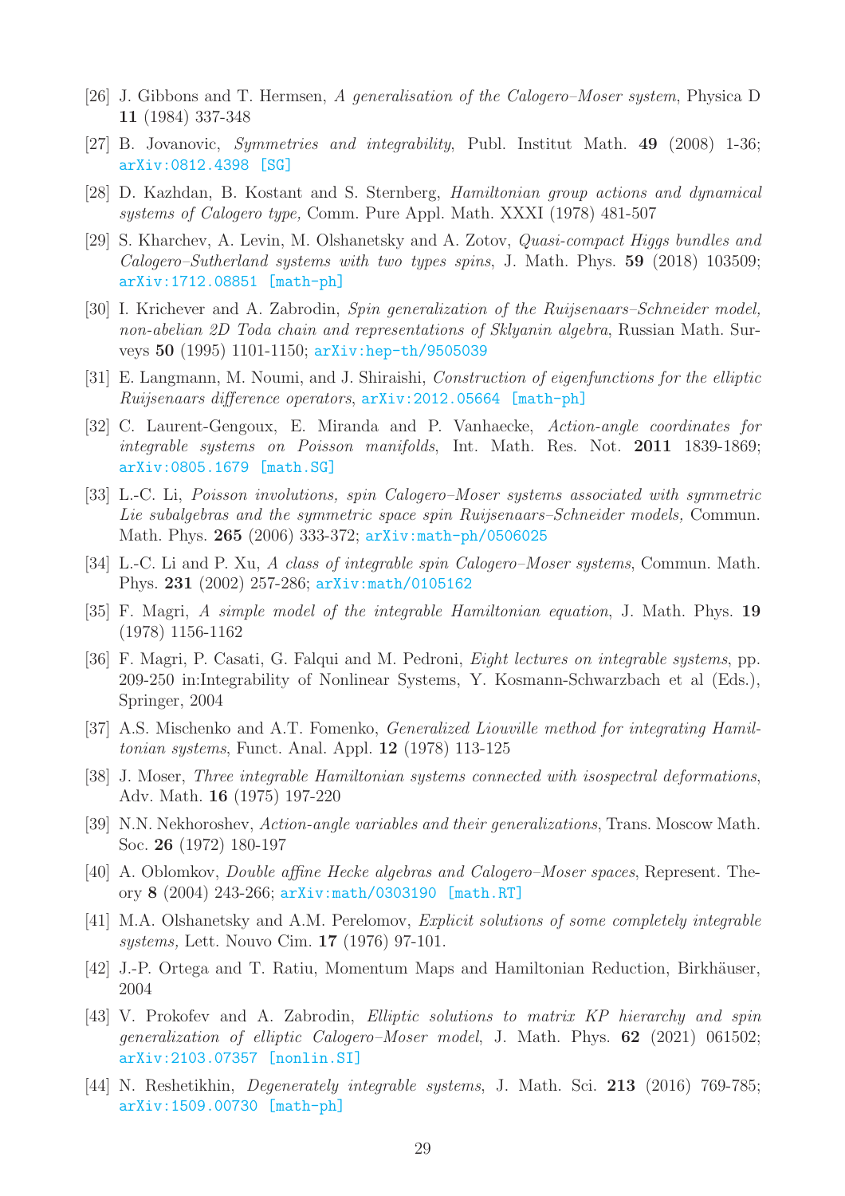- [26] J. Gibbons and T. Hermsen, *A generalisation of the Calogero–Moser system*, Physica D **11** (1984) 337-348
- [27] B. Jovanovic, *Symmetries and integrability*, Publ. Institut Math. **49** (2008) 1-36; arXiv:0812.4398 [SG]
- [28] D. Kazhdan, B. Kostant and S. Sternberg, *Hamiltonian group actions and dynamical systems of Calogero type,* Comm. Pure Appl. Math. XXXI (1978) 481-507
- [29] S. Kharchev, A. Levin, M. Olshanetsky and A. Zotov, *Quasi-compact Higgs bundles and Calogero–Sutherland systems with two types spins*, J. Math. Phys. **59** (2018) 103509; arXiv:1712.08851 [math-ph]
- [30] I. Krichever and A. Zabrodin, *Spin generalization of the Ruijsenaars–Schneider model, non-abelian 2D Toda chain and representations of Sklyanin algebra*, Russian Math. Surveys **50** (1995) 1101-1150; arXiv:hep-th/9505039
- [31] E. Langmann, M. Noumi, and J. Shiraishi, *Construction of eigenfunctions for the elliptic Ruijsenaars difference operators*, arXiv:2012.05664 [math-ph]
- [32] C. Laurent-Gengoux, E. Miranda and P. Vanhaecke, *Action-angle coordinates for integrable systems on Poisson manifolds*, Int. Math. Res. Not. **2011** 1839-1869; arXiv:0805.1679 [math.SG]
- [33] L.-C. Li, *Poisson involutions, spin Calogero–Moser systems associated with symmetric Lie subalgebras and the symmetric space spin Ruijsenaars–Schneider models,* Commun. Math. Phys. **265** (2006) 333-372; arXiv:math-ph/0506025
- [34] L.-C. Li and P. Xu, *A class of integrable spin Calogero–Moser systems*, Commun. Math. Phys. **231** (2002) 257-286; arXiv:math/0105162
- [35] F. Magri, *A simple model of the integrable Hamiltonian equation*, J. Math. Phys. **19** (1978) 1156-1162
- [36] F. Magri, P. Casati, G. Falqui and M. Pedroni, *Eight lectures on integrable systems*, pp. 209-250 in:Integrability of Nonlinear Systems, Y. Kosmann-Schwarzbach et al (Eds.), Springer, 2004
- [37] A.S. Mischenko and A.T. Fomenko, *Generalized Liouville method for integrating Hamiltonian systems*, Funct. Anal. Appl. **12** (1978) 113-125
- [38] J. Moser, *Three integrable Hamiltonian systems connected with isospectral deformations*, Adv. Math. **16** (1975) 197-220
- [39] N.N. Nekhoroshev, *Action-angle variables and their generalizations*, Trans. Moscow Math. Soc. **26** (1972) 180-197
- [40] A. Oblomkov, *Double affine Hecke algebras and Calogero–Moser spaces*, Represent. Theory **8** (2004) 243-266; arXiv:math/0303190 [math.RT]
- [41] M.A. Olshanetsky and A.M. Perelomov, *Explicit solutions of some completely integrable systems,* Lett. Nouvo Cim. **17** (1976) 97-101.
- [42] J.-P. Ortega and T. Ratiu, Momentum Maps and Hamiltonian Reduction, Birkhäuser, 2004
- [43] V. Prokofev and A. Zabrodin, *Elliptic solutions to matrix KP hierarchy and spin generalization of elliptic Calogero–Moser model*, J. Math. Phys. **62** (2021) 061502; arXiv:2103.07357 [nonlin.SI]
- [44] N. Reshetikhin, *Degenerately integrable systems*, J. Math. Sci. **213** (2016) 769-785; arXiv:1509.00730 [math-ph]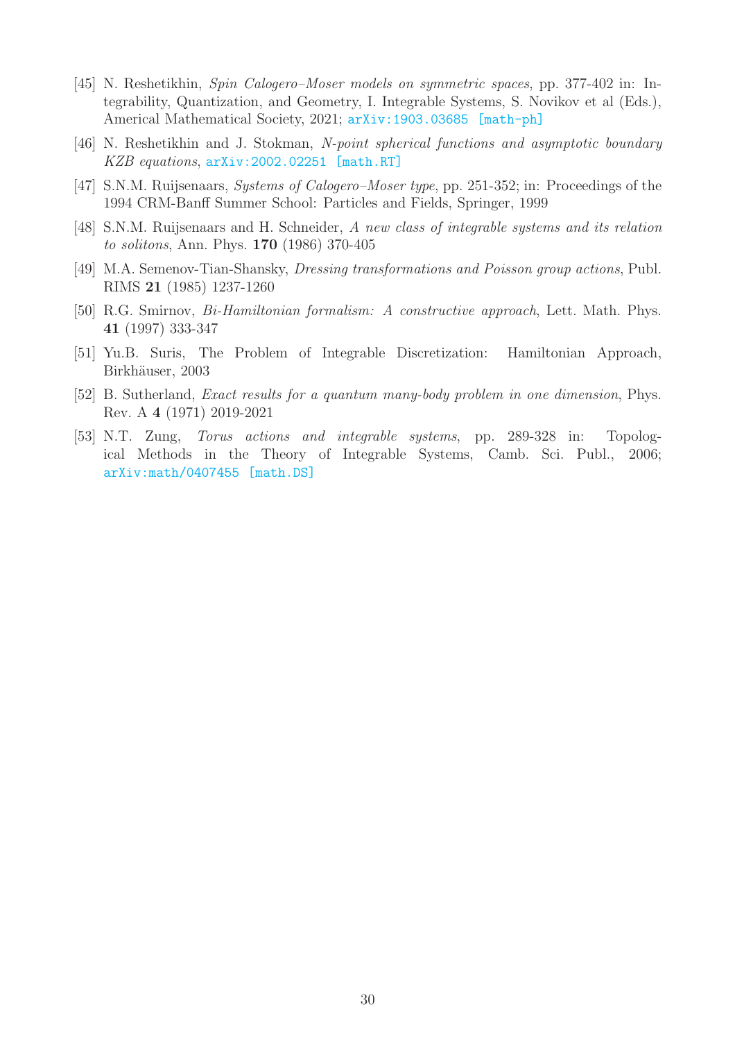[45] N. Reshetikhin, *Spin Calogero–Moser models on symmetric spaces*, pp. 377-402 in: Integrability, Quantization, and Geometry, I. Integrable Systems, S. Novikov et al (Eds.), Americal Mathematical Society, 2021; arXiv:1903.03685 [math-ph]

[46] N. Reshetikhin and J. Stokman, *N-point spherical functions and asymptotic boundary KZB equations*, arXiv:2002.02251 [math.RT]

[47] S.N.M. Ruijsenaars, *Systems of Calogero–Moser type*, pp. 251-352; in: Proceedings of the 1994 CRM-Banff Summer School: Particles and Fields, Springer, 1999

[48] S.N.M. Ruijsenaars and H. Schneider, *A new class of integrable systems and its relation to solitons*, Ann. Phys. **170** (1986) 370-405

[49] M.A. Semenov-Tian-Shansky, *Dressing transformations and Poisson group actions*, Publ. RIMS **21** (1985) 1237-1260

[50] R.G. Smirnov, *Bi-Hamiltonian formalism: A constructive approach*, Lett. Math. Phys. **41** (1997) 333-347

[51] Yu.B. Suris, The Problem of Integrable Discretization: Hamiltonian Approach, Birkhäuser, 2003

[52] B. Sutherland, *Exact results for a quantum many-body problem in one dimension*, Phys. Rev. A **4** (1971) 2019-2021

[53] N.T. Zung, *Torus actions and integrable systems*, pp. 289-328 in: Topological Methods in the Theory of Integrable Systems, Camb. Sci. Publ., 2006; arXiv:math/0407455 [math.DS]